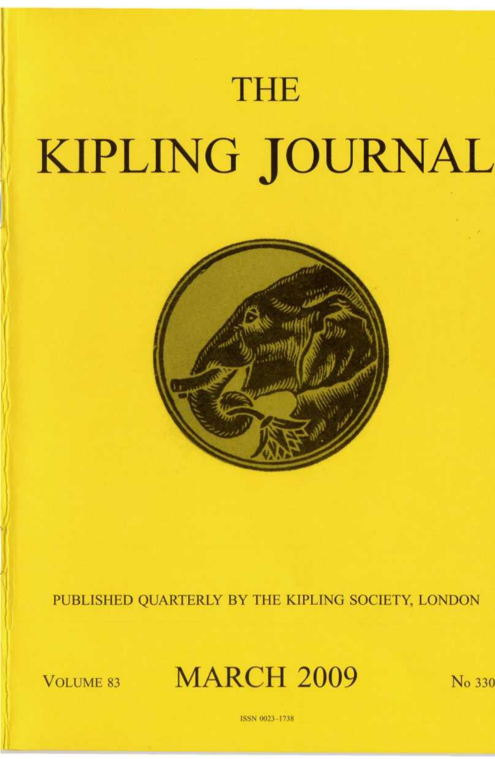# THE KIPLING JOURNAL

PUBLISHED QUARTERLY BY THE KIPLING SOCIETY, LONDON

VOLUME 83 MARCH 2009 No 330

ISSN 0023-1738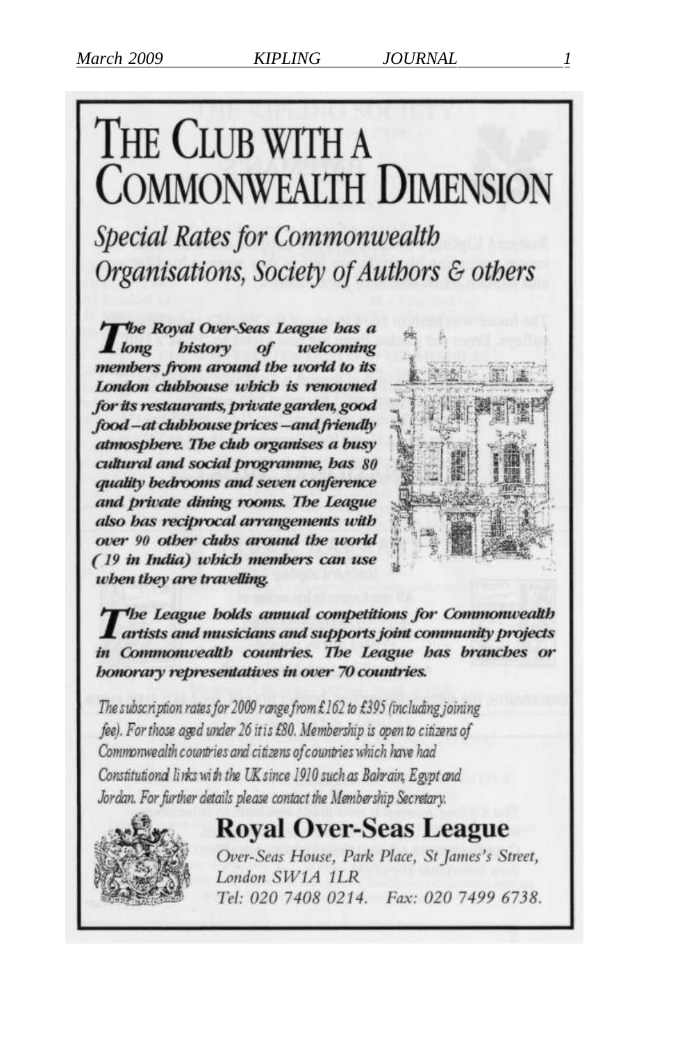# THE CLUB WITH A COMMONWEALTH DIMENSION

## *Special Rates for Commonwealth Organisations, Society of Authors & others*

***The Royal Over-Seas League has a long history of welcoming members from around the world to its London clubhouse which is renowned for its restaurants, private garden, good food – at clubhouse prices – and friendly atmosphere. The club organises a busy cultural and social programme, has 80 quality bedrooms and seven conference and private dining rooms. The League also has reciprocal arrangements with over 90 other clubs around the world (19 in India) which members can use when they are travelling.***

***The League holds annual competitions for Commonwealth artists and musicians and supports joint community projects in Commonwealth countries. The League has branches or honorary representatives in over 70 countries.***

*The subscription rates for 2009 range from £162 to £395 (including joining fee). For those aged under 26 it is £80. Membership is open to citizens of Commonwealth countries and citizens of countries which have had Constitutional links with the UK since 1910 such as Bahrain, Egypt and Jordan. For further details please contact the Membership Secretary.*

## Royal Over-Seas League

*Over-Seas House, Park Place, St James's Street, London SW1A 1LR*
*Tel: 020 7408 0214. Fax: 020 7499 6738.*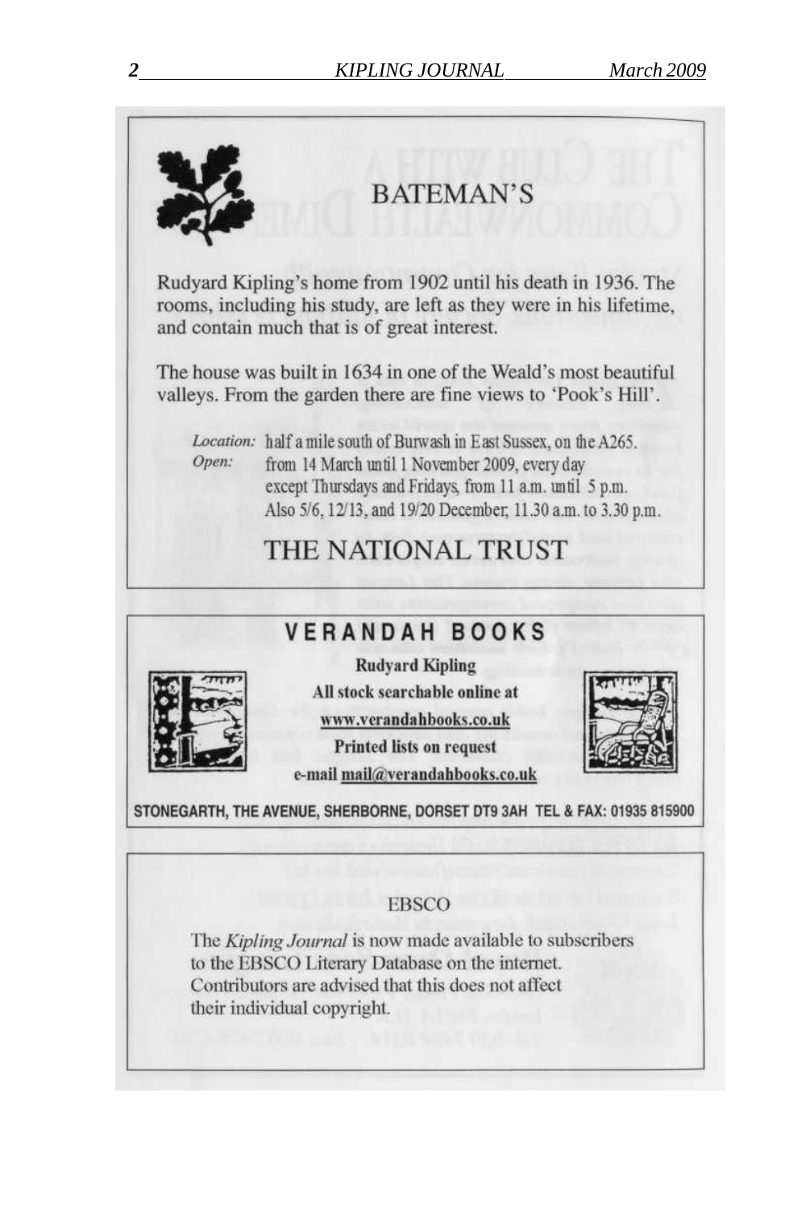## BATEMAN'S

Rudyard Kipling's home from 1902 until his death in 1936. The rooms, including his study, are left as they were in his lifetime, and contain much that is of great interest.

The house was built in 1634 in one of the Weald's most beautiful valleys. From the garden there are fine views to 'Pook's Hill'.

*Location:* half a mile south of Burwash in East Sussex, on the A265.
*Open:* from 14 March until 1 November 2009, every day except Thursdays and Fridays, from 11 a.m. until 5 p.m. Also 5/6, 12/13, and 19/20 December, 11.30 a.m. to 3.30 p.m.

## THE NATIONAL TRUST

---

## VERANDAH BOOKS

**Rudyard Kipling**

**All stock searchable online at**
**www.verandahbooks.co.uk**
**Printed lists on request**
**e-mail mail@verandahbooks.co.uk**

**STONEGARTH, THE AVENUE, SHERBORNE, DORSET DT9 3AH TEL & FAX: 01935 815900**

---

## EBSCO

The *Kipling Journal* is now made available to subscribers to the EBSCO Literary Database on the internet. Contributors are advised that this does not affect their individual copyright.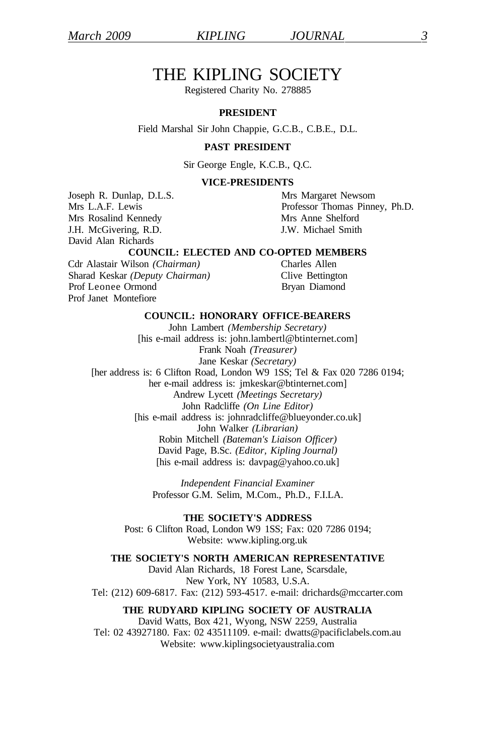# THE KIPLING SOCIETY

Registered Charity No. 278885

**PRESIDENT**

Field Marshal Sir John Chappie, G.C.B., C.B.E., D.L.

**PAST PRESIDENT**

Sir George Engle, K.C.B., Q.C.

**VICE-PRESIDENTS**

Joseph R. Dunlap, D.L.S.
Mrs L.A.F. Lewis
Mrs Rosalind Kennedy
J.H. McGivering, R.D.
David Alan Richards
Mrs Margaret Newsom
Professor Thomas Pinney, Ph.D.
Mrs Anne Shelford
J.W. Michael Smith

**COUNCIL: ELECTED AND CO-OPTED MEMBERS**

Cdr Alastair Wilson *(Chairman)*
Sharad Keskar *(Deputy Chairman)*
Prof Leonee Ormond
Prof Janet Montefiore
Charles Allen
Clive Bettington
Bryan Diamond

**COUNCIL: HONORARY OFFICE-BEARERS**

John Lambert *(Membership Secretary)*
[his e-mail address is: john.lambertl@btinternet.com]
Frank Noah *(Treasurer)*
Jane Keskar *(Secretary)*
[her address is: 6 Clifton Road, London W9 1SS; Tel & Fax 020 7286 0194;
her e-mail address is: jmkeskar@btinternet.com]
Andrew Lycett *(Meetings Secretary)*
John Radcliffe *(On Line Editor)*
[his e-mail address is: johnradcliffe@blueyonder.co.uk]
John Walker *(Librarian)*
Robin Mitchell *(Bateman's Liaison Officer)*
David Page, B.Sc. *(Editor, Kipling Journal)*
[his e-mail address is: davpag@yahoo.co.uk]

*Independent Financial Examiner*
Professor G.M. Selim, M.Com., Ph.D., F.I.L.A.

**THE SOCIETY'S ADDRESS**

Post: 6 Clifton Road, London W9 1SS; Fax: 020 7286 0194;
Website: www.kipling.org.uk

**THE SOCIETY'S NORTH AMERICAN REPRESENTATIVE**

David Alan Richards, 18 Forest Lane, Scarsdale,
New York, NY 10583, U.S.A.
Tel: (212) 609-6817. Fax: (212) 593-4517. e-mail: drichards@mccarter.com

**THE RUDYARD KIPLING SOCIETY OF AUSTRALIA**

David Watts, Box 421, Wyong, NSW 2259, Australia
Tel: 02 43927180. Fax: 02 43511109. e-mail: dwatts@pacificlabels.com.au
Website: www.kiplingsocietyaustralia.com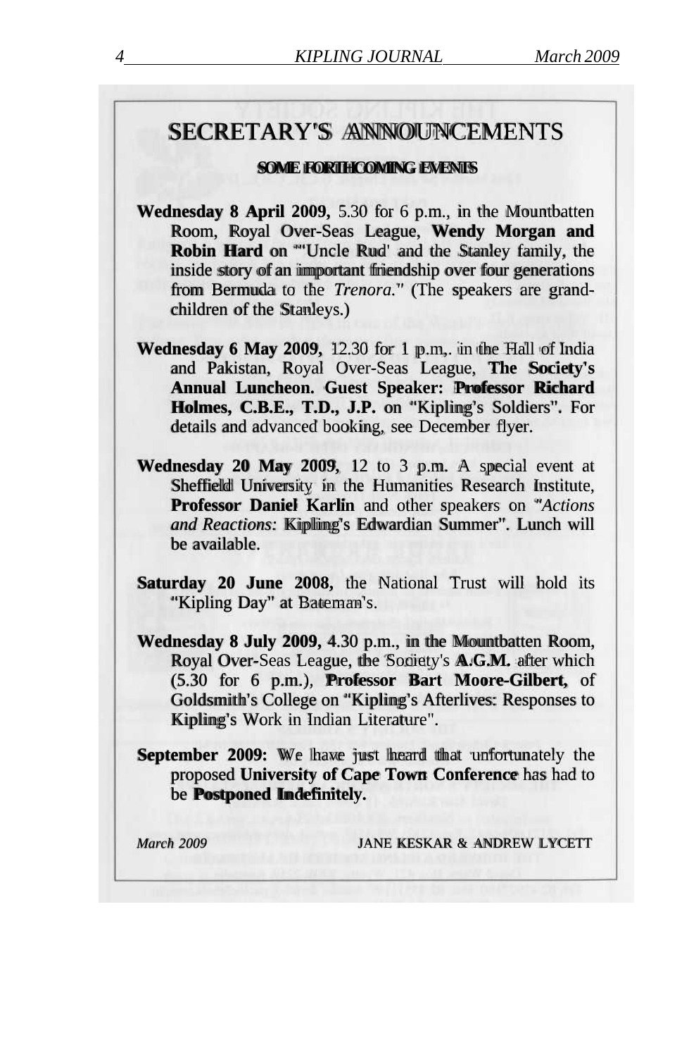# SECRETARY'S ANNOUNCEMENTS

### SOME FORTHCOMING EVENTS

**Wednesday 8 April 2009,** 5.30 for 6 p.m., in the Mountbatten Room, Royal Over-Seas League, **Wendy Morgan and Robin Hard** on "'Uncle Rud' and the Stanley family, the inside story of an important friendship over four generations from Bermuda to the *Trenora.*" (The speakers are grandchildren of the Stanleys.)

**Wednesday 6 May 2009,** 12.30 for 1 p.m,. in the Hall of India and Pakistan, Royal Over-Seas League, **The Society's Annual Luncheon. Guest Speaker: Professor Richard Holmes, C.B.E., T.D., J.P.** on "Kipling's Soldiers". For details and advanced booking, see December flyer.

**Wednesday 20 May 2009,** 12 to 3 p.m. A special event at Sheffield University in the Humanities Research Institute, **Professor Daniel Karlin** and other speakers on "*Actions and Reactions:* Kipling's Edwardian Summer". Lunch will be available.

**Saturday 20 June 2008,** the National Trust will hold its "Kipling Day" at Bateman's.

**Wednesday 8 July 2009,** 4.30 p.m., in the Mountbatten Room, Royal Over-Seas League, the Society's **A.G.M.** after which (5.30 for 6 p.m.), **Professor Bart Moore-Gilbert,** of Goldsmith's College on "Kipling's Afterlives: Responses to Kipling's Work in Indian Literature".

**September 2009:** We have just heard that unfortunately the proposed **University of Cape Town Conference** has had to be **Postponed Indefinitely.**

*March 2009* JANE KESKAR & ANDREW LYCETT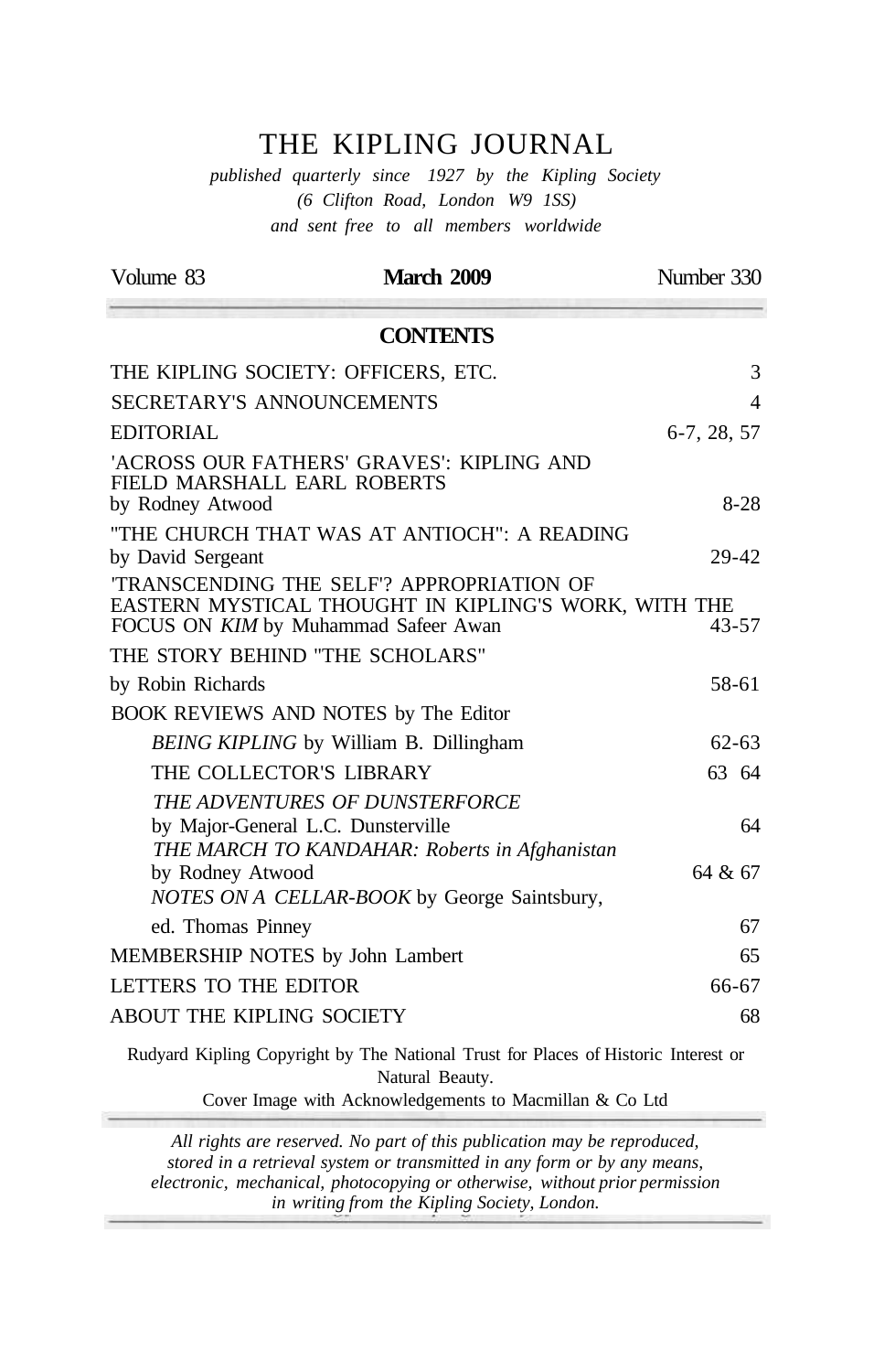# THE KIPLING JOURNAL

*published quarterly since 1927 by the Kipling Society*
*(6 Clifton Road, London W9 1SS)*
*and sent free to all members worldwide*

Volume 83 **March 2009** Number 330

## CONTENTS

| | |
|---|---|
| THE KIPLING SOCIETY: OFFICERS, ETC. | 3 |
| SECRETARY'S ANNOUNCEMENTS | 4 |
| EDITORIAL | 6-7, 28, 57 |
| 'ACROSS OUR FATHERS' GRAVES': KIPLING AND FIELD MARSHALL EARL ROBERTS by Rodney Atwood | 8-28 |
| "THE CHURCH THAT WAS AT ANTIOCH": A READING by David Sergeant | 29-42 |
| 'TRANSCENDING THE SELF'? APPROPRIATION OF EASTERN MYSTICAL THOUGHT IN KIPLING'S WORK, WITH THE FOCUS ON *KIM* by Muhammad Safeer Awan | 43-57 |
| THE STORY BEHIND "THE SCHOLARS" by Robin Richards | 58-61 |
| BOOK REVIEWS AND NOTES by The Editor | |
| *BEING KIPLING* by William B. Dillingham | 62-63 |
| THE COLLECTOR'S LIBRARY | 63 64 |
| *THE ADVENTURES OF DUNSTERFORCE* by Major-General L.C. Dunsterville | 64 |
| *THE MARCH TO KANDAHAR: Roberts in Afghanistan* by Rodney Atwood | 64 & 67 |
| *NOTES ON A CELLAR-BOOK* by George Saintsbury, ed. Thomas Pinney | 67 |
| MEMBERSHIP NOTES by John Lambert | 65 |
| LETTERS TO THE EDITOR | 66-67 |
| ABOUT THE KIPLING SOCIETY | 68 |

Rudyard Kipling Copyright by The National Trust for Places of Historic Interest or Natural Beauty.
Cover Image with Acknowledgements to Macmillan & Co Ltd

*All rights are reserved. No part of this publication may be reproduced, stored in a retrieval system or transmitted in any form or by any means, electronic, mechanical, photocopying or otherwise, without prior permission in writing from the Kipling Society, London.*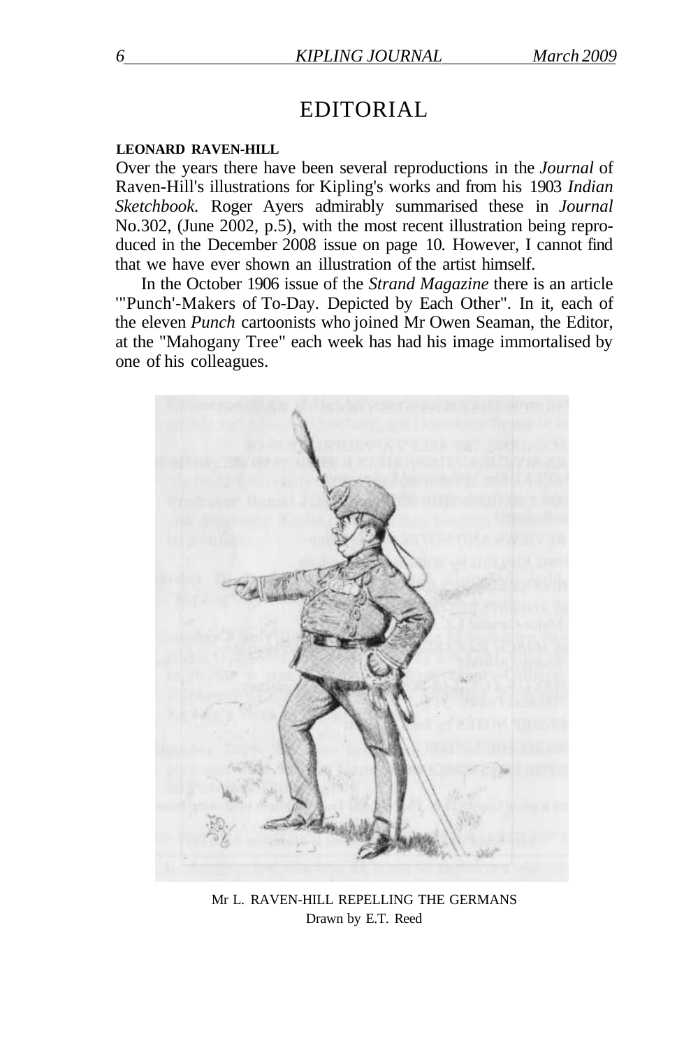# EDITORIAL

**LEONARD RAVEN-HILL**

Over the years there have been several reproductions in the *Journal* of Raven-Hill's illustrations for Kipling's works and from his 1903 *Indian Sketchbook.* Roger Ayers admirably summarised these in *Journal* No.302, (June 2002, p.5), with the most recent illustration being reproduced in the December 2008 issue on page 10. However, I cannot find that we have ever shown an illustration of the artist himself.

In the October 1906 issue of the *Strand Magazine* there is an article '"Punch'-Makers of To-Day. Depicted by Each Other". In it, each of the eleven *Punch* cartoonists who joined Mr Owen Seaman, the Editor, at the "Mahogany Tree" each week has had his image immortalised by one of his colleagues.

Mr L. RAVEN-HILL REPELLING THE GERMANS
Drawn by E.T. Reed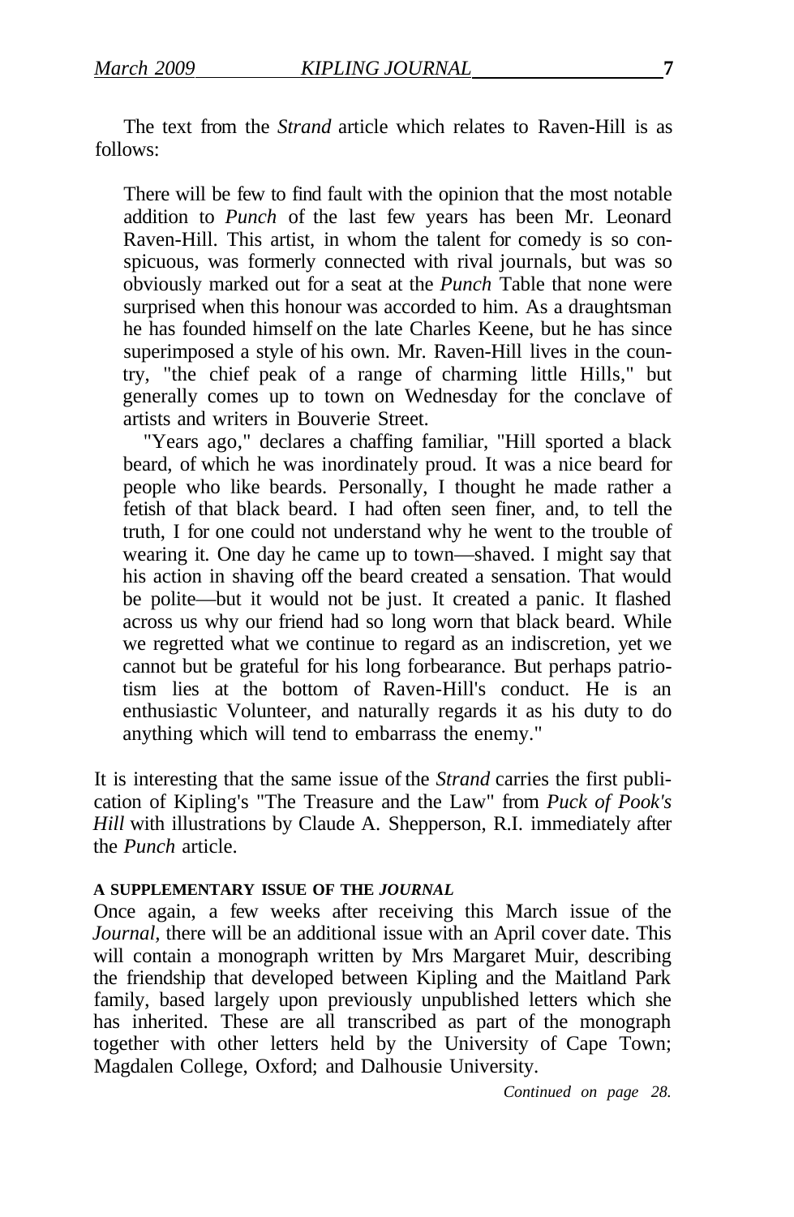The text from the *Strand* article which relates to Raven-Hill is as follows:

> There will be few to find fault with the opinion that the most notable addition to *Punch* of the last few years has been Mr. Leonard Raven-Hill. This artist, in whom the talent for comedy is so conspicuous, was formerly connected with rival journals, but was so obviously marked out for a seat at the *Punch* Table that none were surprised when this honour was accorded to him. As a draughtsman he has founded himself on the late Charles Keene, but he has since superimposed a style of his own. Mr. Raven-Hill lives in the country, "the chief peak of a range of charming little Hills," but generally comes up to town on Wednesday for the conclave of artists and writers in Bouverie Street.
>
> "Years ago," declares a chaffing familiar, "Hill sported a black beard, of which he was inordinately proud. It was a nice beard for people who like beards. Personally, I thought he made rather a fetish of that black beard. I had often seen finer, and, to tell the truth, I for one could not understand why he went to the trouble of wearing it. One day he came up to town—shaved. I might say that his action in shaving off the beard created a sensation. That would be polite—but it would not be just. It created a panic. It flashed across us why our friend had so long worn that black beard. While we regretted what we continue to regard as an indiscretion, yet we cannot but be grateful for his long forbearance. But perhaps patriotism lies at the bottom of Raven-Hill's conduct. He is an enthusiastic Volunteer, and naturally regards it as his duty to do anything which will tend to embarrass the enemy."

It is interesting that the same issue of the *Strand* carries the first publication of Kipling's "The Treasure and the Law" from *Puck of Pook's Hill* with illustrations by Claude A. Shepperson, R.I. immediately after the *Punch* article.

#### A SUPPLEMENTARY ISSUE OF THE *JOURNAL*

Once again, a few weeks after receiving this March issue of the *Journal*, there will be an additional issue with an April cover date. This will contain a monograph written by Mrs Margaret Muir, describing the friendship that developed between Kipling and the Maitland Park family, based largely upon previously unpublished letters which she has inherited. These are all transcribed as part of the monograph together with other letters held by the University of Cape Town; Magdalen College, Oxford; and Dalhousie University.

*Continued on page 28.*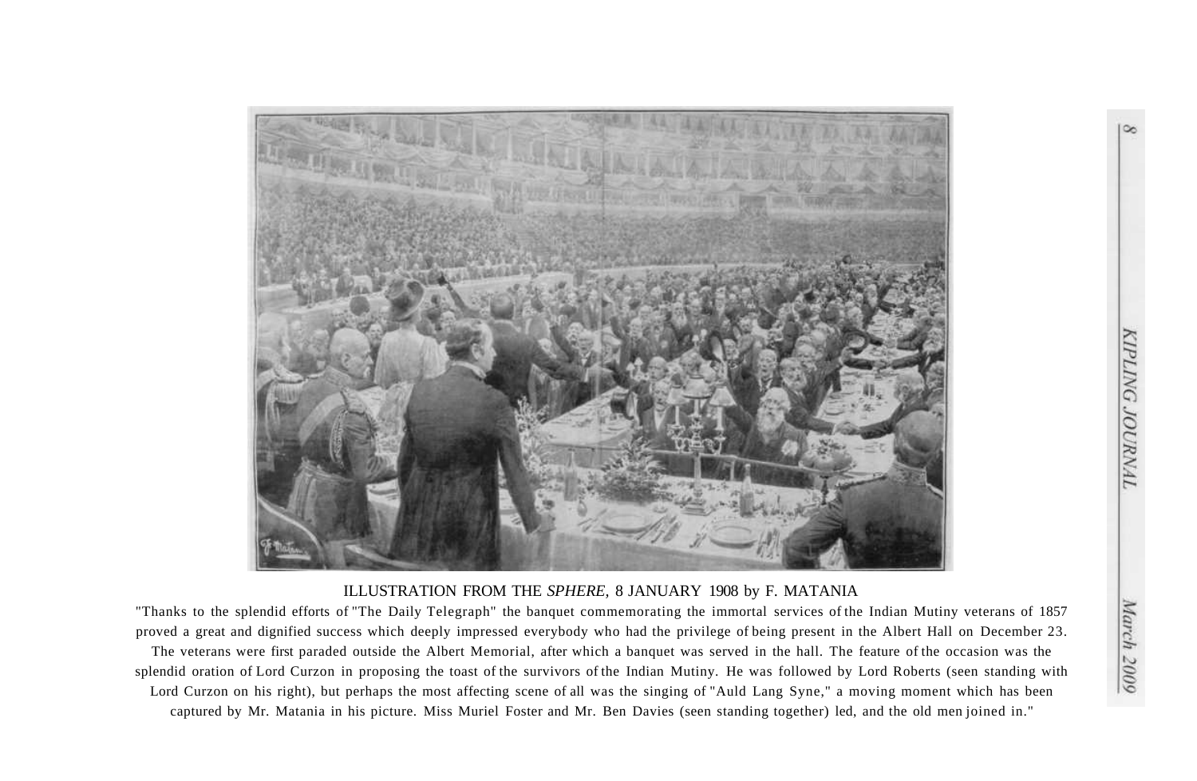ILLUSTRATION FROM THE *SPHERE,* 8 JANUARY 1908 by F. MATANIA

"Thanks to the splendid efforts of "The Daily Telegraph" the banquet commemorating the immortal services of the Indian Mutiny veterans of 1857 proved a great and dignified success which deeply impressed everybody who had the privilege of being present in the Albert Hall on December 23. The veterans were first paraded outside the Albert Memorial, after which a banquet was served in the hall. The feature of the occasion was the splendid oration of Lord Curzon in proposing the toast of the survivors of the Indian Mutiny. He was followed by Lord Roberts (seen standing with Lord Curzon on his right), but perhaps the most affecting scene of all was the singing of "Auld Lang Syne," a moving moment which has been captured by Mr. Matania in his picture. Miss Muriel Foster and Mr. Ben Davies (seen standing together) led, and the old men joined in."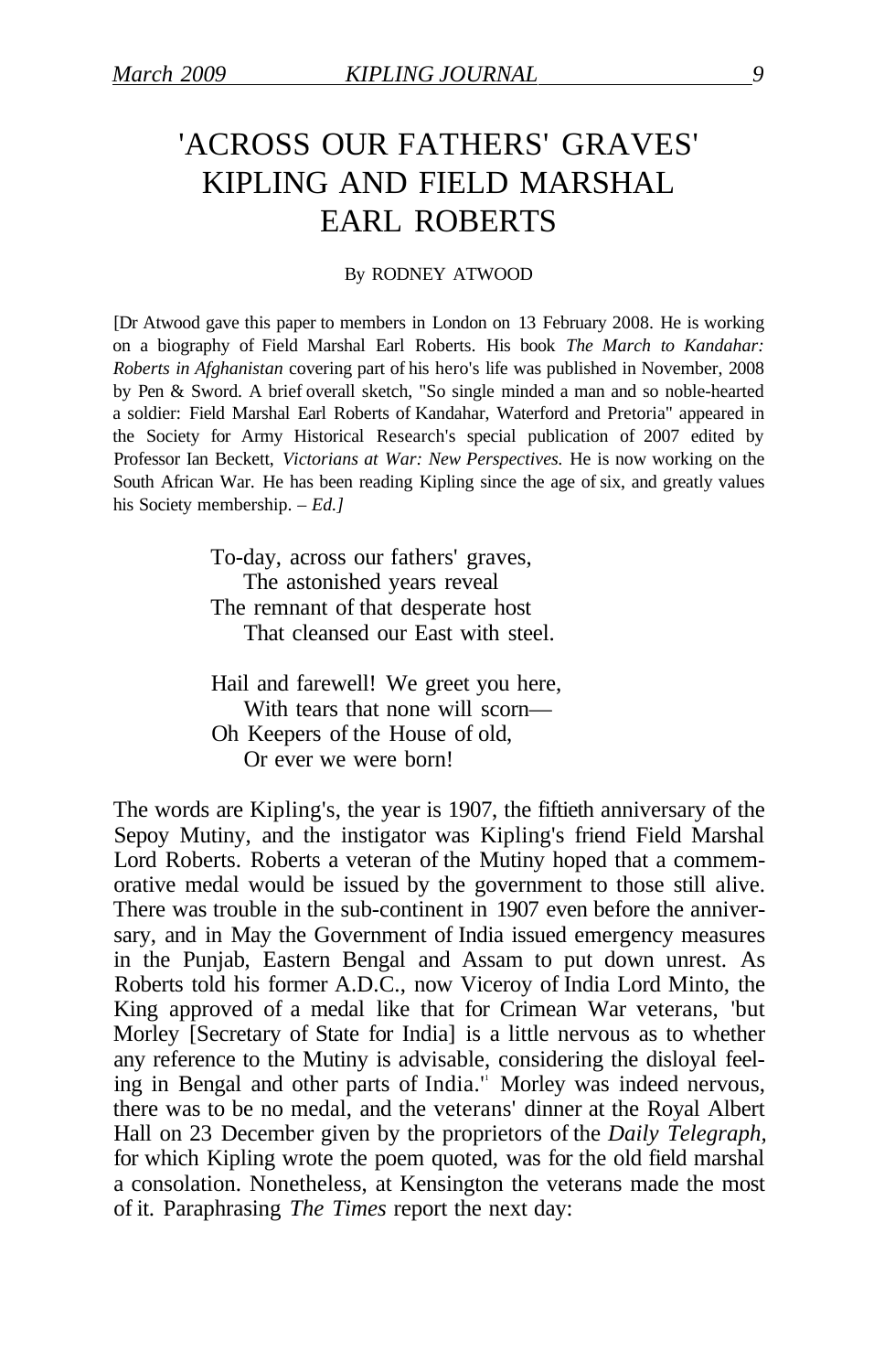# 'ACROSS OUR FATHERS' GRAVES' KIPLING AND FIELD MARSHAL EARL ROBERTS

By RODNEY ATWOOD

[Dr Atwood gave this paper to members in London on 13 February 2008. He is working on a biography of Field Marshal Earl Roberts. His book *The March to Kandahar: Roberts in Afghanistan* covering part of his hero's life was published in November, 2008 by Pen & Sword. A brief overall sketch, "So single minded a man and so noble-hearted a soldier: Field Marshal Earl Roberts of Kandahar, Waterford and Pretoria" appeared in the Society for Army Historical Research's special publication of 2007 edited by Professor Ian Beckett, *Victorians at War: New Perspectives.* He is now working on the South African War. He has been reading Kipling since the age of six, and greatly values his Society membership. – *Ed.]*

> To-day, across our fathers' graves,
> The astonished years reveal
> The remnant of that desperate host
> That cleansed our East with steel.
>
> Hail and farewell! We greet you here,
> With tears that none will scorn—
> Oh Keepers of the House of old,
> Or ever we were born!

The words are Kipling's, the year is 1907, the fiftieth anniversary of the Sepoy Mutiny, and the instigator was Kipling's friend Field Marshal Lord Roberts. Roberts a veteran of the Mutiny hoped that a commemorative medal would be issued by the government to those still alive. There was trouble in the sub-continent in 1907 even before the anniversary, and in May the Government of India issued emergency measures in the Punjab, Eastern Bengal and Assam to put down unrest. As Roberts told his former A.D.C., now Viceroy of India Lord Minto, the King approved of a medal like that for Crimean War veterans, 'but Morley [Secretary of State for India] is a little nervous as to whether any reference to the Mutiny is advisable, considering the disloyal feeling in Bengal and other parts of India.'[1] Morley was indeed nervous, there was to be no medal, and the veterans' dinner at the Royal Albert Hall on 23 December given by the proprietors of the *Daily Telegraph*, for which Kipling wrote the poem quoted, was for the old field marshal a consolation. Nonetheless, at Kensington the veterans made the most of it. Paraphrasing *The Times* report the next day: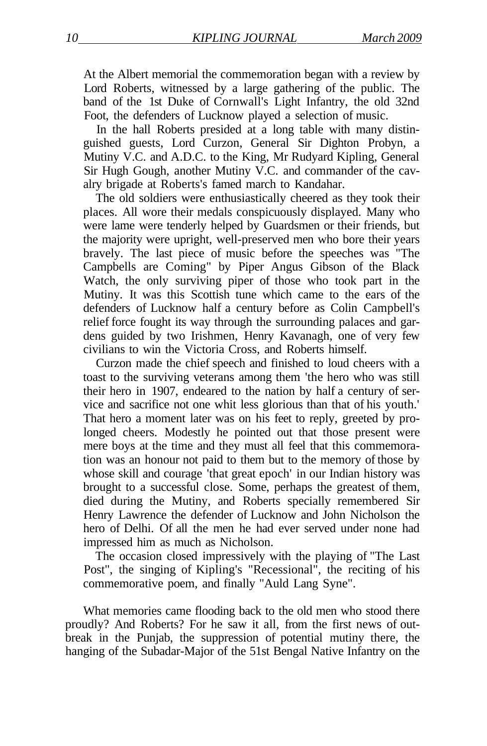At the Albert memorial the commemoration began with a review by Lord Roberts, witnessed by a large gathering of the public. The band of the 1st Duke of Cornwall's Light Infantry, the old 32nd Foot, the defenders of Lucknow played a selection of music.

In the hall Roberts presided at a long table with many distinguished guests, Lord Curzon, General Sir Dighton Probyn, a Mutiny V.C. and A.D.C. to the King, Mr Rudyard Kipling, General Sir Hugh Gough, another Mutiny V.C. and commander of the cavalry brigade at Roberts's famed march to Kandahar.

The old soldiers were enthusiastically cheered as they took their places. All wore their medals conspicuously displayed. Many who were lame were tenderly helped by Guardsmen or their friends, but the majority were upright, well-preserved men who bore their years bravely. The last piece of music before the speeches was "The Campbells are Coming" by Piper Angus Gibson of the Black Watch, the only surviving piper of those who took part in the Mutiny. It was this Scottish tune which came to the ears of the defenders of Lucknow half a century before as Colin Campbell's relief force fought its way through the surrounding palaces and gardens guided by two Irishmen, Henry Kavanagh, one of very few civilians to win the Victoria Cross, and Roberts himself.

Curzon made the chief speech and finished to loud cheers with a toast to the surviving veterans among them 'the hero who was still their hero in 1907, endeared to the nation by half a century of service and sacrifice not one whit less glorious than that of his youth.' That hero a moment later was on his feet to reply, greeted by prolonged cheers. Modestly he pointed out that those present were mere boys at the time and they must all feel that this commemoration was an honour not paid to them but to the memory of those by whose skill and courage 'that great epoch' in our Indian history was brought to a successful close. Some, perhaps the greatest of them, died during the Mutiny, and Roberts specially remembered Sir Henry Lawrence the defender of Lucknow and John Nicholson the hero of Delhi. Of all the men he had ever served under none had impressed him as much as Nicholson.

The occasion closed impressively with the playing of "The Last Post", the singing of Kipling's "Recessional", the reciting of his commemorative poem, and finally "Auld Lang Syne".

What memories came flooding back to the old men who stood there proudly? And Roberts? For he saw it all, from the first news of outbreak in the Punjab, the suppression of potential mutiny there, the hanging of the Subadar-Major of the 51st Bengal Native Infantry on the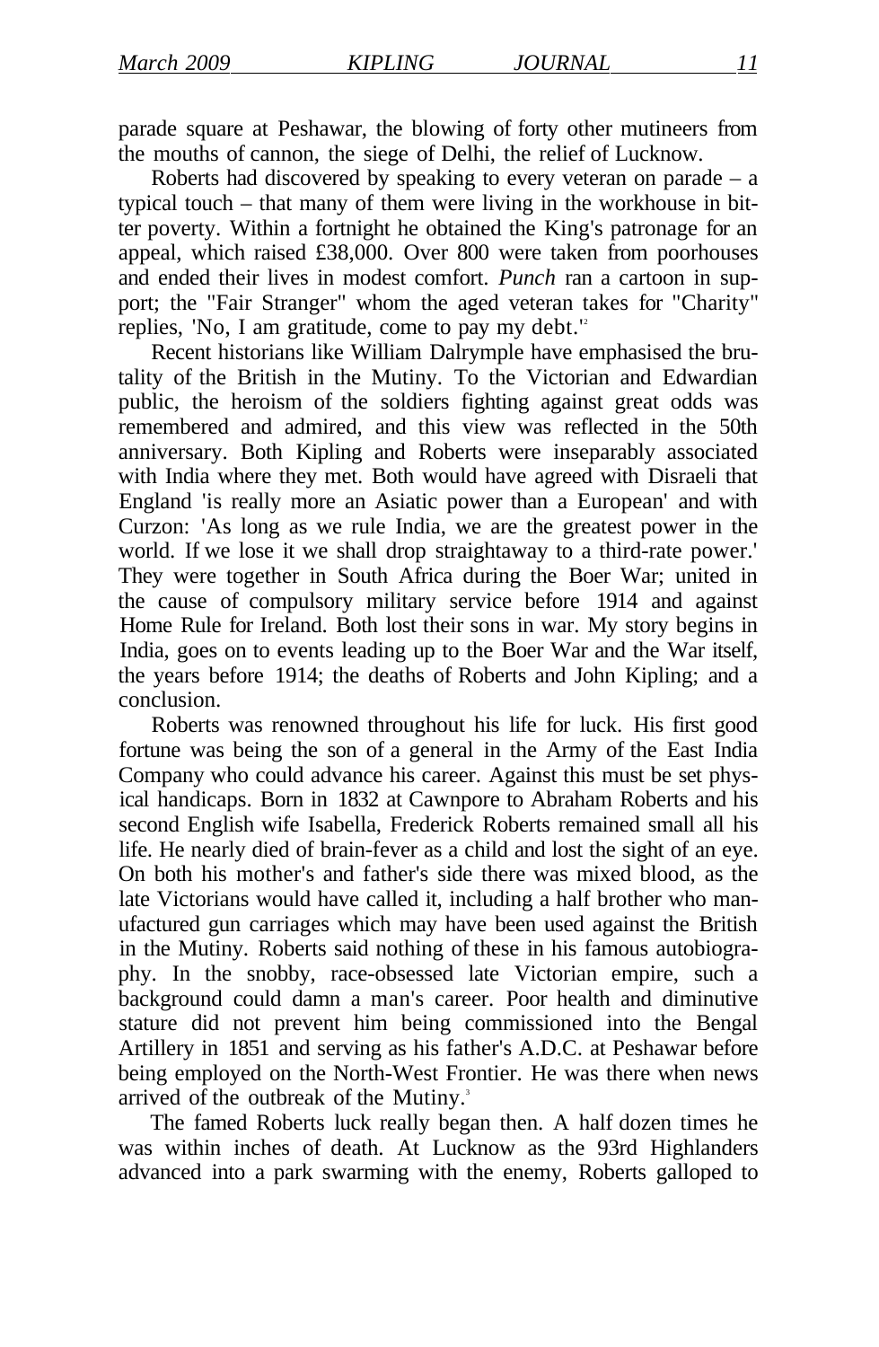parade square at Peshawar, the blowing of forty other mutineers from the mouths of cannon, the siege of Delhi, the relief of Lucknow.

Roberts had discovered by speaking to every veteran on parade – a typical touch – that many of them were living in the workhouse in bitter poverty. Within a fortnight he obtained the King's patronage for an appeal, which raised £38,000. Over 800 were taken from poorhouses and ended their lives in modest comfort. *Punch* ran a cartoon in support; the "Fair Stranger" whom the aged veteran takes for "Charity" replies, 'No, I am gratitude, come to pay my debt.'[2]

Recent historians like William Dalrymple have emphasised the brutality of the British in the Mutiny. To the Victorian and Edwardian public, the heroism of the soldiers fighting against great odds was remembered and admired, and this view was reflected in the 50th anniversary. Both Kipling and Roberts were inseparably associated with India where they met. Both would have agreed with Disraeli that England 'is really more an Asiatic power than a European' and with Curzon: 'As long as we rule India, we are the greatest power in the world. If we lose it we shall drop straightaway to a third-rate power.' They were together in South Africa during the Boer War; united in the cause of compulsory military service before 1914 and against Home Rule for Ireland. Both lost their sons in war. My story begins in India, goes on to events leading up to the Boer War and the War itself, the years before 1914; the deaths of Roberts and John Kipling; and a conclusion.

Roberts was renowned throughout his life for luck. His first good fortune was being the son of a general in the Army of the East India Company who could advance his career. Against this must be set physical handicaps. Born in 1832 at Cawnpore to Abraham Roberts and his second English wife Isabella, Frederick Roberts remained small all his life. He nearly died of brain-fever as a child and lost the sight of an eye. On both his mother's and father's side there was mixed blood, as the late Victorians would have called it, including a half brother who manufactured gun carriages which may have been used against the British in the Mutiny. Roberts said nothing of these in his famous autobiography. In the snobby, race-obsessed late Victorian empire, such a background could damn a man's career. Poor health and diminutive stature did not prevent him being commissioned into the Bengal Artillery in 1851 and serving as his father's A.D.C. at Peshawar before being employed on the North-West Frontier. He was there when news arrived of the outbreak of the Mutiny.[3]

The famed Roberts luck really began then. A half dozen times he was within inches of death. At Lucknow as the 93rd Highlanders advanced into a park swarming with the enemy, Roberts galloped to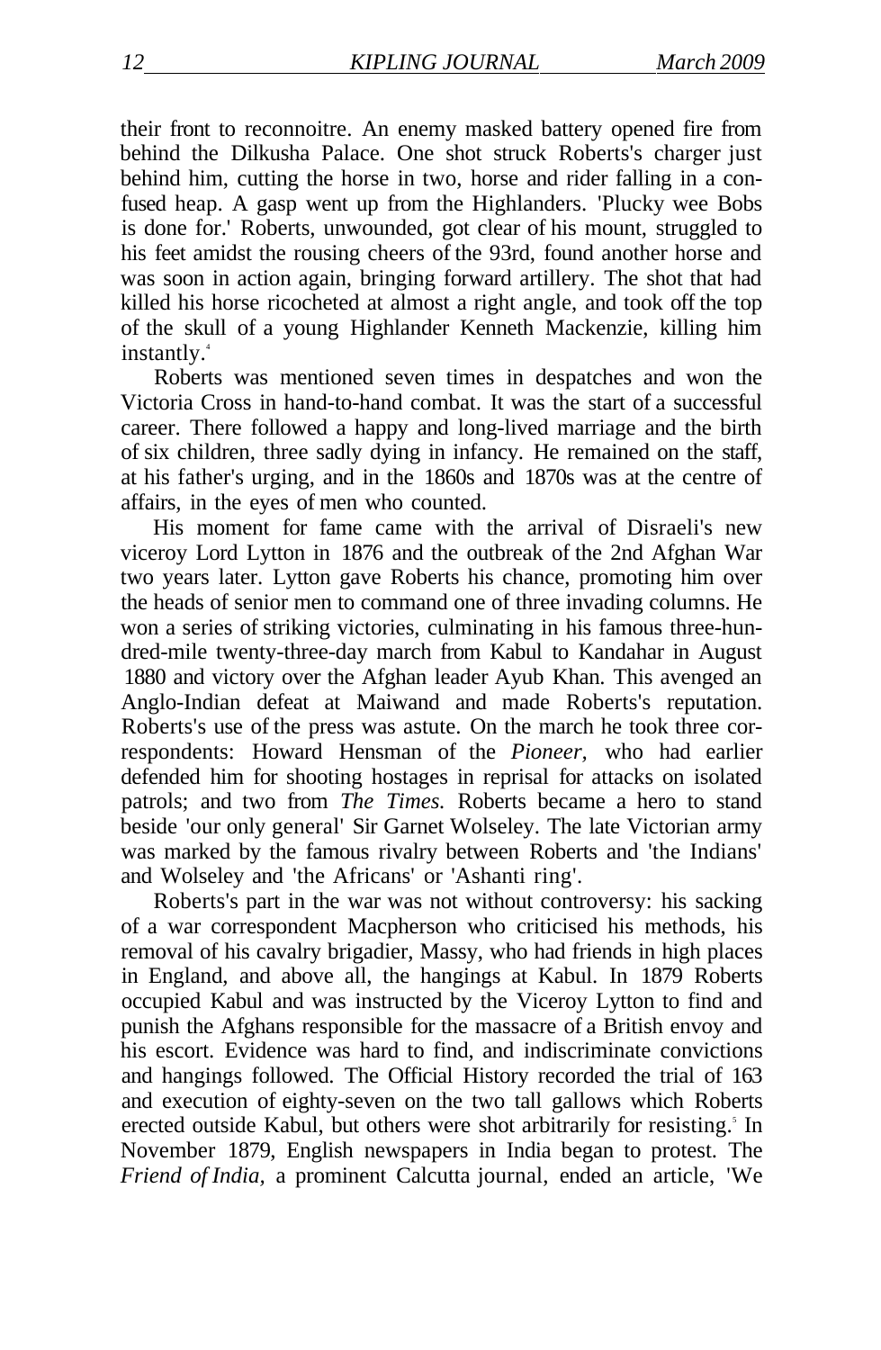their front to reconnoitre. An enemy masked battery opened fire from behind the Dilkusha Palace. One shot struck Roberts's charger just behind him, cutting the horse in two, horse and rider falling in a confused heap. A gasp went up from the Highlanders. 'Plucky wee Bobs is done for.' Roberts, unwounded, got clear of his mount, struggled to his feet amidst the rousing cheers of the 93rd, found another horse and was soon in action again, bringing forward artillery. The shot that had killed his horse ricocheted at almost a right angle, and took off the top of the skull of a young Highlander Kenneth Mackenzie, killing him instantly.[4]

Roberts was mentioned seven times in despatches and won the Victoria Cross in hand-to-hand combat. It was the start of a successful career. There followed a happy and long-lived marriage and the birth of six children, three sadly dying in infancy. He remained on the staff, at his father's urging, and in the 1860s and 1870s was at the centre of affairs, in the eyes of men who counted.

His moment for fame came with the arrival of Disraeli's new viceroy Lord Lytton in 1876 and the outbreak of the 2nd Afghan War two years later. Lytton gave Roberts his chance, promoting him over the heads of senior men to command one of three invading columns. He won a series of striking victories, culminating in his famous three-hundred-mile twenty-three-day march from Kabul to Kandahar in August 1880 and victory over the Afghan leader Ayub Khan. This avenged an Anglo-Indian defeat at Maiwand and made Roberts's reputation. Roberts's use of the press was astute. On the march he took three correspondents: Howard Hensman of the *Pioneer*, who had earlier defended him for shooting hostages in reprisal for attacks on isolated patrols; and two from *The Times*. Roberts became a hero to stand beside 'our only general' Sir Garnet Wolseley. The late Victorian army was marked by the famous rivalry between Roberts and 'the Indians' and Wolseley and 'the Africans' or 'Ashanti ring'.

Roberts's part in the war was not without controversy: his sacking of a war correspondent Macpherson who criticised his methods, his removal of his cavalry brigadier, Massy, who had friends in high places in England, and above all, the hangings at Kabul. In 1879 Roberts occupied Kabul and was instructed by the Viceroy Lytton to find and punish the Afghans responsible for the massacre of a British envoy and his escort. Evidence was hard to find, and indiscriminate convictions and hangings followed. The Official History recorded the trial of 163 and execution of eighty-seven on the two tall gallows which Roberts erected outside Kabul, but others were shot arbitrarily for resisting.[5] In November 1879, English newspapers in India began to protest. The *Friend of India*, a prominent Calcutta journal, ended an article, 'We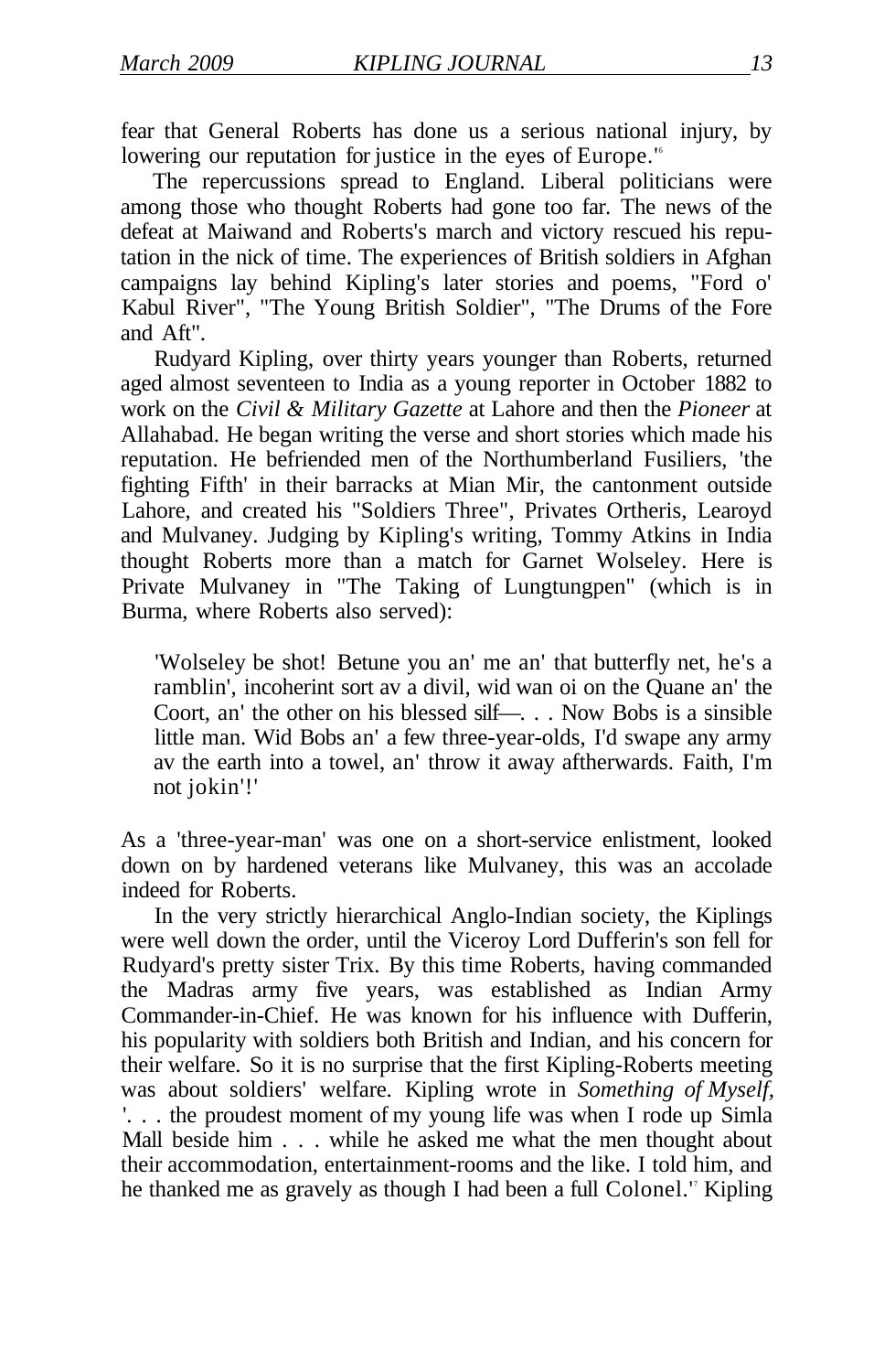fear that General Roberts has done us a serious national injury, by lowering our reputation for justice in the eyes of Europe.'[6]

The repercussions spread to England. Liberal politicians were among those who thought Roberts had gone too far. The news of the defeat at Maiwand and Roberts's march and victory rescued his reputation in the nick of time. The experiences of British soldiers in Afghan campaigns lay behind Kipling's later stories and poems, "Ford o' Kabul River", "The Young British Soldier", "The Drums of the Fore and Aft".

Rudyard Kipling, over thirty years younger than Roberts, returned aged almost seventeen to India as a young reporter in October 1882 to work on the *Civil & Military Gazette* at Lahore and then the *Pioneer* at Allahabad. He began writing the verse and short stories which made his reputation. He befriended men of the Northumberland Fusiliers, 'the fighting Fifth' in their barracks at Mian Mir, the cantonment outside Lahore, and created his "Soldiers Three", Privates Ortheris, Learoyd and Mulvaney. Judging by Kipling's writing, Tommy Atkins in India thought Roberts more than a match for Garnet Wolseley. Here is Private Mulvaney in "The Taking of Lungtungpen" (which is in Burma, where Roberts also served):

> 'Wolseley be shot! Betune you an' me an' that butterfly net, he's a ramblin', incoherint sort av a divil, wid wan oi on the Quane an' the Coort, an' the other on his blessed silf—. . . Now Bobs is a sinsible little man. Wid Bobs an' a few three-year-olds, I'd swape any army av the earth into a towel, an' throw it away aftherwards. Faith, I'm not jokin'!'

As a 'three-year-man' was one on a short-service enlistment, looked down on by hardened veterans like Mulvaney, this was an accolade indeed for Roberts.

In the very strictly hierarchical Anglo-Indian society, the Kiplings were well down the order, until the Viceroy Lord Dufferin's son fell for Rudyard's pretty sister Trix. By this time Roberts, having commanded the Madras army five years, was established as Indian Army Commander-in-Chief. He was known for his influence with Dufferin, his popularity with soldiers both British and Indian, and his concern for their welfare. So it is no surprise that the first Kipling-Roberts meeting was about soldiers' welfare. Kipling wrote in *Something of Myself,* '. . . the proudest moment of my young life was when I rode up Simla Mall beside him . . . while he asked me what the men thought about their accommodation, entertainment-rooms and the like. I told him, and he thanked me as gravely as though I had been a full Colonel.'[7] Kipling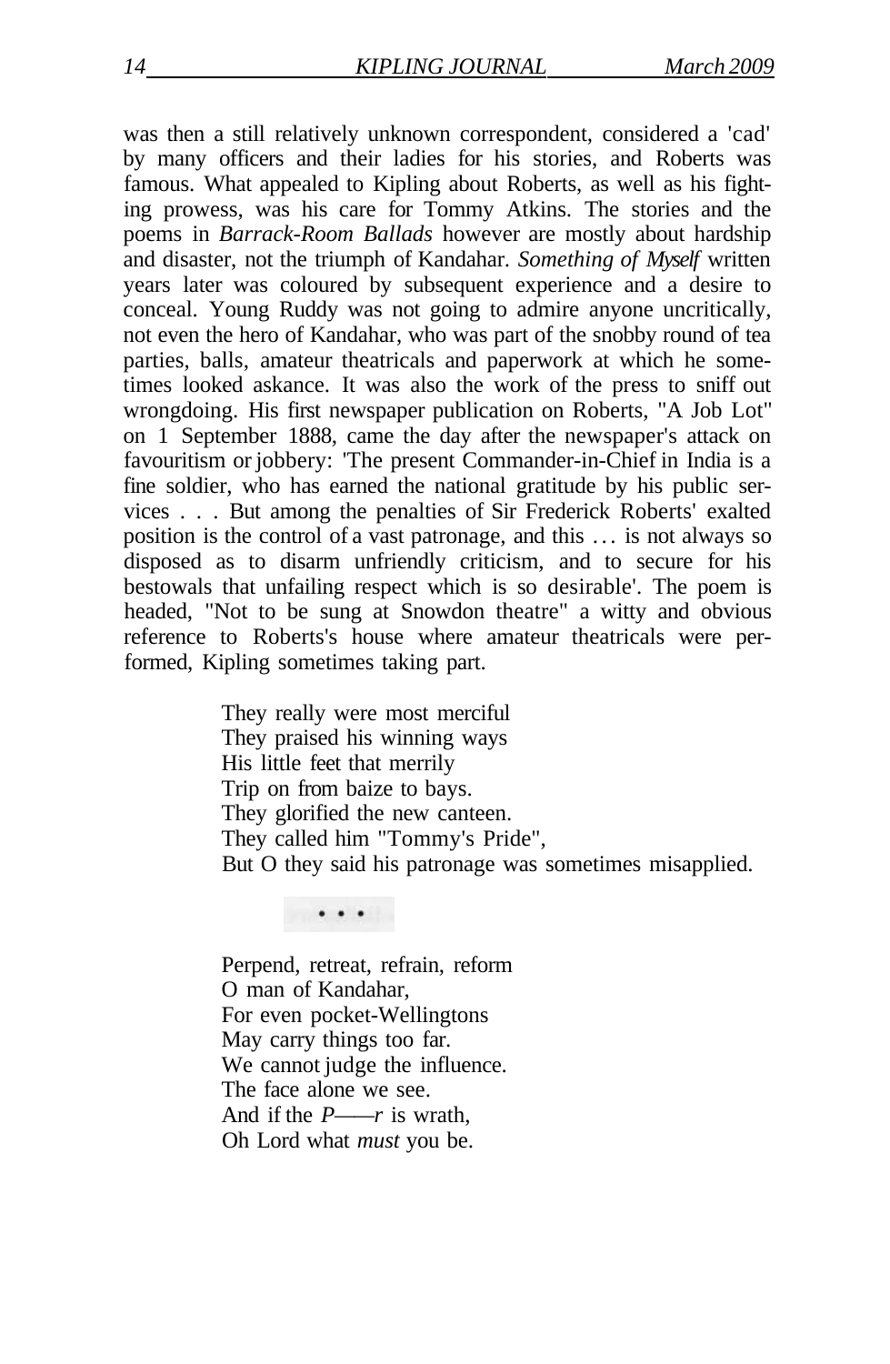was then a still relatively unknown correspondent, considered a 'cad' by many officers and their ladies for his stories, and Roberts was famous. What appealed to Kipling about Roberts, as well as his fighting prowess, was his care for Tommy Atkins. The stories and the poems in *Barrack-Room Ballads* however are mostly about hardship and disaster, not the triumph of Kandahar. *Something of Myself* written years later was coloured by subsequent experience and a desire to conceal. Young Ruddy was not going to admire anyone uncritically, not even the hero of Kandahar, who was part of the snobby round of tea parties, balls, amateur theatricals and paperwork at which he sometimes looked askance. It was also the work of the press to sniff out wrongdoing. His first newspaper publication on Roberts, "A Job Lot" on 1 September 1888, came the day after the newspaper's attack on favouritism or jobbery: 'The present Commander-in-Chief in India is a fine soldier, who has earned the national gratitude by his public services . . . But among the penalties of Sir Frederick Roberts' exalted position is the control of a vast patronage, and this ... is not always so disposed as to disarm unfriendly criticism, and to secure for his bestowals that unfailing respect which is so desirable'. The poem is headed, "Not to be sung at Snowdon theatre" a witty and obvious reference to Roberts's house where amateur theatricals were performed, Kipling sometimes taking part.

They really were most merciful  
They praised his winning ways  
His little feet that merrily  
Trip on from baize to bays.  
They glorified the new canteen.  
They called him "Tommy's Pride",  
But O they said his patronage was sometimes misapplied.

. . .

Perpend, retreat, refrain, reform  
O man of Kandahar,  
For even pocket-Wellingtons  
May carry things too far.  
We cannot judge the influence.  
The face alone we see.  
And if the *P——r* is wrath,  
Oh Lord what *must* you be.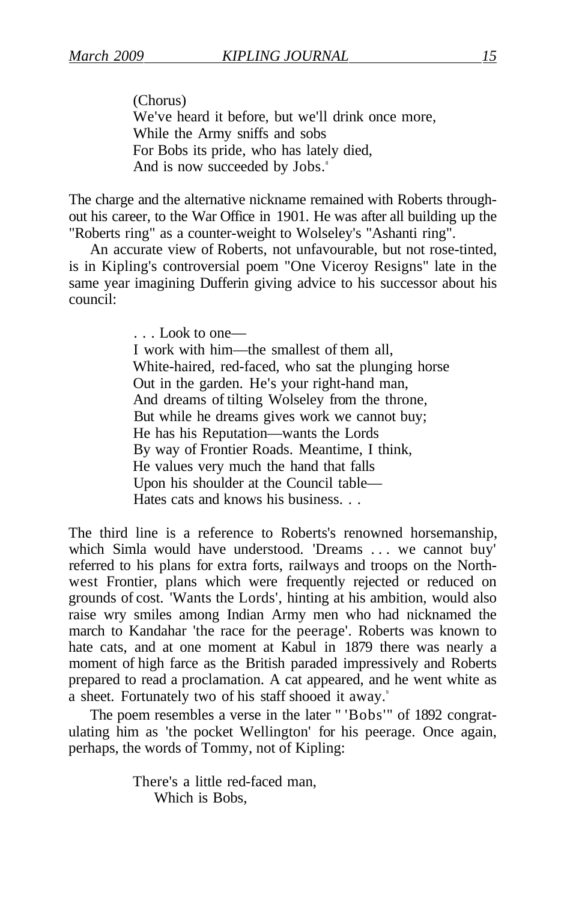(Chorus)
We've heard it before, but we'll drink once more,
While the Army sniffs and sobs
For Bobs its pride, who has lately died,
And is now succeeded by Jobs.[8]

The charge and the alternative nickname remained with Roberts throughout his career, to the War Office in 1901. He was after all building up the "Roberts ring" as a counter-weight to Wolseley's "Ashanti ring".

An accurate view of Roberts, not unfavourable, but not rose-tinted, is in Kipling's controversial poem "One Viceroy Resigns" late in the same year imagining Dufferin giving advice to his successor about his council:

> . . . Look to one—
> I work with him—the smallest of them all,
> White-haired, red-faced, who sat the plunging horse
> Out in the garden. He's your right-hand man,
> And dreams of tilting Wolseley from the throne,
> But while he dreams gives work we cannot buy;
> He has his Reputation—wants the Lords
> By way of Frontier Roads. Meantime, I think,
> He values very much the hand that falls
> Upon his shoulder at the Council table—
> Hates cats and knows his business. . .

The third line is a reference to Roberts's renowned horsemanship, which Simla would have understood. 'Dreams . . . we cannot buy' referred to his plans for extra forts, railways and troops on the North-west Frontier, plans which were frequently rejected or reduced on grounds of cost. 'Wants the Lords', hinting at his ambition, would also raise wry smiles among Indian Army men who had nicknamed the march to Kandahar 'the race for the peerage'. Roberts was known to hate cats, and at one moment at Kabul in 1879 there was nearly a moment of high farce as the British paraded impressively and Roberts prepared to read a proclamation. A cat appeared, and he went white as a sheet. Fortunately two of his staff shooed it away.[9]

The poem resembles a verse in the later "'Bobs'" of 1892 congratulating him as 'the pocket Wellington' for his peerage. Once again, perhaps, the words of Tommy, not of Kipling:

> There's a little red-faced man,
> Which is Bobs,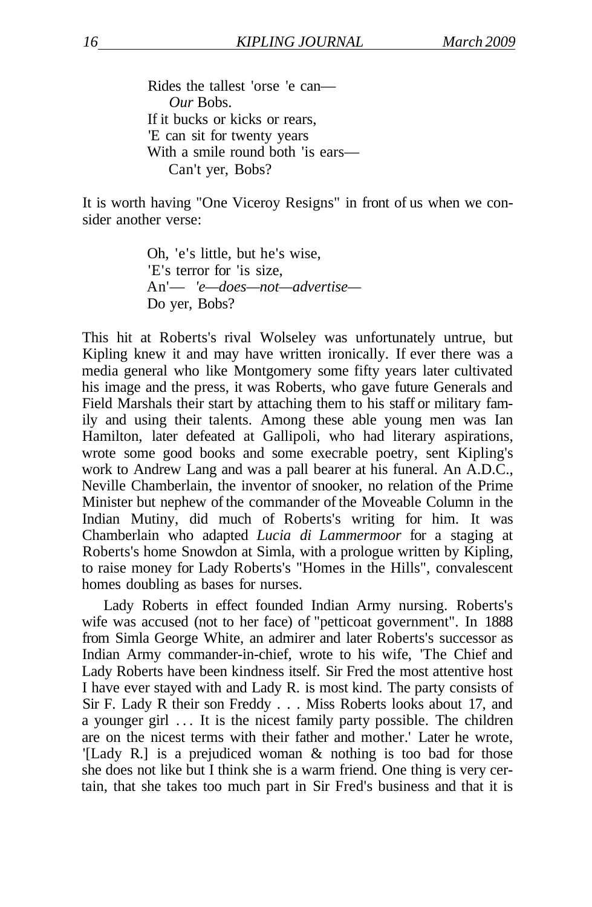Rides the tallest 'orse 'e can—  
    *Our* Bobs.  
If it bucks or kicks or rears,  
'E can sit for twenty years  
With a smile round both 'is ears—  
    Can't yer, Bobs?

It is worth having "One Viceroy Resigns" in front of us when we consider another verse:

Oh, 'e's little, but he's wise,  
'E's terror for 'is size,  
An'— *'e—does—not—advertise—*  
Do yer, Bobs?

This hit at Roberts's rival Wolseley was unfortunately untrue, but Kipling knew it and may have written ironically. If ever there was a media general who like Montgomery some fifty years later cultivated his image and the press, it was Roberts, who gave future Generals and Field Marshals their start by attaching them to his staff or military family and using their talents. Among these able young men was Ian Hamilton, later defeated at Gallipoli, who had literary aspirations, wrote some good books and some execrable poetry, sent Kipling's work to Andrew Lang and was a pall bearer at his funeral. An A.D.C., Neville Chamberlain, the inventor of snooker, no relation of the Prime Minister but nephew of the commander of the Moveable Column in the Indian Mutiny, did much of Roberts's writing for him. It was Chamberlain who adapted *Lucia di Lammermoor* for a staging at Roberts's home Snowdon at Simla, with a prologue written by Kipling, to raise money for Lady Roberts's "Homes in the Hills", convalescent homes doubling as bases for nurses.

Lady Roberts in effect founded Indian Army nursing. Roberts's wife was accused (not to her face) of "petticoat government". In 1888 from Simla George White, an admirer and later Roberts's successor as Indian Army commander-in-chief, wrote to his wife, 'The Chief and Lady Roberts have been kindness itself. Sir Fred the most attentive host I have ever stayed with and Lady R. is most kind. The party consists of Sir F. Lady R their son Freddy . . . Miss Roberts looks about 17, and a younger girl . . . It is the nicest family party possible. The children are on the nicest terms with their father and mother.' Later he wrote, '[Lady R.] is a prejudiced woman & nothing is too bad for those she does not like but I think she is a warm friend. One thing is very certain, that she takes too much part in Sir Fred's business and that it is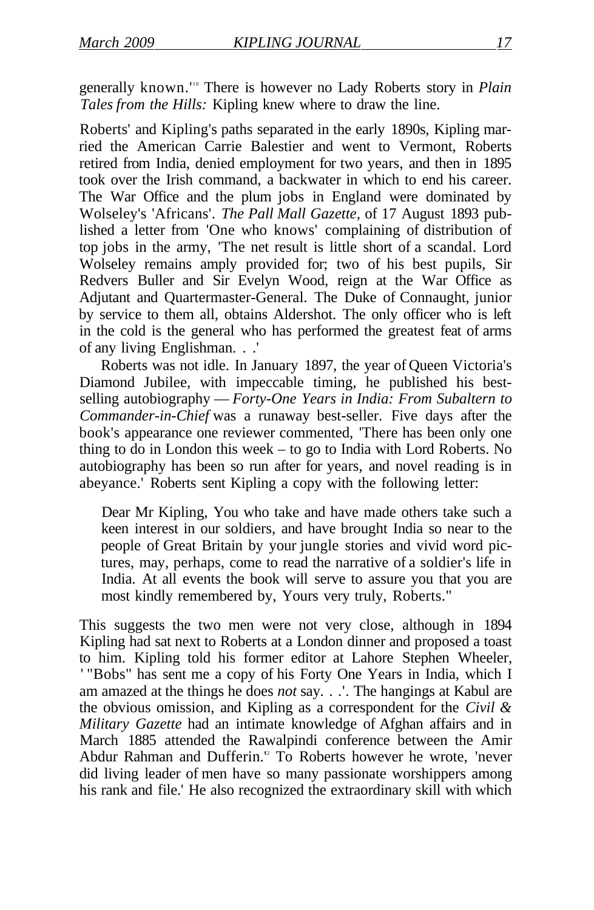generally known.'[10] There is however no Lady Roberts story in *Plain Tales from the Hills:* Kipling knew where to draw the line.

Roberts' and Kipling's paths separated in the early 1890s, Kipling married the American Carrie Balestier and went to Vermont, Roberts retired from India, denied employment for two years, and then in 1895 took over the Irish command, a backwater in which to end his career. The War Office and the plum jobs in England were dominated by Wolseley's 'Africans'. *The Pall Mall Gazette*, of 17 August 1893 published a letter from 'One who knows' complaining of distribution of top jobs in the army, 'The net result is little short of a scandal. Lord Wolseley remains amply provided for; two of his best pupils, Sir Redvers Buller and Sir Evelyn Wood, reign at the War Office as Adjutant and Quartermaster-General. The Duke of Connaught, junior by service to them all, obtains Aldershot. The only officer who is left in the cold is the general who has performed the greatest feat of arms of any living Englishman. . .'

Roberts was not idle. In January 1897, the year of Queen Victoria's Diamond Jubilee, with impeccable timing, he published his best-selling autobiography — *Forty-One Years in India: From Subaltern to Commander-in-Chief* was a runaway best-seller. Five days after the book's appearance one reviewer commented, 'There has been only one thing to do in London this week – to go to India with Lord Roberts. No autobiography has been so run after for years, and novel reading is in abeyance.' Roberts sent Kipling a copy with the following letter:

> Dear Mr Kipling, You who take and have made others take such a keen interest in our soldiers, and have brought India so near to the people of Great Britain by your jungle stories and vivid word pictures, may, perhaps, come to read the narrative of a soldier's life in India. At all events the book will serve to assure you that you are most kindly remembered by, Yours very truly, Roberts."

This suggests the two men were not very close, although in 1894 Kipling had sat next to Roberts at a London dinner and proposed a toast to him. Kipling told his former editor at Lahore Stephen Wheeler, ' "Bobs" has sent me a copy of his Forty One Years in India, which I am amazed at the things he does *not* say. . .'. The hangings at Kabul are the obvious omission, and Kipling as a correspondent for the *Civil & Military Gazette* had an intimate knowledge of Afghan affairs and in March 1885 attended the Rawalpindi conference between the Amir Abdur Rahman and Dufferin.[12] To Roberts however he wrote, 'never did living leader of men have so many passionate worshippers among his rank and file.' He also recognized the extraordinary skill with which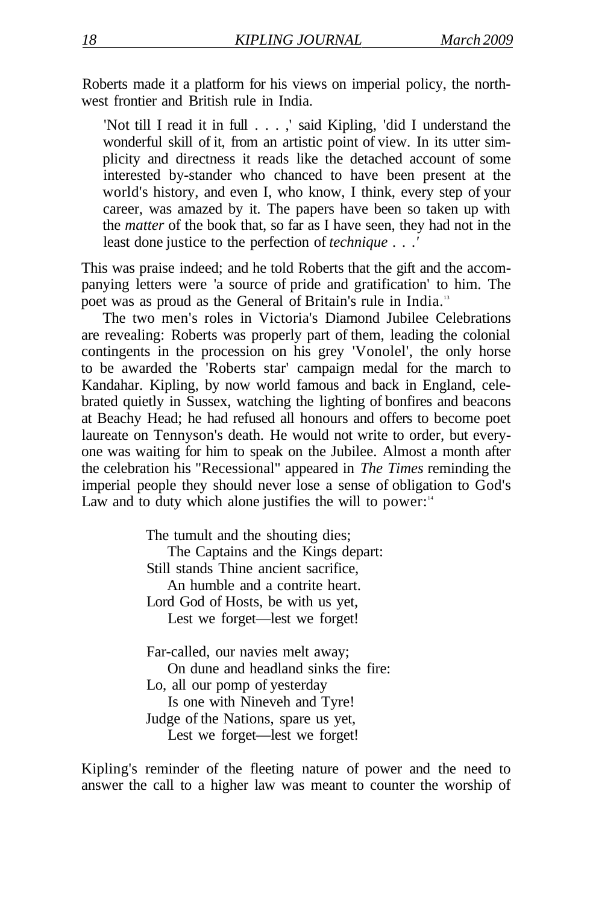Roberts made it a platform for his views on imperial policy, the north-west frontier and British rule in India.

> 'Not till I read it in full . . . ,' said Kipling, 'did I understand the wonderful skill of it, from an artistic point of view. In its utter simplicity and directness it reads like the detached account of some interested by-stander who chanced to have been present at the world's history, and even I, who know, I think, every step of your career, was amazed by it. The papers have been so taken up with the *matter* of the book that, so far as I have seen, they had not in the least done justice to the perfection of *technique* . . .'

This was praise indeed; and he told Roberts that the gift and the accompanying letters were 'a source of pride and gratification' to him. The poet was as proud as the General of Britain's rule in India.[13]

The two men's roles in Victoria's Diamond Jubilee Celebrations are revealing: Roberts was properly part of them, leading the colonial contingents in the procession on his grey 'Vonolel', the only horse to be awarded the 'Roberts star' campaign medal for the march to Kandahar. Kipling, by now world famous and back in England, celebrated quietly in Sussex, watching the lighting of bonfires and beacons at Beachy Head; he had refused all honours and offers to become poet laureate on Tennyson's death. He would not write to order, but everyone was waiting for him to speak on the Jubilee. Almost a month after the celebration his "Recessional" appeared in *The Times* reminding the imperial people they should never lose a sense of obligation to God's Law and to duty which alone justifies the will to power:[14]

> The tumult and the shouting dies;
> The Captains and the Kings depart:
> Still stands Thine ancient sacrifice,
> An humble and a contrite heart.
> Lord God of Hosts, be with us yet,
> Lest we forget—lest we forget!
>
> Far-called, our navies melt away;
> On dune and headland sinks the fire:
> Lo, all our pomp of yesterday
> Is one with Nineveh and Tyre!
> Judge of the Nations, spare us yet,
> Lest we forget—lest we forget!

Kipling's reminder of the fleeting nature of power and the need to answer the call to a higher law was meant to counter the worship of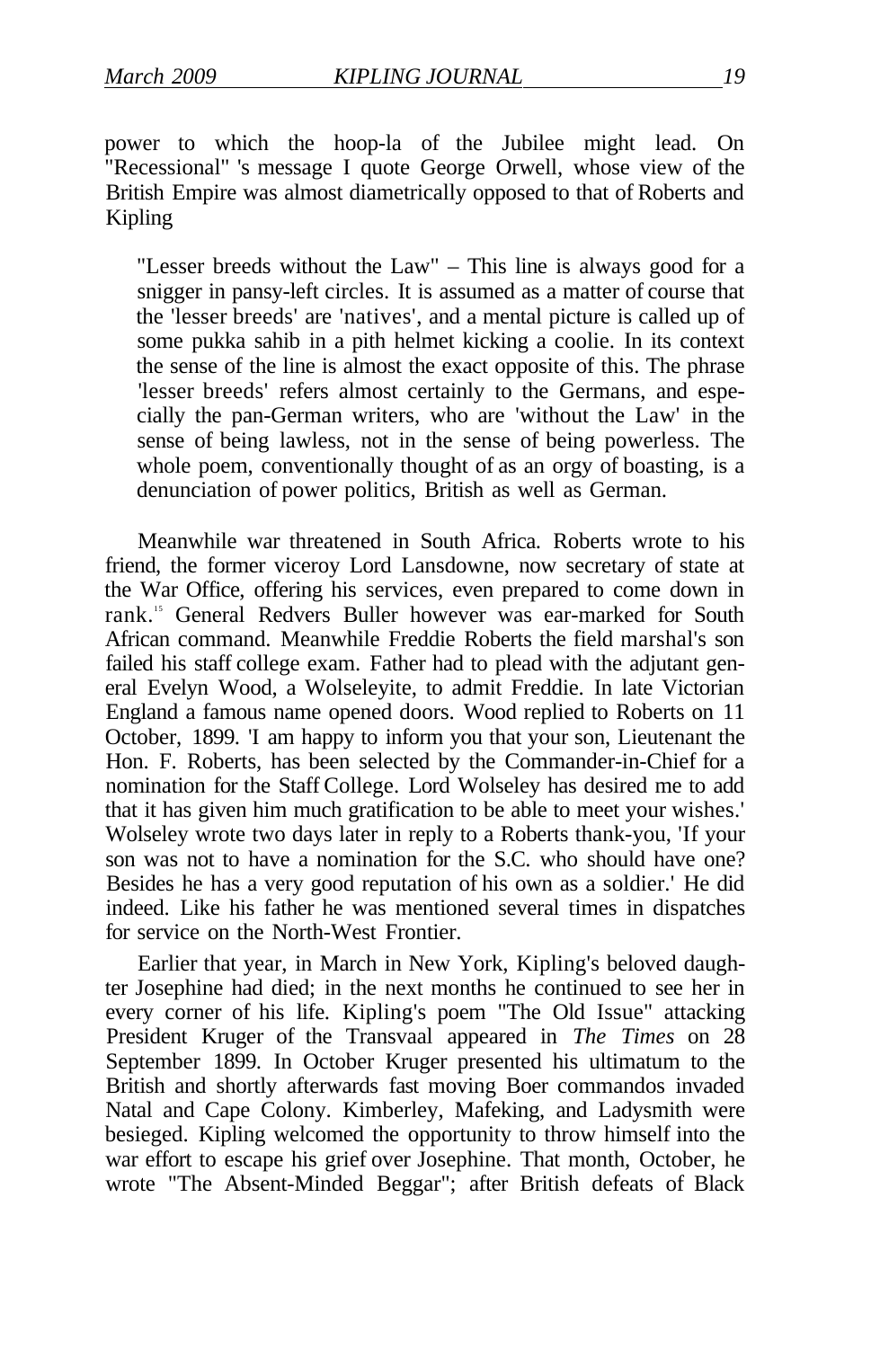power to which the hoop-la of the Jubilee might lead. On "Recessional" 's message I quote George Orwell, whose view of the British Empire was almost diametrically opposed to that of Roberts and Kipling

> "Lesser breeds without the Law" – This line is always good for a snigger in pansy-left circles. It is assumed as a matter of course that the 'lesser breeds' are 'natives', and a mental picture is called up of some pukka sahib in a pith helmet kicking a coolie. In its context the sense of the line is almost the exact opposite of this. The phrase 'lesser breeds' refers almost certainly to the Germans, and especially the pan-German writers, who are 'without the Law' in the sense of being lawless, not in the sense of being powerless. The whole poem, conventionally thought of as an orgy of boasting, is a denunciation of power politics, British as well as German.

Meanwhile war threatened in South Africa. Roberts wrote to his friend, the former viceroy Lord Lansdowne, now secretary of state at the War Office, offering his services, even prepared to come down in rank.[15] General Redvers Buller however was ear-marked for South African command. Meanwhile Freddie Roberts the field marshal's son failed his staff college exam. Father had to plead with the adjutant general Evelyn Wood, a Wolseleyite, to admit Freddie. In late Victorian England a famous name opened doors. Wood replied to Roberts on 11 October, 1899. 'I am happy to inform you that your son, Lieutenant the Hon. F. Roberts, has been selected by the Commander-in-Chief for a nomination for the Staff College. Lord Wolseley has desired me to add that it has given him much gratification to be able to meet your wishes.' Wolseley wrote two days later in reply to a Roberts thank-you, 'If your son was not to have a nomination for the S.C. who should have one? Besides he has a very good reputation of his own as a soldier.' He did indeed. Like his father he was mentioned several times in dispatches for service on the North-West Frontier.

Earlier that year, in March in New York, Kipling's beloved daughter Josephine had died; in the next months he continued to see her in every corner of his life. Kipling's poem "The Old Issue" attacking President Kruger of the Transvaal appeared in *The Times* on 28 September 1899. In October Kruger presented his ultimatum to the British and shortly afterwards fast moving Boer commandos invaded Natal and Cape Colony. Kimberley, Mafeking, and Ladysmith were besieged. Kipling welcomed the opportunity to throw himself into the war effort to escape his grief over Josephine. That month, October, he wrote "The Absent-Minded Beggar"; after British defeats of Black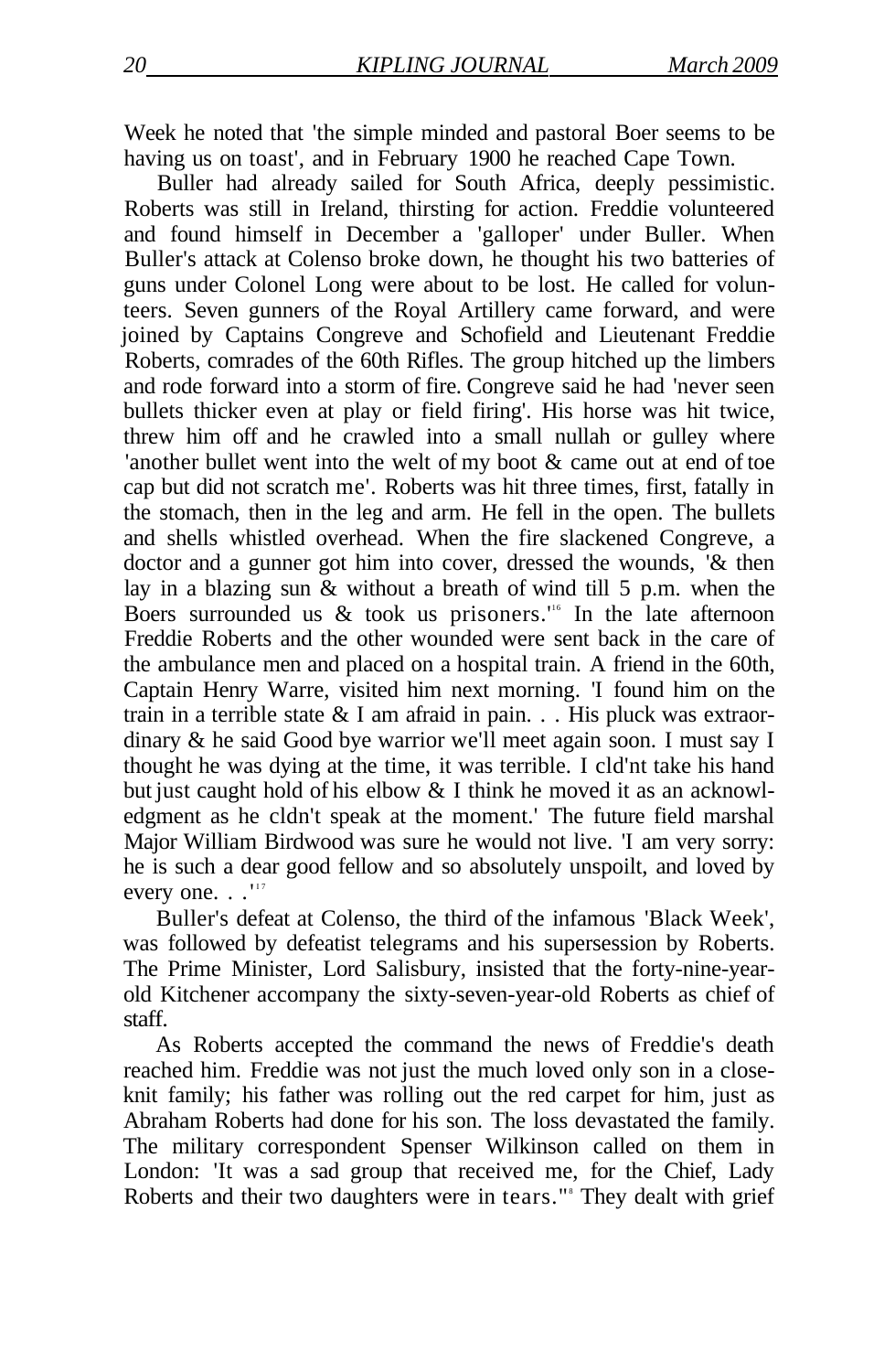Week he noted that 'the simple minded and pastoral Boer seems to be having us on toast', and in February 1900 he reached Cape Town.

Buller had already sailed for South Africa, deeply pessimistic. Roberts was still in Ireland, thirsting for action. Freddie volunteered and found himself in December a 'galloper' under Buller. When Buller's attack at Colenso broke down, he thought his two batteries of guns under Colonel Long were about to be lost. He called for volunteers. Seven gunners of the Royal Artillery came forward, and were joined by Captains Congreve and Schofield and Lieutenant Freddie Roberts, comrades of the 60th Rifles. The group hitched up the limbers and rode forward into a storm of fire. Congreve said he had 'never seen bullets thicker even at play or field firing'. His horse was hit twice, threw him off and he crawled into a small nullah or gulley where 'another bullet went into the welt of my boot & came out at end of toe cap but did not scratch me'. Roberts was hit three times, first, fatally in the stomach, then in the leg and arm. He fell in the open. The bullets and shells whistled overhead. When the fire slackened Congreve, a doctor and a gunner got him into cover, dressed the wounds, '& then lay in a blazing sun & without a breath of wind till 5 p.m. when the Boers surrounded us & took us prisoners.'[16] In the late afternoon Freddie Roberts and the other wounded were sent back in the care of the ambulance men and placed on a hospital train. A friend in the 60th, Captain Henry Warre, visited him next morning. 'I found him on the train in a terrible state & I am afraid in pain. . . His pluck was extraordinary & he said Good bye warrior we'll meet again soon. I must say I thought he was dying at the time, it was terrible. I cld'nt take his hand but just caught hold of his elbow & I think he moved it as an acknowledgment as he cldn't speak at the moment.' The future field marshal Major William Birdwood was sure he would not live. 'I am very sorry: he is such a dear good fellow and so absolutely unspoilt, and loved by every one. . .'[17]

Buller's defeat at Colenso, the third of the infamous 'Black Week', was followed by defeatist telegrams and his supersession by Roberts. The Prime Minister, Lord Salisbury, insisted that the forty-nine-year-old Kitchener accompany the sixty-seven-year-old Roberts as chief of staff.

As Roberts accepted the command the news of Freddie's death reached him. Freddie was not just the much loved only son in a close-knit family; his father was rolling out the red carpet for him, just as Abraham Roberts had done for his son. The loss devastated the family. The military correspondent Spenser Wilkinson called on them in London: 'It was a sad group that received me, for the Chief, Lady Roberts and their two daughters were in tears.'[18] They dealt with grief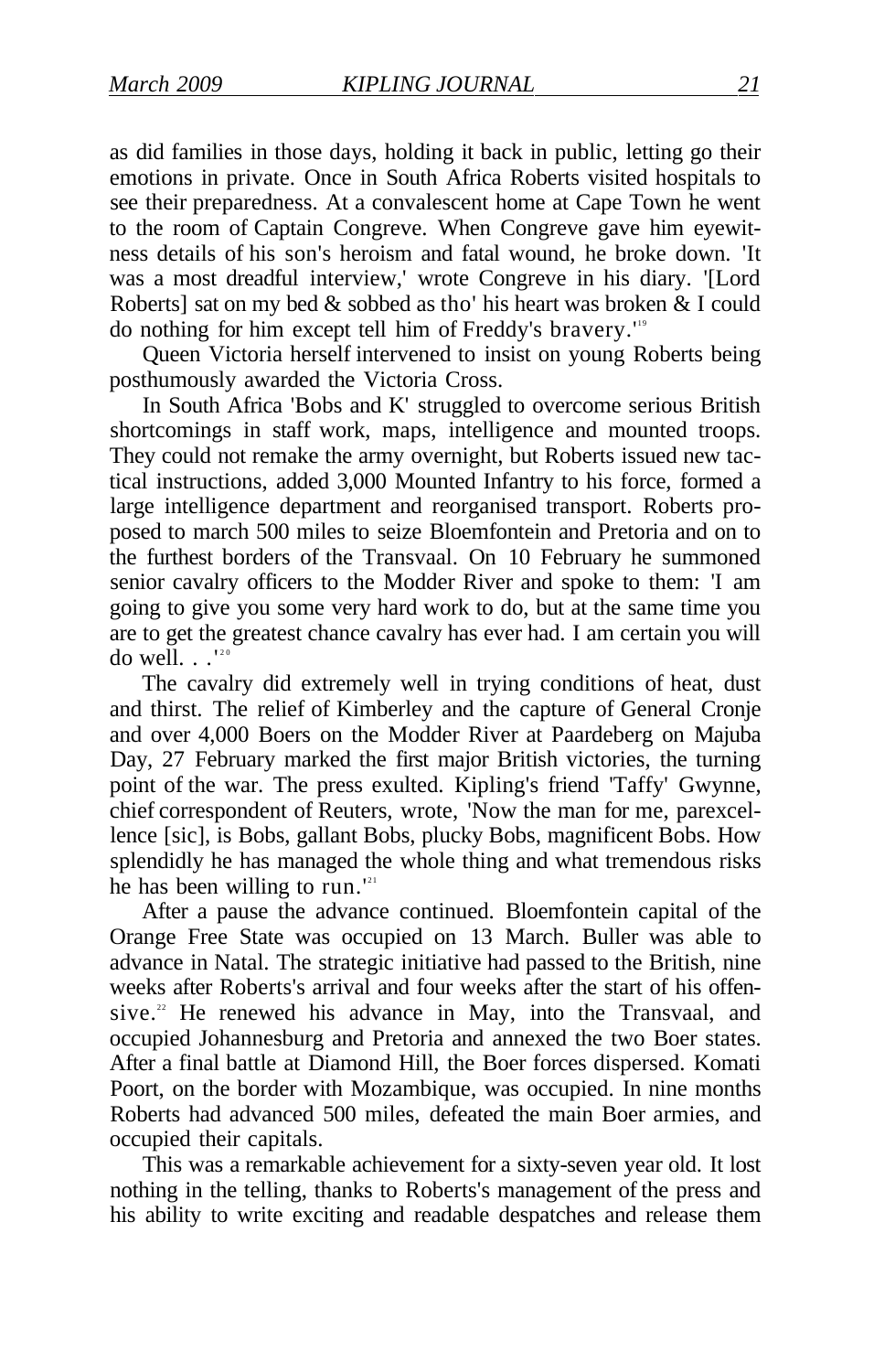as did families in those days, holding it back in public, letting go their emotions in private. Once in South Africa Roberts visited hospitals to see their preparedness. At a convalescent home at Cape Town he went to the room of Captain Congreve. When Congreve gave him eyewitness details of his son's heroism and fatal wound, he broke down. 'It was a most dreadful interview,' wrote Congreve in his diary. '[Lord Roberts] sat on my bed & sobbed as tho' his heart was broken & I could do nothing for him except tell him of Freddy's bravery.'[19]

Queen Victoria herself intervened to insist on young Roberts being posthumously awarded the Victoria Cross.

In South Africa 'Bobs and K' struggled to overcome serious British shortcomings in staff work, maps, intelligence and mounted troops. They could not remake the army overnight, but Roberts issued new tactical instructions, added 3,000 Mounted Infantry to his force, formed a large intelligence department and reorganised transport. Roberts proposed to march 500 miles to seize Bloemfontein and Pretoria and on to the furthest borders of the Transvaal. On 10 February he summoned senior cavalry officers to the Modder River and spoke to them: 'I am going to give you some very hard work to do, but at the same time you are to get the greatest chance cavalry has ever had. I am certain you will do well. . .'[20]

The cavalry did extremely well in trying conditions of heat, dust and thirst. The relief of Kimberley and the capture of General Cronje and over 4,000 Boers on the Modder River at Paardeberg on Majuba Day, 27 February marked the first major British victories, the turning point of the war. The press exulted. Kipling's friend 'Taffy' Gwynne, chief correspondent of Reuters, wrote, 'Now the man for me, parexcellence [sic], is Bobs, gallant Bobs, plucky Bobs, magnificent Bobs. How splendidly he has managed the whole thing and what tremendous risks he has been willing to run.'[21]

After a pause the advance continued. Bloemfontein capital of the Orange Free State was occupied on 13 March. Buller was able to advance in Natal. The strategic initiative had passed to the British, nine weeks after Roberts's arrival and four weeks after the start of his offensive.[22] He renewed his advance in May, into the Transvaal, and occupied Johannesburg and Pretoria and annexed the two Boer states. After a final battle at Diamond Hill, the Boer forces dispersed. Komati Poort, on the border with Mozambique, was occupied. In nine months Roberts had advanced 500 miles, defeated the main Boer armies, and occupied their capitals.

This was a remarkable achievement for a sixty-seven year old. It lost nothing in the telling, thanks to Roberts's management of the press and his ability to write exciting and readable despatches and release them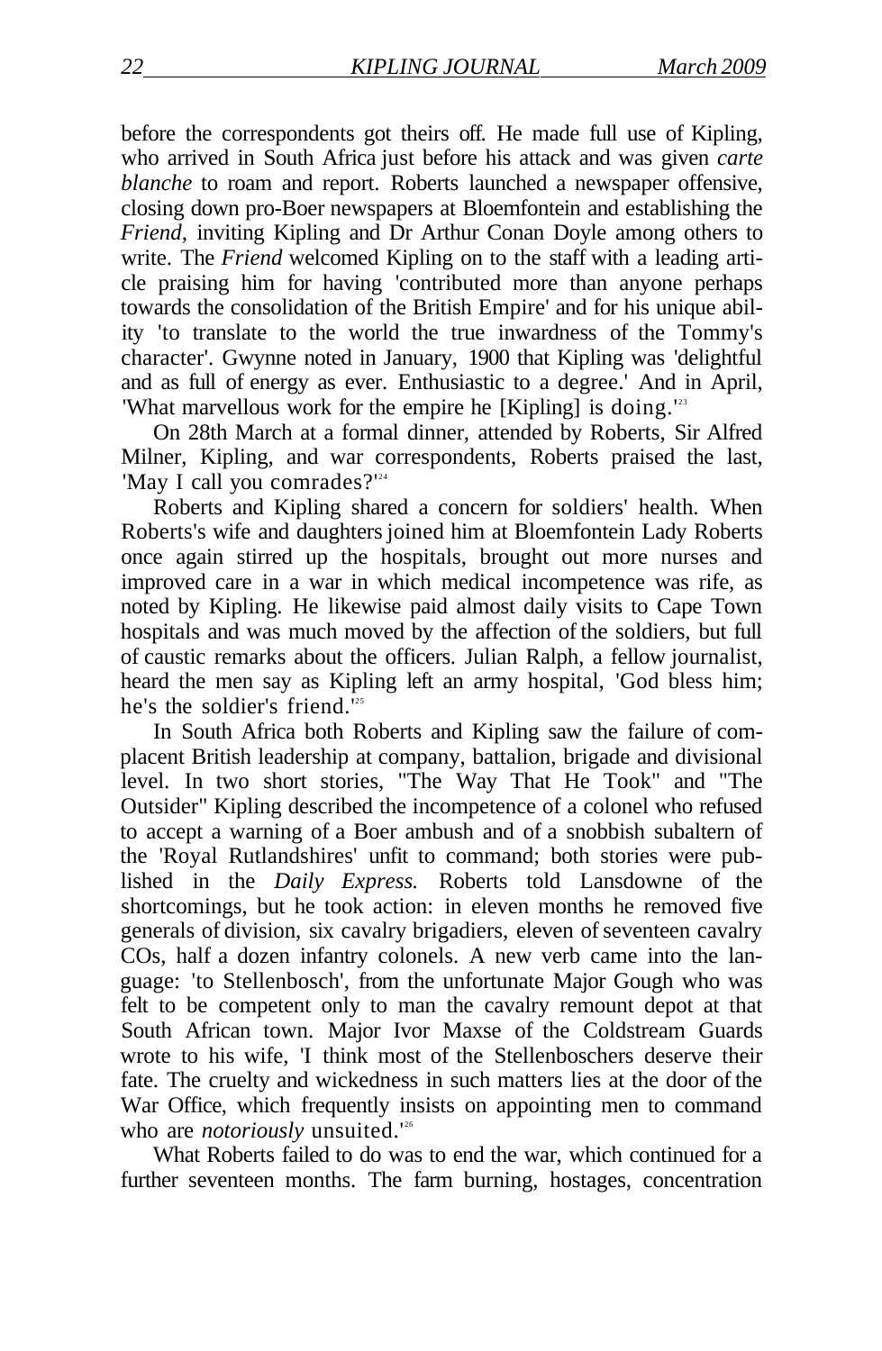before the correspondents got theirs off. He made full use of Kipling, who arrived in South Africa just before his attack and was given *carte blanche* to roam and report. Roberts launched a newspaper offensive, closing down pro-Boer newspapers at Bloemfontein and establishing the *Friend,* inviting Kipling and Dr Arthur Conan Doyle among others to write. The *Friend* welcomed Kipling on to the staff with a leading article praising him for having 'contributed more than anyone perhaps towards the consolidation of the British Empire' and for his unique ability 'to translate to the world the true inwardness of the Tommy's character'. Gwynne noted in January, 1900 that Kipling was 'delightful and as full of energy as ever. Enthusiastic to a degree.' And in April, 'What marvellous work for the empire he [Kipling] is doing.'[23]

On 28th March at a formal dinner, attended by Roberts, Sir Alfred Milner, Kipling, and war correspondents, Roberts praised the last, 'May I call you comrades?'[24]

Roberts and Kipling shared a concern for soldiers' health. When Roberts's wife and daughters joined him at Bloemfontein Lady Roberts once again stirred up the hospitals, brought out more nurses and improved care in a war in which medical incompetence was rife, as noted by Kipling. He likewise paid almost daily visits to Cape Town hospitals and was much moved by the affection of the soldiers, but full of caustic remarks about the officers. Julian Ralph, a fellow journalist, heard the men say as Kipling left an army hospital, 'God bless him; he's the soldier's friend.'[25]

In South Africa both Roberts and Kipling saw the failure of complacent British leadership at company, battalion, brigade and divisional level. In two short stories, "The Way That He Took" and "The Outsider" Kipling described the incompetence of a colonel who refused to accept a warning of a Boer ambush and of a snobbish subaltern of the 'Royal Rutlandshires' unfit to command; both stories were published in the *Daily Express.* Roberts told Lansdowne of the shortcomings, but he took action: in eleven months he removed five generals of division, six cavalry brigadiers, eleven of seventeen cavalry COs, half a dozen infantry colonels. A new verb came into the language: 'to Stellenbosch', from the unfortunate Major Gough who was felt to be competent only to man the cavalry remount depot at that South African town. Major Ivor Maxse of the Coldstream Guards wrote to his wife, 'I think most of the Stellenboschers deserve their fate. The cruelty and wickedness in such matters lies at the door of the War Office, which frequently insists on appointing men to command who are *notoriously* unsuited.'[26]

What Roberts failed to do was to end the war, which continued for a further seventeen months. The farm burning, hostages, concentration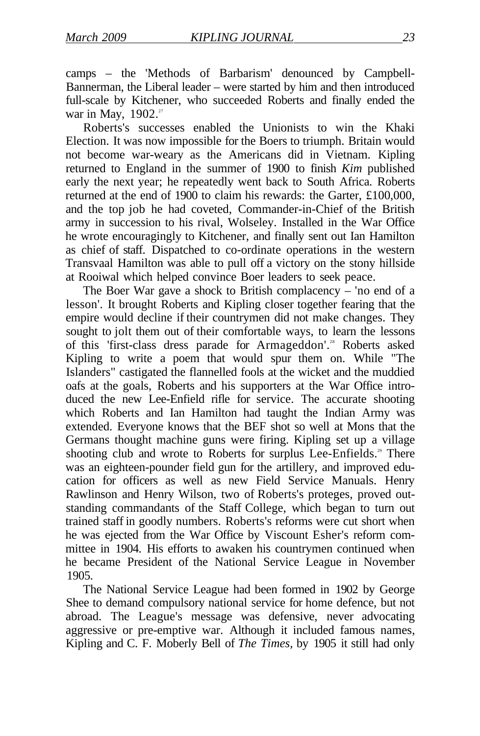camps – the 'Methods of Barbarism' denounced by Campbell-Bannerman, the Liberal leader – were started by him and then introduced full-scale by Kitchener, who succeeded Roberts and finally ended the war in May, 1902.[27]

Roberts's successes enabled the Unionists to win the Khaki Election. It was now impossible for the Boers to triumph. Britain would not become war-weary as the Americans did in Vietnam. Kipling returned to England in the summer of 1900 to finish *Kim* published early the next year; he repeatedly went back to South Africa. Roberts returned at the end of 1900 to claim his rewards: the Garter, £100,000, and the top job he had coveted, Commander-in-Chief of the British army in succession to his rival, Wolseley. Installed in the War Office he wrote encouragingly to Kitchener, and finally sent out Ian Hamilton as chief of staff. Dispatched to co-ordinate operations in the western Transvaal Hamilton was able to pull off a victory on the stony hillside at Rooiwal which helped convince Boer leaders to seek peace.

The Boer War gave a shock to British complacency – 'no end of a lesson'. It brought Roberts and Kipling closer together fearing that the empire would decline if their countrymen did not make changes. They sought to jolt them out of their comfortable ways, to learn the lessons of this 'first-class dress parade for Armageddon'.[28] Roberts asked Kipling to write a poem that would spur them on. While "The Islanders" castigated the flannelled fools at the wicket and the muddied oafs at the goals, Roberts and his supporters at the War Office introduced the new Lee-Enfield rifle for service. The accurate shooting which Roberts and Ian Hamilton had taught the Indian Army was extended. Everyone knows that the BEF shot so well at Mons that the Germans thought machine guns were firing. Kipling set up a village shooting club and wrote to Roberts for surplus Lee-Enfields.[29] There was an eighteen-pounder field gun for the artillery, and improved education for officers as well as new Field Service Manuals. Henry Rawlinson and Henry Wilson, two of Roberts's proteges, proved outstanding commandants of the Staff College, which began to turn out trained staff in goodly numbers. Roberts's reforms were cut short when he was ejected from the War Office by Viscount Esher's reform committee in 1904. His efforts to awaken his countrymen continued when he became President of the National Service League in November 1905.

The National Service League had been formed in 1902 by George Shee to demand compulsory national service for home defence, but not abroad. The League's message was defensive, never advocating aggressive or pre-emptive war. Although it included famous names, Kipling and C. F. Moberly Bell of *The Times*, by 1905 it still had only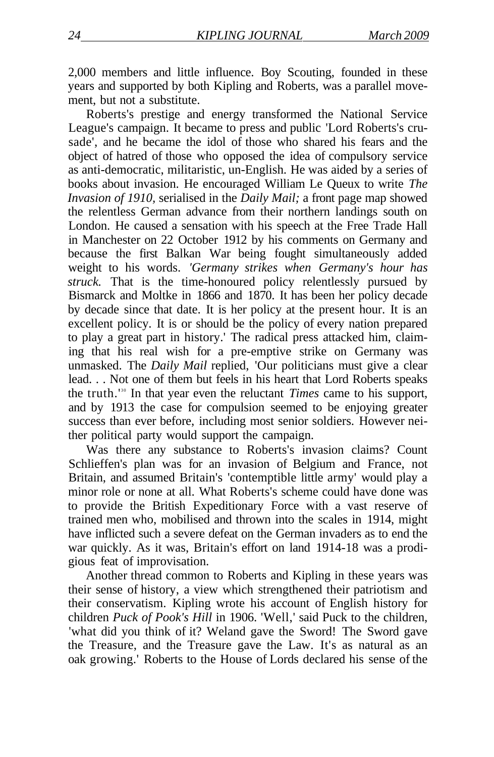2,000 members and little influence. Boy Scouting, founded in these years and supported by both Kipling and Roberts, was a parallel movement, but not a substitute.

Roberts's prestige and energy transformed the National Service League's campaign. It became to press and public 'Lord Roberts's crusade', and he became the idol of those who shared his fears and the object of hatred of those who opposed the idea of compulsory service as anti-democratic, militaristic, un-English. He was aided by a series of books about invasion. He encouraged William Le Queux to write *The Invasion of 1910,* serialised in the *Daily Mail;* a front page map showed the relentless German advance from their northern landings south on London. He caused a sensation with his speech at the Free Trade Hall in Manchester on 22 October 1912 by his comments on Germany and because the first Balkan War being fought simultaneously added weight to his words. *'Germany strikes when Germany's hour has struck.* That is the time-honoured policy relentlessly pursued by Bismarck and Moltke in 1866 and 1870. It has been her policy decade by decade since that date. It is her policy at the present hour. It is an excellent policy. It is or should be the policy of every nation prepared to play a great part in history.' The radical press attacked him, claiming that his real wish for a pre-emptive strike on Germany was unmasked. The *Daily Mail* replied, 'Our politicians must give a clear lead. . . Not one of them but feels in his heart that Lord Roberts speaks the truth.'[30] In that year even the reluctant *Times* came to his support, and by 1913 the case for compulsion seemed to be enjoying greater success than ever before, including most senior soldiers. However neither political party would support the campaign.

Was there any substance to Roberts's invasion claims? Count Schlieffen's plan was for an invasion of Belgium and France, not Britain, and assumed Britain's 'contemptible little army' would play a minor role or none at all. What Roberts's scheme could have done was to provide the British Expeditionary Force with a vast reserve of trained men who, mobilised and thrown into the scales in 1914, might have inflicted such a severe defeat on the German invaders as to end the war quickly. As it was, Britain's effort on land 1914-18 was a prodigious feat of improvisation.

Another thread common to Roberts and Kipling in these years was their sense of history, a view which strengthened their patriotism and their conservatism. Kipling wrote his account of English history for children *Puck of Pook's Hill* in 1906. 'Well,' said Puck to the children, 'what did you think of it? Weland gave the Sword! The Sword gave the Treasure, and the Treasure gave the Law. It's as natural as an oak growing.' Roberts to the House of Lords declared his sense of the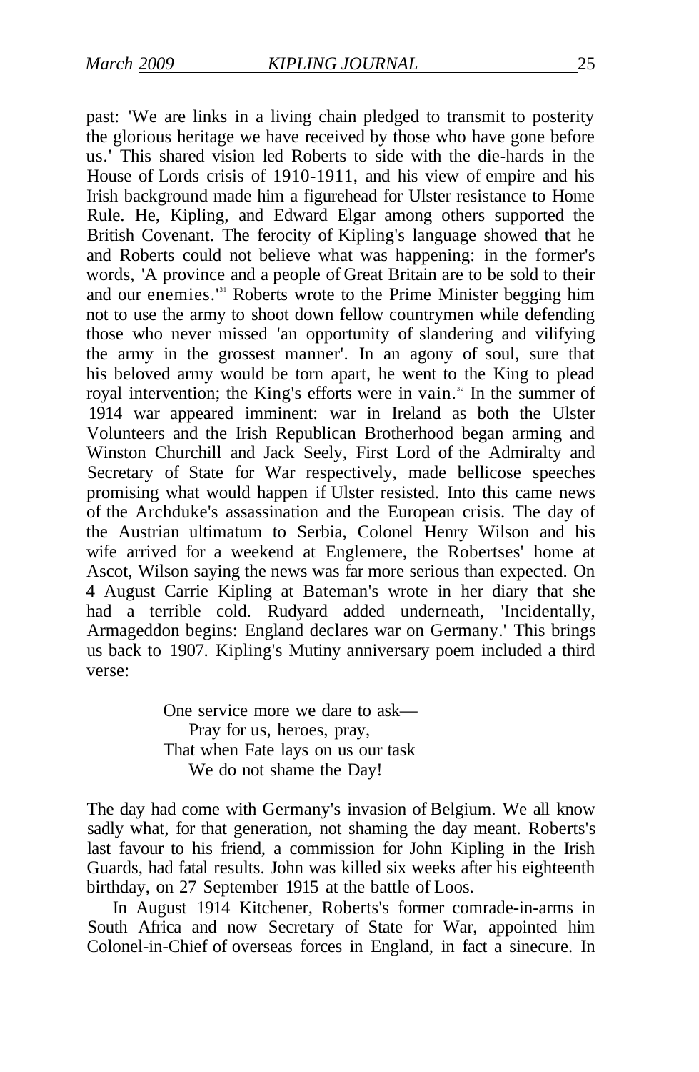past: 'We are links in a living chain pledged to transmit to posterity the glorious heritage we have received by those who have gone before us.' This shared vision led Roberts to side with the die-hards in the House of Lords crisis of 1910-1911, and his view of empire and his Irish background made him a figurehead for Ulster resistance to Home Rule. He, Kipling, and Edward Elgar among others supported the British Covenant. The ferocity of Kipling's language showed that he and Roberts could not believe what was happening: in the former's words, 'A province and a people of Great Britain are to be sold to their and our enemies.'[31] Roberts wrote to the Prime Minister begging him not to use the army to shoot down fellow countrymen while defending those who never missed 'an opportunity of slandering and vilifying the army in the grossest manner'. In an agony of soul, sure that his beloved army would be torn apart, he went to the King to plead royal intervention; the King's efforts were in vain.[32] In the summer of 1914 war appeared imminent: war in Ireland as both the Ulster Volunteers and the Irish Republican Brotherhood began arming and Winston Churchill and Jack Seely, First Lord of the Admiralty and Secretary of State for War respectively, made bellicose speeches promising what would happen if Ulster resisted. Into this came news of the Archduke's assassination and the European crisis. The day of the Austrian ultimatum to Serbia, Colonel Henry Wilson and his wife arrived for a weekend at Englemere, the Robertses' home at Ascot, Wilson saying the news was far more serious than expected. On 4 August Carrie Kipling at Bateman's wrote in her diary that she had a terrible cold. Rudyard added underneath, 'Incidentally, Armageddon begins: England declares war on Germany.' This brings us back to 1907. Kipling's Mutiny anniversary poem included a third verse:

> One service more we dare to ask—
> Pray for us, heroes, pray,
> That when Fate lays on us our task
> We do not shame the Day!

The day had come with Germany's invasion of Belgium. We all know sadly what, for that generation, not shaming the day meant. Roberts's last favour to his friend, a commission for John Kipling in the Irish Guards, had fatal results. John was killed six weeks after his eighteenth birthday, on 27 September 1915 at the battle of Loos.

In August 1914 Kitchener, Roberts's former comrade-in-arms in South Africa and now Secretary of State for War, appointed him Colonel-in-Chief of overseas forces in England, in fact a sinecure. In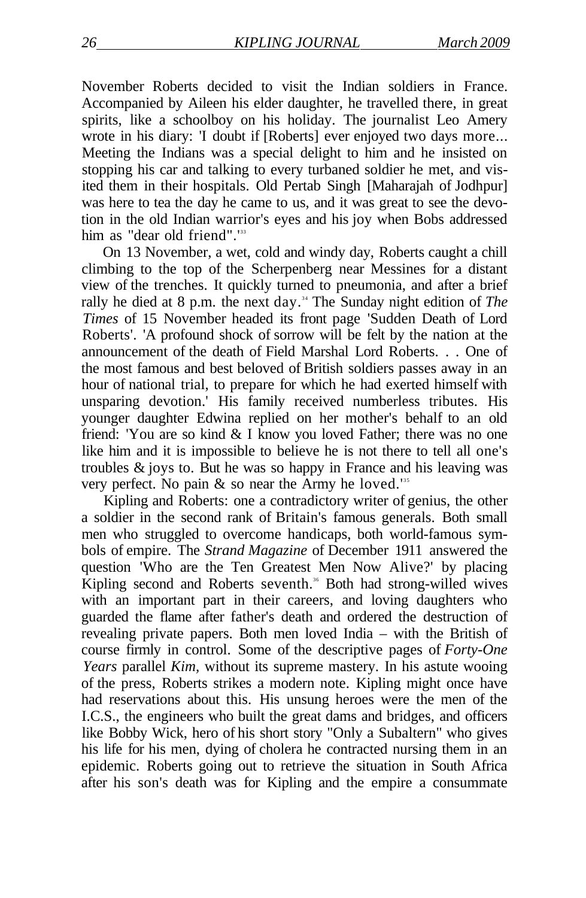November Roberts decided to visit the Indian soldiers in France. Accompanied by Aileen his elder daughter, he travelled there, in great spirits, like a schoolboy on his holiday. The journalist Leo Amery wrote in his diary: 'I doubt if [Roberts] ever enjoyed two days more... Meeting the Indians was a special delight to him and he insisted on stopping his car and talking to every turbaned soldier he met, and visited them in their hospitals. Old Pertab Singh [Maharajah of Jodhpur] was here to tea the day he came to us, and it was great to see the devotion in the old Indian warrior's eyes and his joy when Bobs addressed him as "dear old friend".'[33]

On 13 November, a wet, cold and windy day, Roberts caught a chill climbing to the top of the Scherpenberg near Messines for a distant view of the trenches. It quickly turned to pneumonia, and after a brief rally he died at 8 p.m. the next day.[34] The Sunday night edition of *The Times* of 15 November headed its front page 'Sudden Death of Lord Roberts'. 'A profound shock of sorrow will be felt by the nation at the announcement of the death of Field Marshal Lord Roberts. . . One of the most famous and best beloved of British soldiers passes away in an hour of national trial, to prepare for which he had exerted himself with unsparing devotion.' His family received numberless tributes. His younger daughter Edwina replied on her mother's behalf to an old friend: 'You are so kind & I know you loved Father; there was no one like him and it is impossible to believe he is not there to tell all one's troubles & joys to. But he was so happy in France and his leaving was very perfect. No pain & so near the Army he loved.'[35]

Kipling and Roberts: one a contradictory writer of genius, the other a soldier in the second rank of Britain's famous generals. Both small men who struggled to overcome handicaps, both world-famous symbols of empire. The *Strand Magazine* of December 1911 answered the question 'Who are the Ten Greatest Men Now Alive?' by placing Kipling second and Roberts seventh.[36] Both had strong-willed wives with an important part in their careers, and loving daughters who guarded the flame after father's death and ordered the destruction of revealing private papers. Both men loved India – with the British of course firmly in control. Some of the descriptive pages of *Forty-One Years* parallel *Kim*, without its supreme mastery. In his astute wooing of the press, Roberts strikes a modern note. Kipling might once have had reservations about this. His unsung heroes were the men of the I.C.S., the engineers who built the great dams and bridges, and officers like Bobby Wick, hero of his short story "Only a Subaltern" who gives his life for his men, dying of cholera he contracted nursing them in an epidemic. Roberts going out to retrieve the situation in South Africa after his son's death was for Kipling and the empire a consummate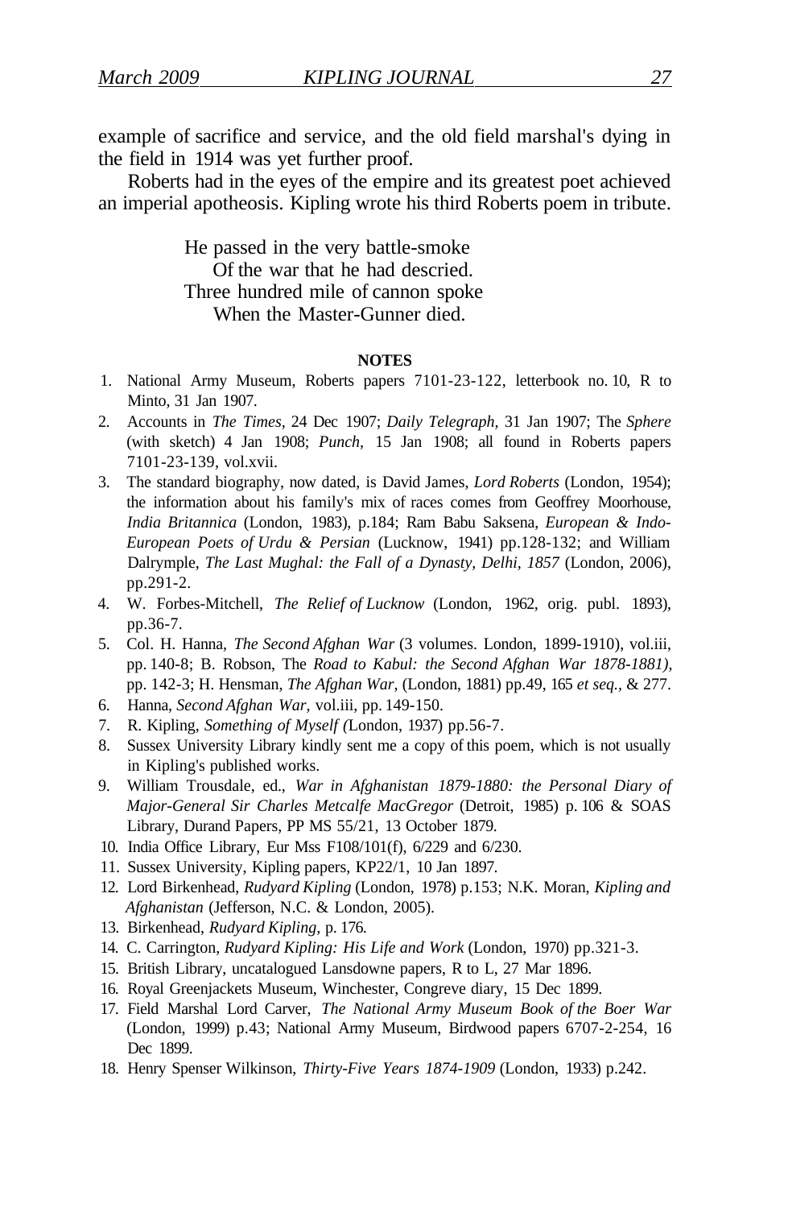example of sacrifice and service, and the old field marshal's dying in the field in 1914 was yet further proof.

Roberts had in the eyes of the empire and its greatest poet achieved an imperial apotheosis. Kipling wrote his third Roberts poem in tribute.

> He passed in the very battle-smoke
>   Of the war that he had descried.
> Three hundred mile of cannon spoke
>   When the Master-Gunner died.

**NOTES**

1. National Army Museum, Roberts papers 7101-23-122, letterbook no. 10, R to Minto, 31 Jan 1907.
2. Accounts in *The Times*, 24 Dec 1907; *Daily Telegraph*, 31 Jan 1907; The *Sphere* (with sketch) 4 Jan 1908; *Punch*, 15 Jan 1908; all found in Roberts papers 7101-23-139, vol.xvii.
3. The standard biography, now dated, is David James, *Lord Roberts* (London, 1954); the information about his family's mix of races comes from Geoffrey Moorhouse, *India Britannica* (London, 1983), p.184; Ram Babu Saksena, *European & Indo-European Poets of Urdu & Persian* (Lucknow, 1941) pp.128-132; and William Dalrymple, *The Last Mughal: the Fall of a Dynasty, Delhi, 1857* (London, 2006), pp.291-2.
4. W. Forbes-Mitchell, *The Relief of Lucknow* (London, 1962, orig. publ. 1893), pp.36-7.
5. Col. H. Hanna, *The Second Afghan War* (3 volumes. London, 1899-1910), vol.iii, pp. 140-8; B. Robson, The *Road to Kabul: the Second Afghan War 1878-1881),* pp. 142-3; H. Hensman, *The Afghan War*, (London, 1881) pp.49, 165 *et seq.*, & 277.
6. Hanna, *Second Afghan War*, vol.iii, pp. 149-150.
7. R. Kipling, *Something of Myself (*London, 1937) pp.56-7.
8. Sussex University Library kindly sent me a copy of this poem, which is not usually in Kipling's published works.
9. William Trousdale, ed., *War in Afghanistan 1879-1880: the Personal Diary of Major-General Sir Charles Metcalfe MacGregor* (Detroit, 1985) p. 106 & SOAS Library, Durand Papers, PP MS 55/21, 13 October 1879.
10. India Office Library, Eur Mss F108/101(f), 6/229 and 6/230.
11. Sussex University, Kipling papers, KP22/1, 10 Jan 1897.
12. Lord Birkenhead, *Rudyard Kipling* (London, 1978) p.153; N.K. Moran, *Kipling and Afghanistan* (Jefferson, N.C. & London, 2005).
13. Birkenhead, *Rudyard Kipling*, p. 176.
14. C. Carrington, *Rudyard Kipling: His Life and Work* (London, 1970) pp.321-3.
15. British Library, uncatalogued Lansdowne papers, R to L, 27 Mar 1896.
16. Royal Greenjackets Museum, Winchester, Congreve diary, 15 Dec 1899.
17. Field Marshal Lord Carver, *The National Army Museum Book of the Boer War* (London, 1999) p.43; National Army Museum, Birdwood papers 6707-2-254, 16 Dec 1899.
18. Henry Spenser Wilkinson, *Thirty-Five Years 1874-1909* (London, 1933) p.242.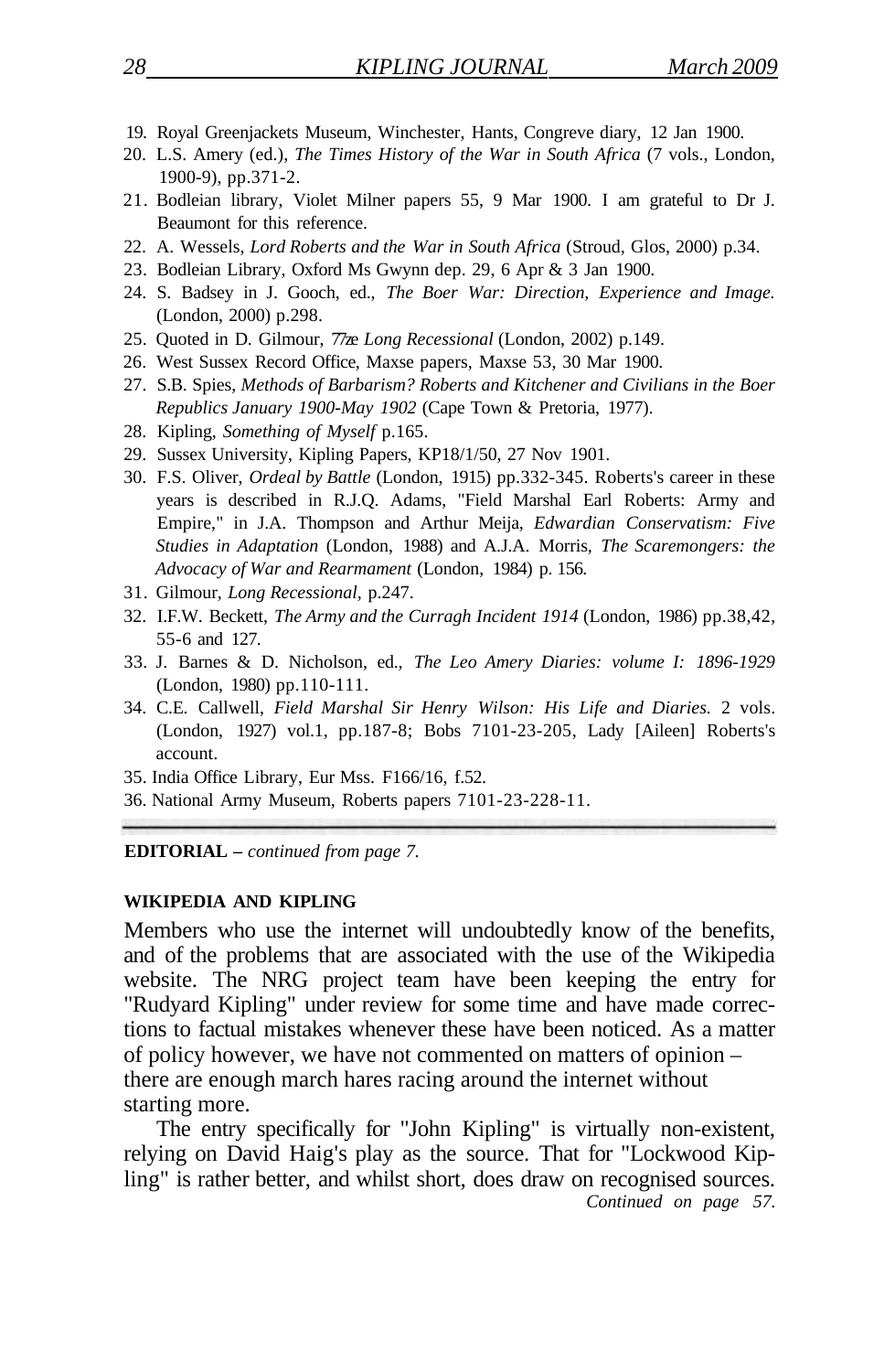19. Royal Greenjackets Museum, Winchester, Hants, Congreve diary, 12 Jan 1900.
20. L.S. Amery (ed.), *The Times History of the War in South Africa* (7 vols., London, 1900-9), pp.371-2.
21. Bodleian library, Violet Milner papers 55, 9 Mar 1900. I am grateful to Dr J. Beaumont for this reference.
22. A. Wessels, *Lord Roberts and the War in South Africa* (Stroud, Glos, 2000) p.34.
23. Bodleian Library, Oxford Ms Gwynn dep. 29, 6 Apr & 3 Jan 1900.
24. S. Badsey in J. Gooch, ed., *The Boer War: Direction, Experience and Image.* (London, 2000) p.298.
25. Quoted in D. Gilmour, *The Long Recessional* (London, 2002) p.149.
26. West Sussex Record Office, Maxse papers, Maxse 53, 30 Mar 1900.
27. S.B. Spies, *Methods of Barbarism? Roberts and Kitchener and Civilians in the Boer Republics January 1900-May 1902* (Cape Town & Pretoria, 1977).
28. Kipling, *Something of Myself* p.165.
29. Sussex University, Kipling Papers, KP18/1/50, 27 Nov 1901.
30. F.S. Oliver, *Ordeal by Battle* (London, 1915) pp.332-345. Roberts's career in these years is described in R.J.Q. Adams, "Field Marshal Earl Roberts: Army and Empire," in J.A. Thompson and Arthur Meija, *Edwardian Conservatism: Five Studies in Adaptation* (London, 1988) and A.J.A. Morris, *The Scaremongers: the Advocacy of War and Rearmament* (London, 1984) p. 156.
31. Gilmour, *Long Recessional,* p.247.
32. I.F.W. Beckett, *The Army and the Curragh Incident 1914* (London, 1986) pp.38,42, 55-6 and 127.
33. J. Barnes & D. Nicholson, ed., *The Leo Amery Diaries: volume I: 1896-1929* (London, 1980) pp.110-111.
34. C.E. Callwell, *Field Marshal Sir Henry Wilson: His Life and Diaries.* 2 vols. (London, 1927) vol.1, pp.187-8; Bobs 7101-23-205, Lady [Aileen] Roberts's account.
35. India Office Library, Eur Mss. F166/16, f.52.
36. National Army Museum, Roberts papers 7101-23-228-11.

---

**EDITORIAL –** *continued from page 7.*

### WIKIPEDIA AND KIPLING

Members who use the internet will undoubtedly know of the benefits, and of the problems that are associated with the use of the Wikipedia website. The NRG project team have been keeping the entry for "Rudyard Kipling" under review for some time and have made corrections to factual mistakes whenever these have been noticed. As a matter of policy however, we have not commented on matters of opinion – there are enough march hares racing around the internet without starting more.

The entry specifically for "John Kipling" is virtually non-existent, relying on David Haig's play as the source. That for "Lockwood Kipling" is rather better, and whilst short, does draw on recognised sources.

*Continued on page 57.*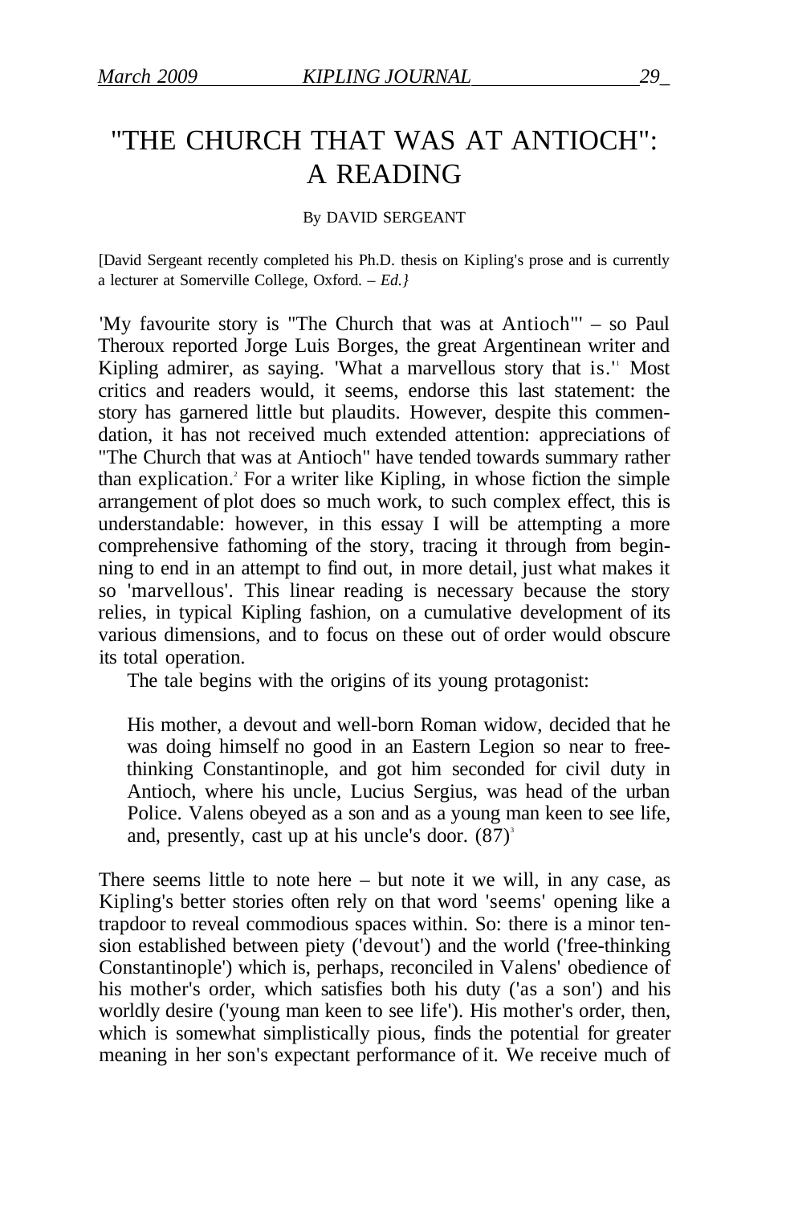# "THE CHURCH THAT WAS AT ANTIOCH": A READING

By DAVID SERGEANT

[David Sergeant recently completed his Ph.D. thesis on Kipling's prose and is currently a lecturer at Somerville College, Oxford. – *Ed.*}

'My favourite story is "The Church that was at Antioch"' – so Paul Theroux reported Jorge Luis Borges, the great Argentinean writer and Kipling admirer, as saying. 'What a marvellous story that is.'[1] Most critics and readers would, it seems, endorse this last statement: the story has garnered little but plaudits. However, despite this commendation, it has not received much extended attention: appreciations of "The Church that was at Antioch" have tended towards summary rather than explication.[2] For a writer like Kipling, in whose fiction the simple arrangement of plot does so much work, to such complex effect, this is understandable: however, in this essay I will be attempting a more comprehensive fathoming of the story, tracing it through from beginning to end in an attempt to find out, in more detail, just what makes it so 'marvellous'. This linear reading is necessary because the story relies, in typical Kipling fashion, on a cumulative development of its various dimensions, and to focus on these out of order would obscure its total operation.

The tale begins with the origins of its young protagonist:

> His mother, a devout and well-born Roman widow, decided that he was doing himself no good in an Eastern Legion so near to free-thinking Constantinople, and got him seconded for civil duty in Antioch, where his uncle, Lucius Sergius, was head of the urban Police. Valens obeyed as a son and as a young man keen to see life, and, presently, cast up at his uncle's door. (87)[3]

There seems little to note here – but note it we will, in any case, as Kipling's better stories often rely on that word 'seems' opening like a trapdoor to reveal commodious spaces within. So: there is a minor tension established between piety ('devout') and the world ('free-thinking Constantinople') which is, perhaps, reconciled in Valens' obedience of his mother's order, which satisfies both his duty ('as a son') and his worldly desire ('young man keen to see life'). His mother's order, then, which is somewhat simplistically pious, finds the potential for greater meaning in her son's expectant performance of it. We receive much of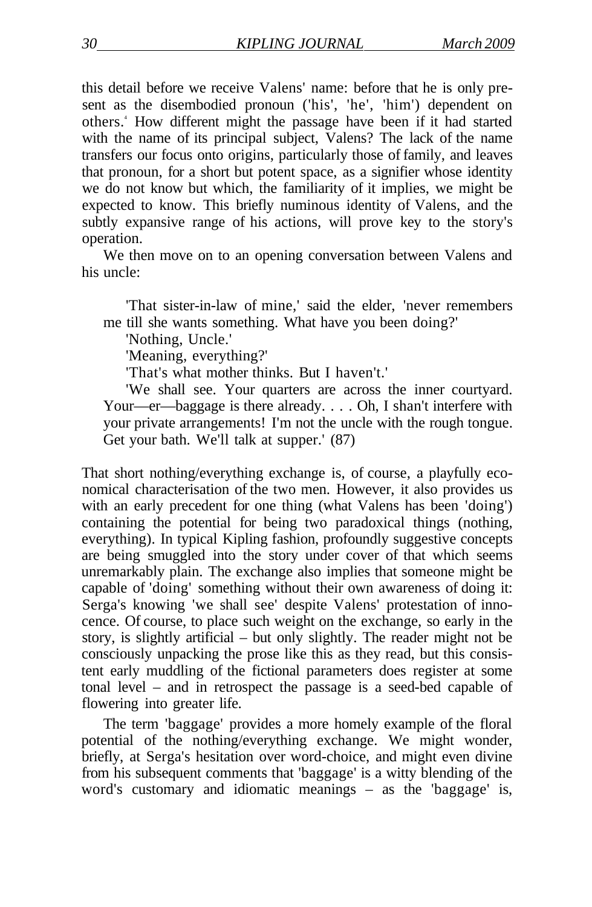this detail before we receive Valens' name: before that he is only present as the disembodied pronoun ('his', 'he', 'him') dependent on others.[4] How different might the passage have been if it had started with the name of its principal subject, Valens? The lack of the name transfers our focus onto origins, particularly those of family, and leaves that pronoun, for a short but potent space, as a signifier whose identity we do not know but which, the familiarity of it implies, we might be expected to know. This briefly numinous identity of Valens, and the subtly expansive range of his actions, will prove key to the story's operation.

We then move on to an opening conversation between Valens and his uncle:

> 'That sister-in-law of mine,' said the elder, 'never remembers me till she wants something. What have you been doing?'
>
> 'Nothing, Uncle.'
>
> 'Meaning, everything?'
>
> 'That's what mother thinks. But I haven't.'
>
> 'We shall see. Your quarters are across the inner courtyard. Your—er—baggage is there already. . . . Oh, I shan't interfere with your private arrangements! I'm not the uncle with the rough tongue. Get your bath. We'll talk at supper.' (87)

That short nothing/everything exchange is, of course, a playfully economical characterisation of the two men. However, it also provides us with an early precedent for one thing (what Valens has been 'doing') containing the potential for being two paradoxical things (nothing, everything). In typical Kipling fashion, profoundly suggestive concepts are being smuggled into the story under cover of that which seems unremarkably plain. The exchange also implies that someone might be capable of 'doing' something without their own awareness of doing it: Serga's knowing 'we shall see' despite Valens' protestation of innocence. Of course, to place such weight on the exchange, so early in the story, is slightly artificial – but only slightly. The reader might not be consciously unpacking the prose like this as they read, but this consistent early muddling of the fictional parameters does register at some tonal level – and in retrospect the passage is a seed-bed capable of flowering into greater life.

The term 'baggage' provides a more homely example of the floral potential of the nothing/everything exchange. We might wonder, briefly, at Serga's hesitation over word-choice, and might even divine from his subsequent comments that 'baggage' is a witty blending of the word's customary and idiomatic meanings – as the 'baggage' is,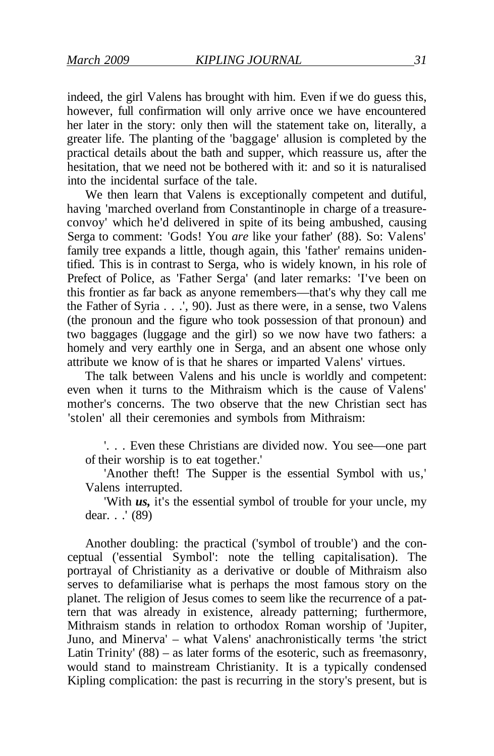indeed, the girl Valens has brought with him. Even if we do guess this, however, full confirmation will only arrive once we have encountered her later in the story: only then will the statement take on, literally, a greater life. The planting of the 'baggage' allusion is completed by the practical details about the bath and supper, which reassure us, after the hesitation, that we need not be bothered with it: and so it is naturalised into the incidental surface of the tale.

We then learn that Valens is exceptionally competent and dutiful, having 'marched overland from Constantinople in charge of a treasure-convoy' which he'd delivered in spite of its being ambushed, causing Serga to comment: 'Gods! You *are* like your father' (88). So: Valens' family tree expands a little, though again, this 'father' remains unidentified. This is in contrast to Serga, who is widely known, in his role of Prefect of Police, as 'Father Serga' (and later remarks: 'I've been on this frontier as far back as anyone remembers—that's why they call me the Father of Syria . . .', 90). Just as there were, in a sense, two Valens (the pronoun and the figure who took possession of that pronoun) and two baggages (luggage and the girl) so we now have two fathers: a homely and very earthly one in Serga, and an absent one whose only attribute we know of is that he shares or imparted Valens' virtues.

The talk between Valens and his uncle is worldly and competent: even when it turns to the Mithraism which is the cause of Valens' mother's concerns. The two observe that the new Christian sect has 'stolen' all their ceremonies and symbols from Mithraism:

> '. . . Even these Christians are divided now. You see—one part of their worship is to eat together.'
>
> 'Another theft! The Supper is the essential Symbol with us,' Valens interrupted.
>
> 'With ***us,*** it's the essential symbol of trouble for your uncle, my dear. . .' (89)

Another doubling: the practical ('symbol of trouble') and the conceptual ('essential Symbol': note the telling capitalisation). The portrayal of Christianity as a derivative or double of Mithraism also serves to defamiliarise what is perhaps the most famous story on the planet. The religion of Jesus comes to seem like the recurrence of a pattern that was already in existence, already patterning; furthermore, Mithraism stands in relation to orthodox Roman worship of 'Jupiter, Juno, and Minerva' – what Valens' anachronistically terms 'the strict Latin Trinity' (88) – as later forms of the esoteric, such as freemasonry, would stand to mainstream Christianity. It is a typically condensed Kipling complication: the past is recurring in the story's present, but is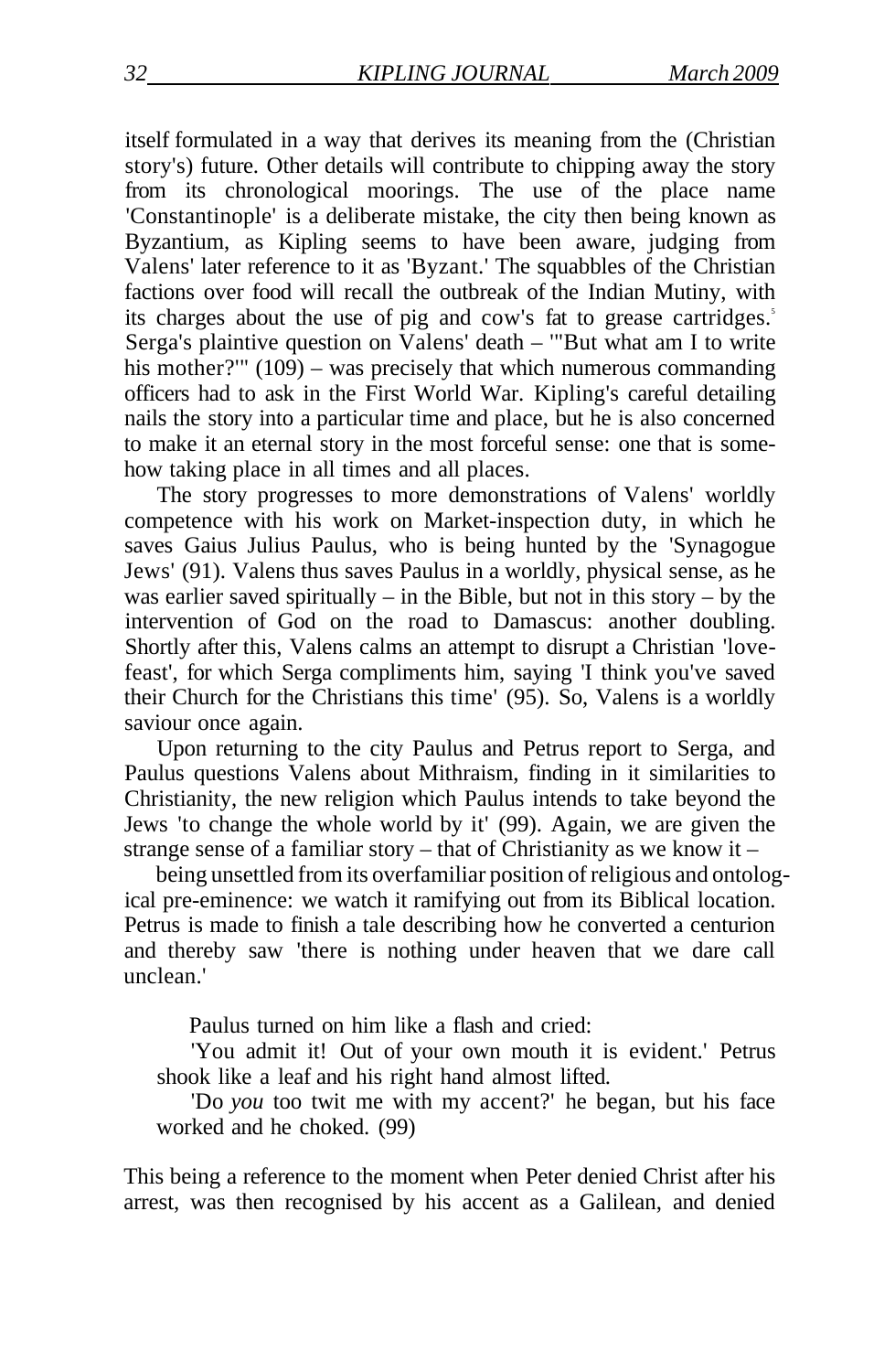itself formulated in a way that derives its meaning from the (Christian story's) future. Other details will contribute to chipping away the story from its chronological moorings. The use of the place name 'Constantinople' is a deliberate mistake, the city then being known as Byzantium, as Kipling seems to have been aware, judging from Valens' later reference to it as 'Byzant.' The squabbles of the Christian factions over food will recall the outbreak of the Indian Mutiny, with its charges about the use of pig and cow's fat to grease cartridges.[5] Serga's plaintive question on Valens' death – '"But what am I to write his mother?"' (109) – was precisely that which numerous commanding officers had to ask in the First World War. Kipling's careful detailing nails the story into a particular time and place, but he is also concerned to make it an eternal story in the most forceful sense: one that is somehow taking place in all times and all places.

The story progresses to more demonstrations of Valens' worldly competence with his work on Market-inspection duty, in which he saves Gaius Julius Paulus, who is being hunted by the 'Synagogue Jews' (91). Valens thus saves Paulus in a worldly, physical sense, as he was earlier saved spiritually – in the Bible, but not in this story – by the intervention of God on the road to Damascus: another doubling. Shortly after this, Valens calms an attempt to disrupt a Christian 'love-feast', for which Serga compliments him, saying 'I think you've saved their Church for the Christians this time' (95). So, Valens is a worldly saviour once again.

Upon returning to the city Paulus and Petrus report to Serga, and Paulus questions Valens about Mithraism, finding in it similarities to Christianity, the new religion which Paulus intends to take beyond the Jews 'to change the whole world by it' (99). Again, we are given the strange sense of a familiar story – that of Christianity as we know it – being unsettled from its overfamiliar position of religious and ontological pre-eminence: we watch it ramifying out from its Biblical location. Petrus is made to finish a tale describing how he converted a centurion and thereby saw 'there is nothing under heaven that we dare call unclean.'

> Paulus turned on him like a flash and cried:
>
> 'You admit it! Out of your own mouth it is evident.' Petrus shook like a leaf and his right hand almost lifted.
>
> 'Do *you* too twit me with my accent?' he began, but his face worked and he choked. (99)

This being a reference to the moment when Peter denied Christ after his arrest, was then recognised by his accent as a Galilean, and denied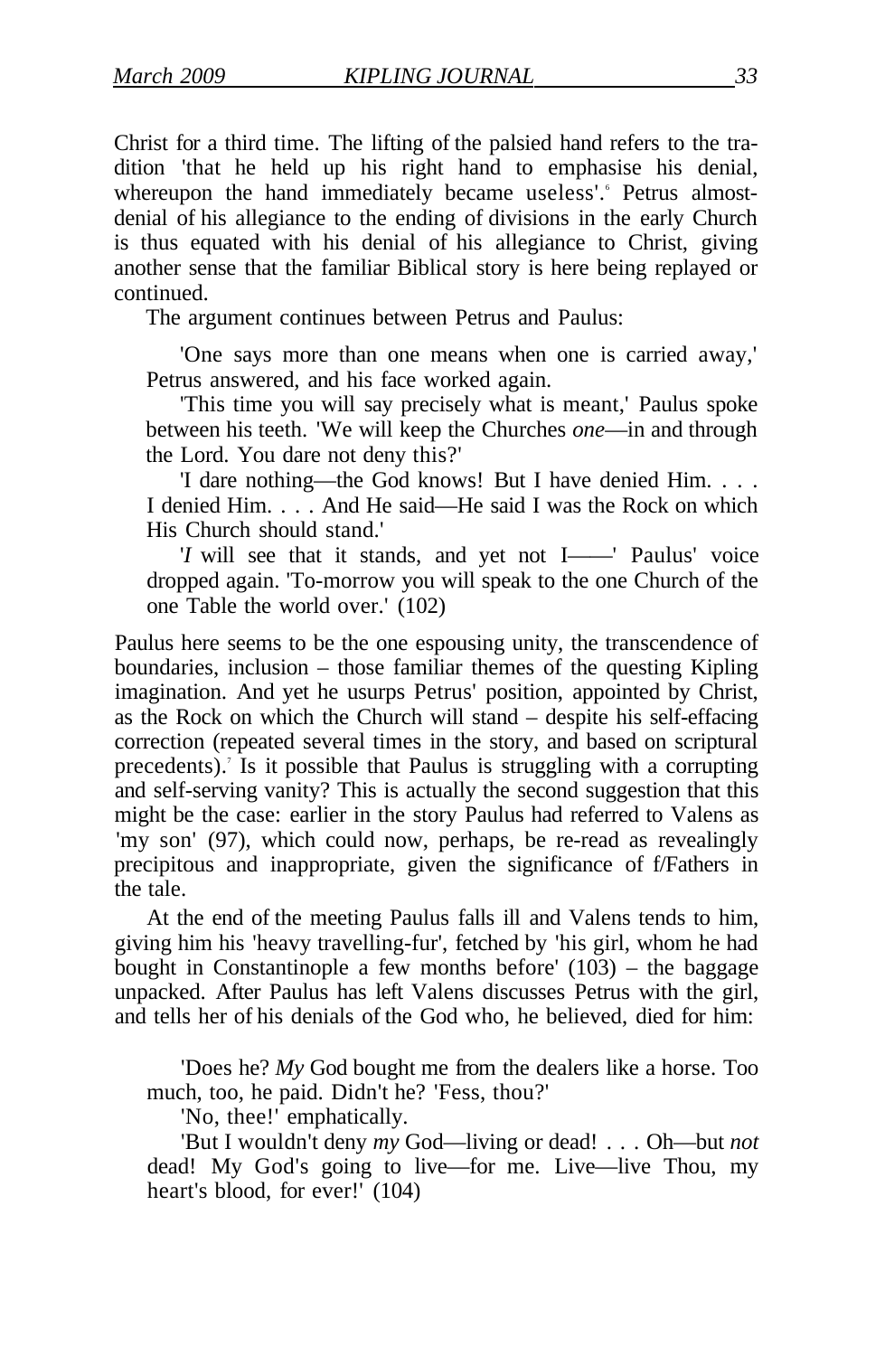Christ for a third time. The lifting of the palsied hand refers to the tradition 'that he held up his right hand to emphasise his denial, whereupon the hand immediately became useless'.[6] Petrus almost-denial of his allegiance to the ending of divisions in the early Church is thus equated with his denial of his allegiance to Christ, giving another sense that the familiar Biblical story is here being replayed or continued.

The argument continues between Petrus and Paulus:

> 'One says more than one means when one is carried away,' Petrus answered, and his face worked again.
>
> 'This time you will say precisely what is meant,' Paulus spoke between his teeth. 'We will keep the Churches *one*—in and through the Lord. You dare not deny this?'
>
> 'I dare nothing—the God knows! But I have denied Him. . . . I denied Him. . . . And He said—He said I was the Rock on which His Church should stand.'
>
> '*I* will see that it stands, and yet not I——' Paulus' voice dropped again. 'To-morrow you will speak to the one Church of the one Table the world over.' (102)

Paulus here seems to be the one espousing unity, the transcendence of boundaries, inclusion – those familiar themes of the questing Kipling imagination. And yet he usurps Petrus' position, appointed by Christ, as the Rock on which the Church will stand – despite his self-effacing correction (repeated several times in the story, and based on scriptural precedents).[7] Is it possible that Paulus is struggling with a corrupting and self-serving vanity? This is actually the second suggestion that this might be the case: earlier in the story Paulus had referred to Valens as 'my son' (97), which could now, perhaps, be re-read as revealingly precipitous and inappropriate, given the significance of f/Fathers in the tale.

At the end of the meeting Paulus falls ill and Valens tends to him, giving him his 'heavy travelling-fur', fetched by 'his girl, whom he had bought in Constantinople a few months before' (103) – the baggage unpacked. After Paulus has left Valens discusses Petrus with the girl, and tells her of his denials of the God who, he believed, died for him:

> 'Does he? *My* God bought me from the dealers like a horse. Too much, too, he paid. Didn't he? 'Fess, thou?'
>
> 'No, thee!' emphatically.
>
> 'But I wouldn't deny *my* God—living or dead! . . . Oh—but *not* dead! My God's going to live—for me. Live—live Thou, my heart's blood, for ever!' (104)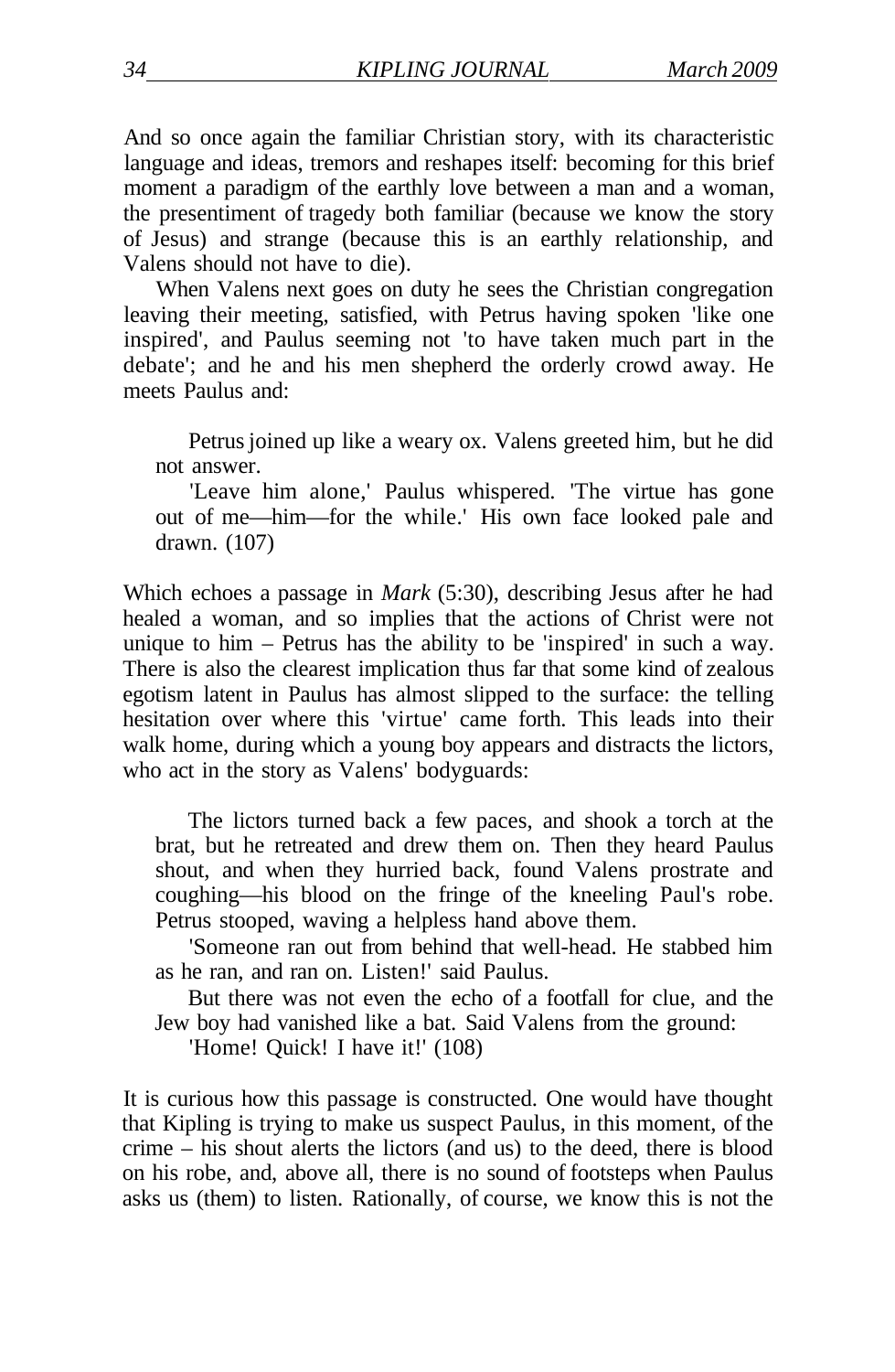And so once again the familiar Christian story, with its characteristic language and ideas, tremors and reshapes itself: becoming for this brief moment a paradigm of the earthly love between a man and a woman, the presentiment of tragedy both familiar (because we know the story of Jesus) and strange (because this is an earthly relationship, and Valens should not have to die).

When Valens next goes on duty he sees the Christian congregation leaving their meeting, satisfied, with Petrus having spoken 'like one inspired', and Paulus seeming not 'to have taken much part in the debate'; and he and his men shepherd the orderly crowd away. He meets Paulus and:

> Petrus joined up like a weary ox. Valens greeted him, but he did not answer.
>
> 'Leave him alone,' Paulus whispered. 'The virtue has gone out of me—him—for the while.' His own face looked pale and drawn. (107)

Which echoes a passage in *Mark* (5:30), describing Jesus after he had healed a woman, and so implies that the actions of Christ were not unique to him – Petrus has the ability to be 'inspired' in such a way. There is also the clearest implication thus far that some kind of zealous egotism latent in Paulus has almost slipped to the surface: the telling hesitation over where this 'virtue' came forth. This leads into their walk home, during which a young boy appears and distracts the lictors, who act in the story as Valens' bodyguards:

> The lictors turned back a few paces, and shook a torch at the brat, but he retreated and drew them on. Then they heard Paulus shout, and when they hurried back, found Valens prostrate and coughing—his blood on the fringe of the kneeling Paul's robe. Petrus stooped, waving a helpless hand above them.
>
> 'Someone ran out from behind that well-head. He stabbed him as he ran, and ran on. Listen!' said Paulus.
>
> But there was not even the echo of a footfall for clue, and the Jew boy had vanished like a bat. Said Valens from the ground:
>
> 'Home! Quick! I have it!' (108)

It is curious how this passage is constructed. One would have thought that Kipling is trying to make us suspect Paulus, in this moment, of the crime – his shout alerts the lictors (and us) to the deed, there is blood on his robe, and, above all, there is no sound of footsteps when Paulus asks us (them) to listen. Rationally, of course, we know this is not the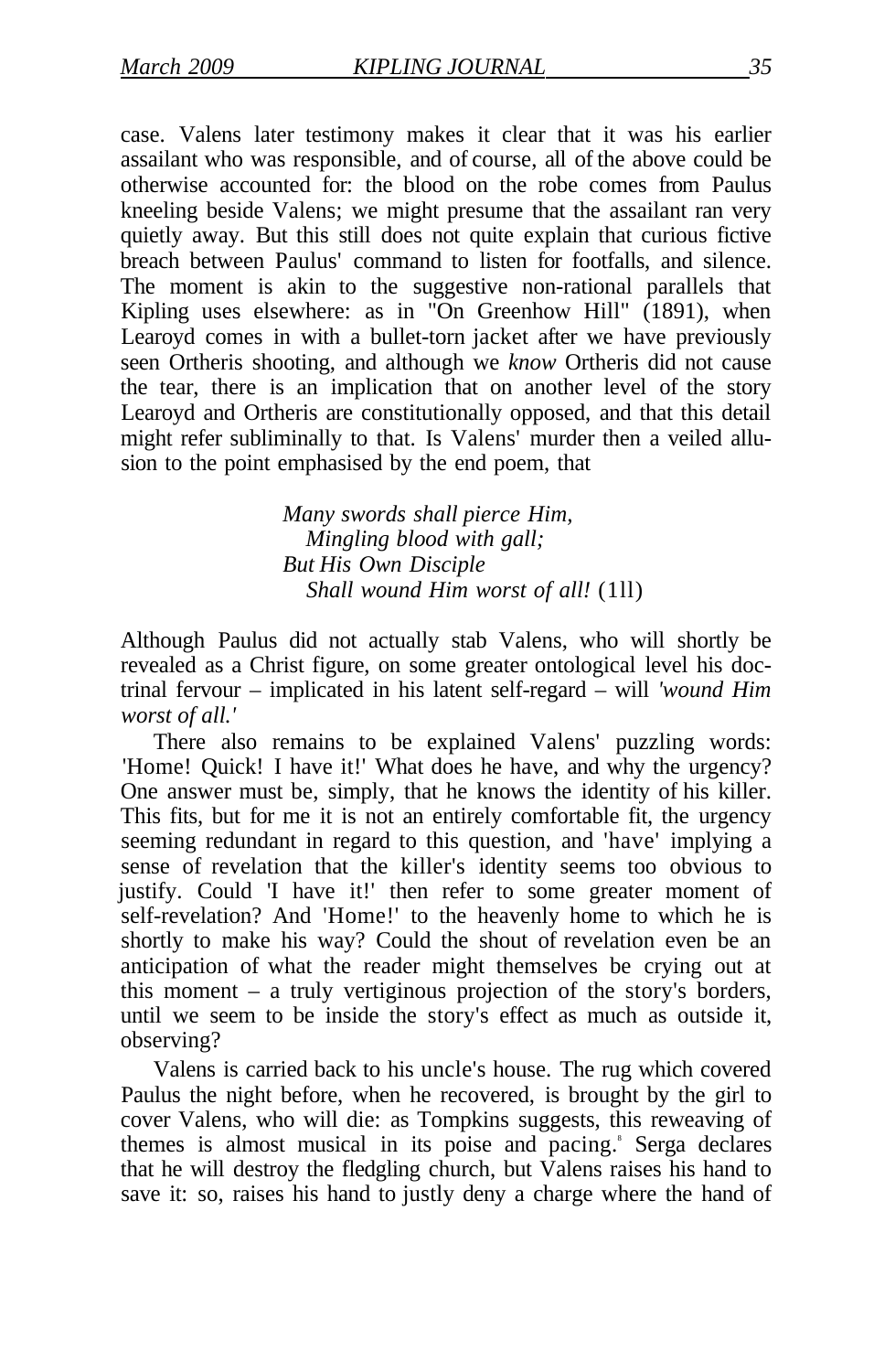case. Valens later testimony makes it clear that it was his earlier assailant who was responsible, and of course, all of the above could be otherwise accounted for: the blood on the robe comes from Paulus kneeling beside Valens; we might presume that the assailant ran very quietly away. But this still does not quite explain that curious fictive breach between Paulus' command to listen for footfalls, and silence. The moment is akin to the suggestive non-rational parallels that Kipling uses elsewhere: as in "On Greenhow Hill" (1891), when Learoyd comes in with a bullet-torn jacket after we have previously seen Ortheris shooting, and although we *know* Ortheris did not cause the tear, there is an implication that on another level of the story Learoyd and Ortheris are constitutionally opposed, and that this detail might refer subliminally to that. Is Valens' murder then a veiled allusion to the point emphasised by the end poem, that

> *Many swords shall pierce Him,*
> *Mingling blood with gall;*
> *But His Own Disciple*
> *Shall wound Him worst of all!* (111)

Although Paulus did not actually stab Valens, who will shortly be revealed as a Christ figure, on some greater ontological level his doctrinal fervour – implicated in his latent self-regard – will *'wound Him worst of all.'*

There also remains to be explained Valens' puzzling words: 'Home! Quick! I have it!' What does he have, and why the urgency? One answer must be, simply, that he knows the identity of his killer. This fits, but for me it is not an entirely comfortable fit, the urgency seeming redundant in regard to this question, and 'have' implying a sense of revelation that the killer's identity seems too obvious to justify. Could 'I have it!' then refer to some greater moment of self-revelation? And 'Home!' to the heavenly home to which he is shortly to make his way? Could the shout of revelation even be an anticipation of what the reader might themselves be crying out at this moment – a truly vertiginous projection of the story's borders, until we seem to be inside the story's effect as much as outside it, observing?

Valens is carried back to his uncle's house. The rug which covered Paulus the night before, when he recovered, is brought by the girl to cover Valens, who will die: as Tompkins suggests, this reweaving of themes is almost musical in its poise and pacing.[8] Serga declares that he will destroy the fledgling church, but Valens raises his hand to save it: so, raises his hand to justly deny a charge where the hand of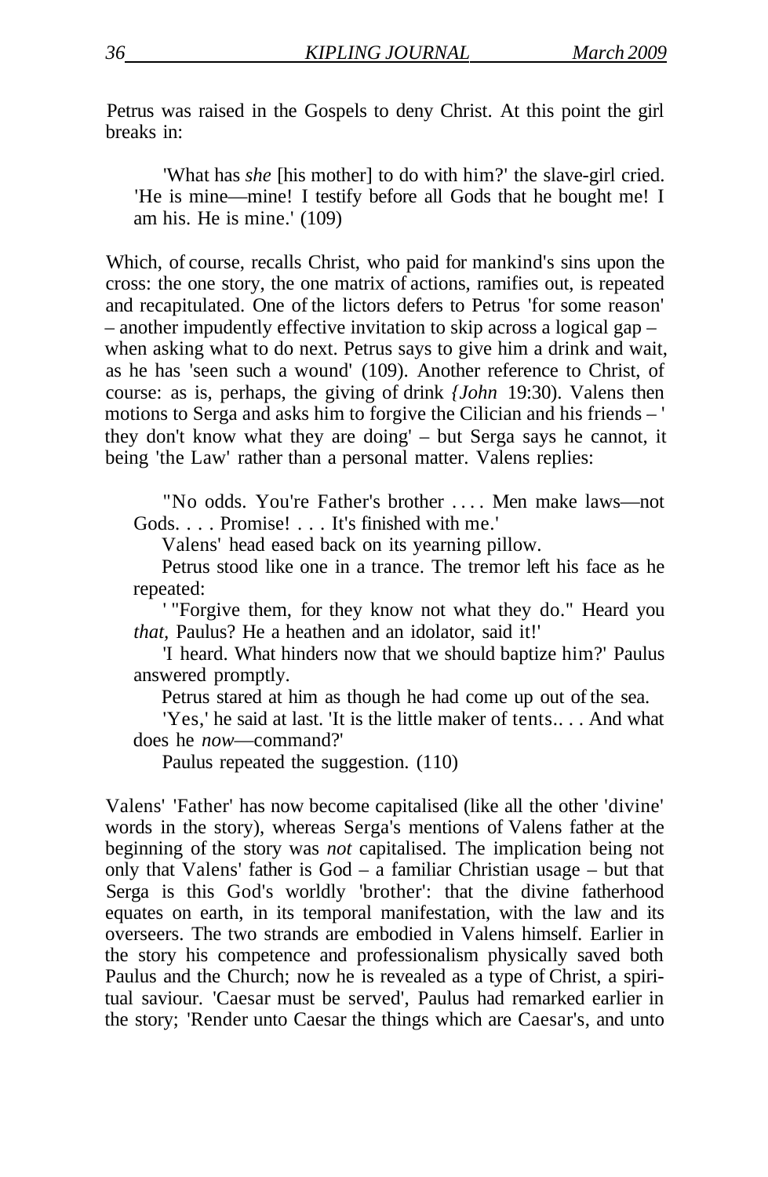Petrus was raised in the Gospels to deny Christ. At this point the girl breaks in:

> 'What has *she* [his mother] to do with him?' the slave-girl cried. 'He is mine—mine! I testify before all Gods that he bought me! I am his. He is mine.' (109)

Which, of course, recalls Christ, who paid for mankind's sins upon the cross: the one story, the one matrix of actions, ramifies out, is repeated and recapitulated. One of the lictors defers to Petrus 'for some reason' – another impudently effective invitation to skip across a logical gap – when asking what to do next. Petrus says to give him a drink and wait, as he has 'seen such a wound' (109). Another reference to Christ, of course: as is, perhaps, the giving of drink *(John* 19:30). Valens then motions to Serga and asks him to forgive the Cilician and his friends – ' they don't know what they are doing' – but Serga says he cannot, it being 'the Law' rather than a personal matter. Valens replies:

> "No odds. You're Father's brother . . . . Men make laws—not Gods. . . . Promise! . . . It's finished with me.'
>
> Valens' head eased back on its yearning pillow.
>
> Petrus stood like one in a trance. The tremor left his face as he repeated:
>
> ' "Forgive them, for they know not what they do." Heard you *that,* Paulus? He a heathen and an idolator, said it!'
>
> 'I heard. What hinders now that we should baptize him?' Paulus answered promptly.
>
> Petrus stared at him as though he had come up out of the sea.
>
> 'Yes,' he said at last. 'It is the little maker of tents.. . . And what does he *now*—command?'
>
> Paulus repeated the suggestion. (110)

Valens' 'Father' has now become capitalised (like all the other 'divine' words in the story), whereas Serga's mentions of Valens father at the beginning of the story was *not* capitalised. The implication being not only that Valens' father is God – a familiar Christian usage – but that Serga is this God's worldly 'brother': that the divine fatherhood equates on earth, in its temporal manifestation, with the law and its overseers. The two strands are embodied in Valens himself. Earlier in the story his competence and professionalism physically saved both Paulus and the Church; now he is revealed as a type of Christ, a spiritual saviour. 'Caesar must be served', Paulus had remarked earlier in the story; 'Render unto Caesar the things which are Caesar's, and unto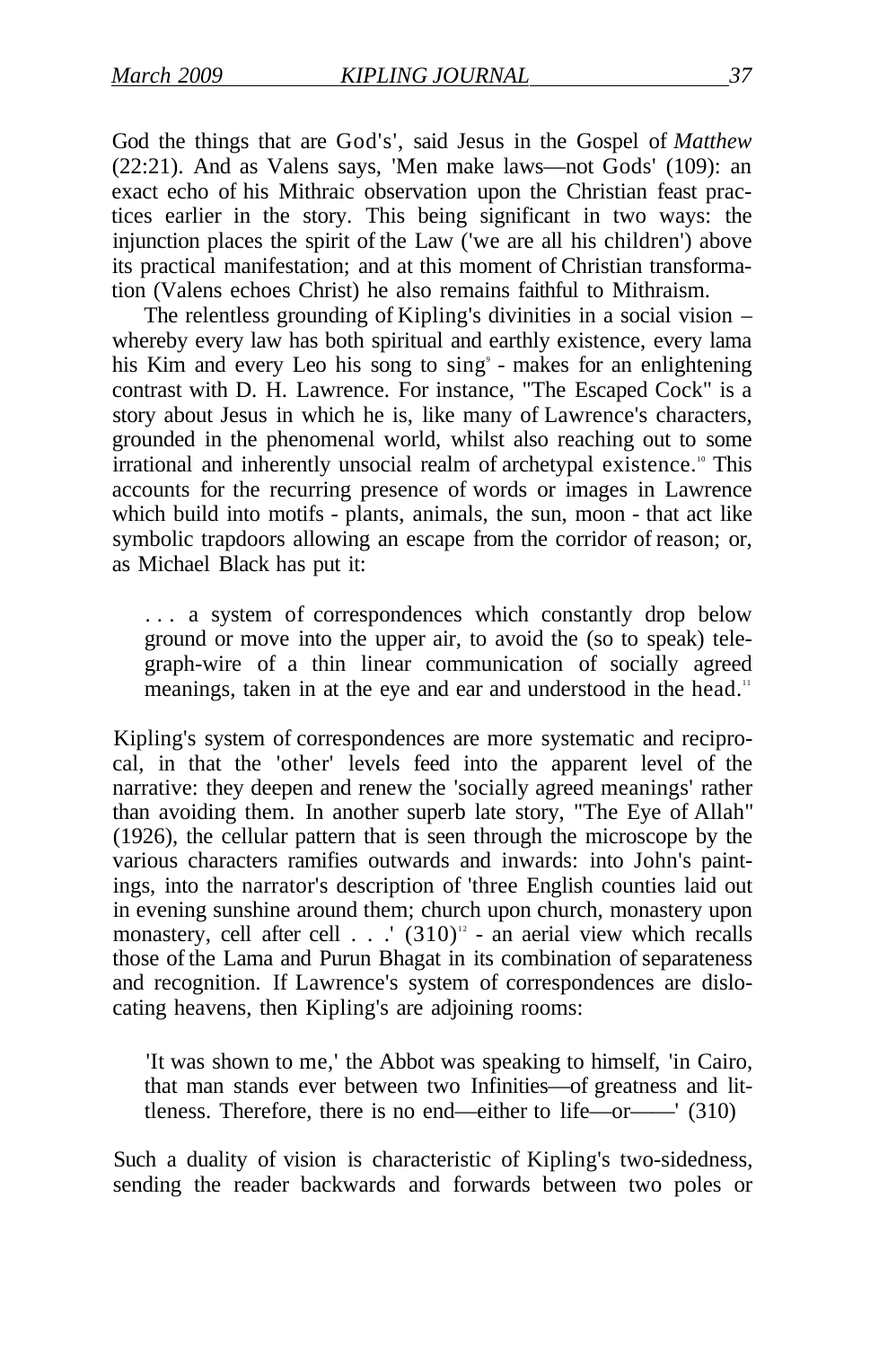God the things that are God's', said Jesus in the Gospel of *Matthew* (22:21). And as Valens says, 'Men make laws—not Gods' (109): an exact echo of his Mithraic observation upon the Christian feast practices earlier in the story. This being significant in two ways: the injunction places the spirit of the Law ('we are all his children') above its practical manifestation; and at this moment of Christian transformation (Valens echoes Christ) he also remains faithful to Mithraism.

The relentless grounding of Kipling's divinities in a social vision – whereby every law has both spiritual and earthly existence, every lama his Kim and every Leo his song to sing[9] - makes for an enlightening contrast with D. H. Lawrence. For instance, "The Escaped Cock" is a story about Jesus in which he is, like many of Lawrence's characters, grounded in the phenomenal world, whilst also reaching out to some irrational and inherently unsocial realm of archetypal existence.[10] This accounts for the recurring presence of words or images in Lawrence which build into motifs - plants, animals, the sun, moon - that act like symbolic trapdoors allowing an escape from the corridor of reason; or, as Michael Black has put it:

> . . . a system of correspondences which constantly drop below ground or move into the upper air, to avoid the (so to speak) telegraph-wire of a thin linear communication of socially agreed meanings, taken in at the eye and ear and understood in the head.[11]

Kipling's system of correspondences are more systematic and reciprocal, in that the 'other' levels feed into the apparent level of the narrative: they deepen and renew the 'socially agreed meanings' rather than avoiding them. In another superb late story, "The Eye of Allah" (1926), the cellular pattern that is seen through the microscope by the various characters ramifies outwards and inwards: into John's paintings, into the narrator's description of 'three English counties laid out in evening sunshine around them; church upon church, monastery upon monastery, cell after cell . . .' (310)[12] - an aerial view which recalls those of the Lama and Purun Bhagat in its combination of separateness and recognition. If Lawrence's system of correspondences are dislocating heavens, then Kipling's are adjoining rooms:

> 'It was shown to me,' the Abbot was speaking to himself, 'in Cairo, that man stands ever between two Infinities—of greatness and littleness. Therefore, there is no end—either to life—or——' (310)

Such a duality of vision is characteristic of Kipling's two-sidedness, sending the reader backwards and forwards between two poles or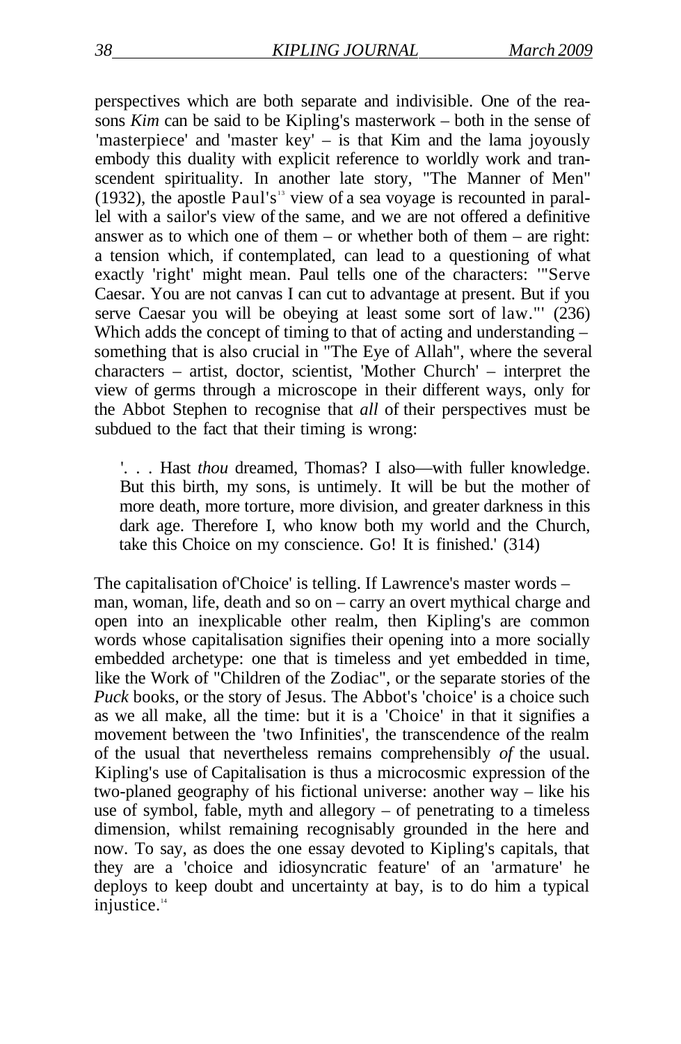perspectives which are both separate and indivisible. One of the reasons *Kim* can be said to be Kipling's masterwork – both in the sense of 'masterpiece' and 'master key' – is that Kim and the lama joyously embody this duality with explicit reference to worldly work and transcendent spirituality. In another late story, "The Manner of Men" (1932), the apostle Paul's[13] view of a sea voyage is recounted in parallel with a sailor's view of the same, and we are not offered a definitive answer as to which one of them – or whether both of them – are right: a tension which, if contemplated, can lead to a questioning of what exactly 'right' might mean. Paul tells one of the characters: '"Serve Caesar. You are not canvas I can cut to advantage at present. But if you serve Caesar you will be obeying at least some sort of law."' (236) Which adds the concept of timing to that of acting and understanding – something that is also crucial in "The Eye of Allah", where the several characters – artist, doctor, scientist, 'Mother Church' – interpret the view of germs through a microscope in their different ways, only for the Abbot Stephen to recognise that *all* of their perspectives must be subdued to the fact that their timing is wrong:

> '. . . Hast *thou* dreamed, Thomas? I also—with fuller knowledge. But this birth, my sons, is untimely. It will be but the mother of more death, more torture, more division, and greater darkness in this dark age. Therefore I, who know both my world and the Church, take this Choice on my conscience. Go! It is finished.' (314)

The capitalisation of'Choice' is telling. If Lawrence's master words – man, woman, life, death and so on – carry an overt mythical charge and open into an inexplicable other realm, then Kipling's are common words whose capitalisation signifies their opening into a more socially embedded archetype: one that is timeless and yet embedded in time, like the Work of "Children of the Zodiac", or the separate stories of the *Puck* books, or the story of Jesus. The Abbot's 'choice' is a choice such as we all make, all the time: but it is a 'Choice' in that it signifies a movement between the 'two Infinities', the transcendence of the realm of the usual that nevertheless remains comprehensibly *of* the usual. Kipling's use of Capitalisation is thus a microcosmic expression of the two-planed geography of his fictional universe: another way – like his use of symbol, fable, myth and allegory – of penetrating to a timeless dimension, whilst remaining recognisably grounded in the here and now. To say, as does the one essay devoted to Kipling's capitals, that they are a 'choice and idiosyncratic feature' of an 'armature' he deploys to keep doubt and uncertainty at bay, is to do him a typical injustice.[14]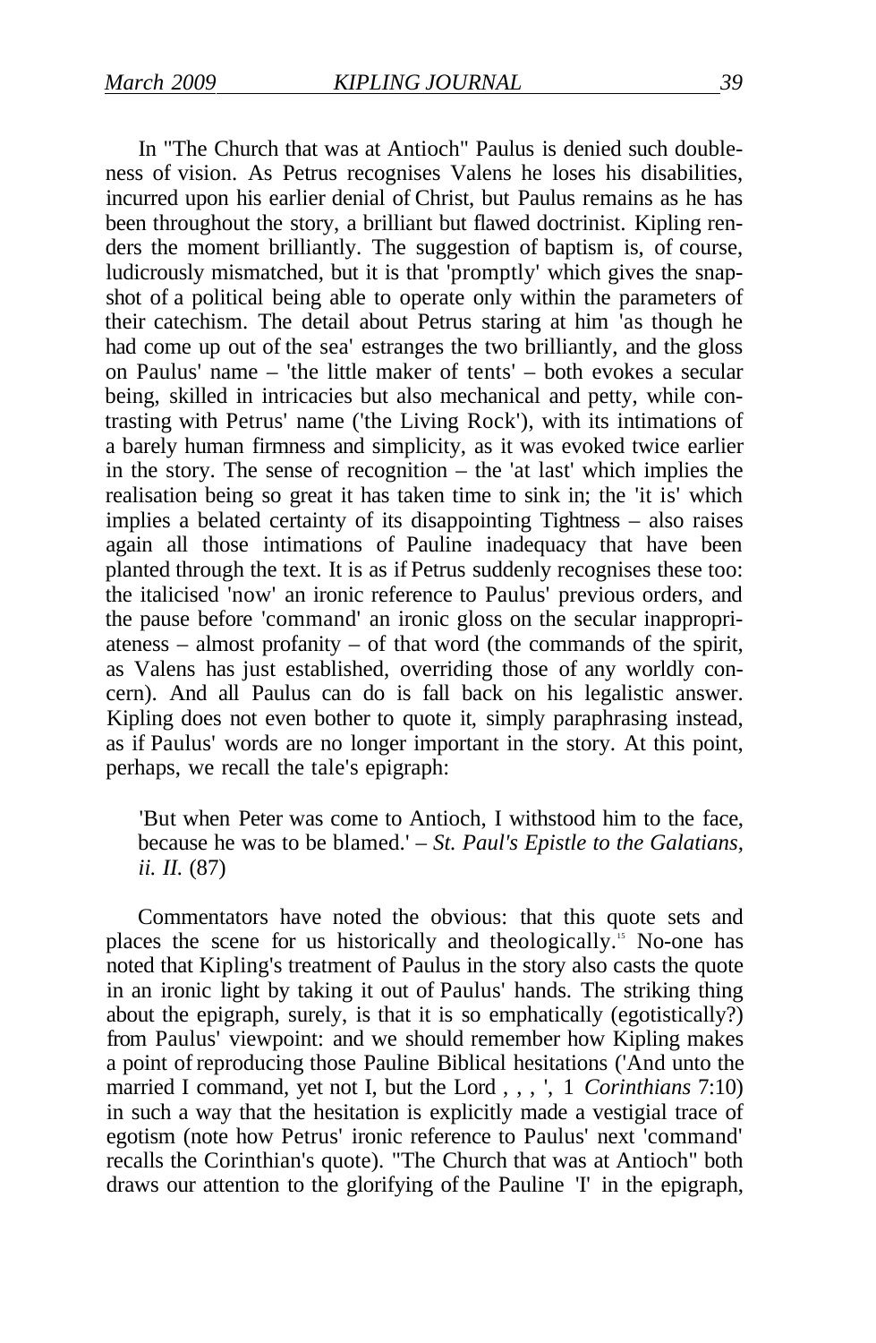In "The Church that was at Antioch" Paulus is denied such doubleness of vision. As Petrus recognises Valens he loses his disabilities, incurred upon his earlier denial of Christ, but Paulus remains as he has been throughout the story, a brilliant but flawed doctrinist. Kipling renders the moment brilliantly. The suggestion of baptism is, of course, ludicrously mismatched, but it is that 'promptly' which gives the snapshot of a political being able to operate only within the parameters of their catechism. The detail about Petrus staring at him 'as though he had come up out of the sea' estranges the two brilliantly, and the gloss on Paulus' name – 'the little maker of tents' – both evokes a secular being, skilled in intricacies but also mechanical and petty, while contrasting with Petrus' name ('the Living Rock'), with its intimations of a barely human firmness and simplicity, as it was evoked twice earlier in the story. The sense of recognition – the 'at last' which implies the realisation being so great it has taken time to sink in; the 'it is' which implies a belated certainty of its disappointing Tightness – also raises again all those intimations of Pauline inadequacy that have been planted through the text. It is as if Petrus suddenly recognises these too: the italicised 'now' an ironic reference to Paulus' previous orders, and the pause before 'command' an ironic gloss on the secular inappropriateness – almost profanity – of that word (the commands of the spirit, as Valens has just established, overriding those of any worldly concern). And all Paulus can do is fall back on his legalistic answer. Kipling does not even bother to quote it, simply paraphrasing instead, as if Paulus' words are no longer important in the story. At this point, perhaps, we recall the tale's epigraph:

> 'But when Peter was come to Antioch, I withstood him to the face, because he was to be blamed.' – *St. Paul's Epistle to the Galatians, ii. II.* (87)

Commentators have noted the obvious: that this quote sets and places the scene for us historically and theologically.[15] No-one has noted that Kipling's treatment of Paulus in the story also casts the quote in an ironic light by taking it out of Paulus' hands. The striking thing about the epigraph, surely, is that it is so emphatically (egotistically?) from Paulus' viewpoint: and we should remember how Kipling makes a point of reproducing those Pauline Biblical hesitations ('And unto the married I command, yet not I, but the Lord , , , ', 1 *Corinthians* 7:10) in such a way that the hesitation is explicitly made a vestigial trace of egotism (note how Petrus' ironic reference to Paulus' next 'command' recalls the Corinthian's quote). "The Church that was at Antioch" both draws our attention to the glorifying of the Pauline 'I' in the epigraph,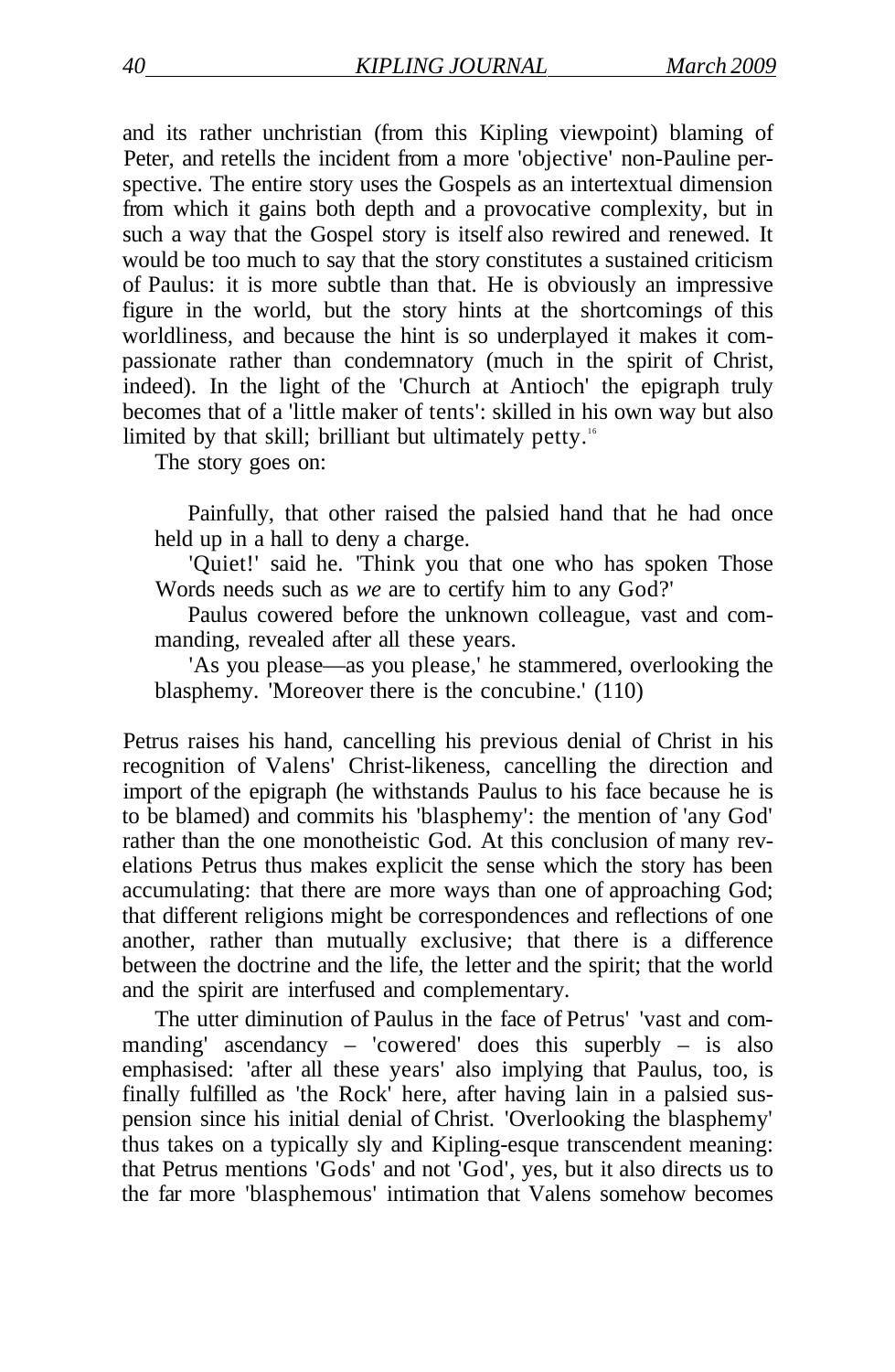and its rather unchristian (from this Kipling viewpoint) blaming of Peter, and retells the incident from a more 'objective' non-Pauline perspective. The entire story uses the Gospels as an intertextual dimension from which it gains both depth and a provocative complexity, but in such a way that the Gospel story is itself also rewired and renewed. It would be too much to say that the story constitutes a sustained criticism of Paulus: it is more subtle than that. He is obviously an impressive figure in the world, but the story hints at the shortcomings of this worldliness, and because the hint is so underplayed it makes it compassionate rather than condemnatory (much in the spirit of Christ, indeed). In the light of the 'Church at Antioch' the epigraph truly becomes that of a 'little maker of tents': skilled in his own way but also limited by that skill; brilliant but ultimately petty.[16]

The story goes on:

> Painfully, that other raised the palsied hand that he had once held up in a hall to deny a charge.
>
> 'Quiet!' said he. 'Think you that one who has spoken Those Words needs such as *we* are to certify him to any God?'
>
> Paulus cowered before the unknown colleague, vast and commanding, revealed after all these years.
>
> 'As you please—as you please,' he stammered, overlooking the blasphemy. 'Moreover there is the concubine.' (110)

Petrus raises his hand, cancelling his previous denial of Christ in his recognition of Valens' Christ-likeness, cancelling the direction and import of the epigraph (he withstands Paulus to his face because he is to be blamed) and commits his 'blasphemy': the mention of 'any God' rather than the one monotheistic God. At this conclusion of many revelations Petrus thus makes explicit the sense which the story has been accumulating: that there are more ways than one of approaching God; that different religions might be correspondences and reflections of one another, rather than mutually exclusive; that there is a difference between the doctrine and the life, the letter and the spirit; that the world and the spirit are interfused and complementary.

The utter diminution of Paulus in the face of Petrus' 'vast and commanding' ascendancy – 'cowered' does this superbly – is also emphasised: 'after all these years' also implying that Paulus, too, is finally fulfilled as 'the Rock' here, after having lain in a palsied suspension since his initial denial of Christ. 'Overlooking the blasphemy' thus takes on a typically sly and Kipling-esque transcendent meaning: that Petrus mentions 'Gods' and not 'God', yes, but it also directs us to the far more 'blasphemous' intimation that Valens somehow becomes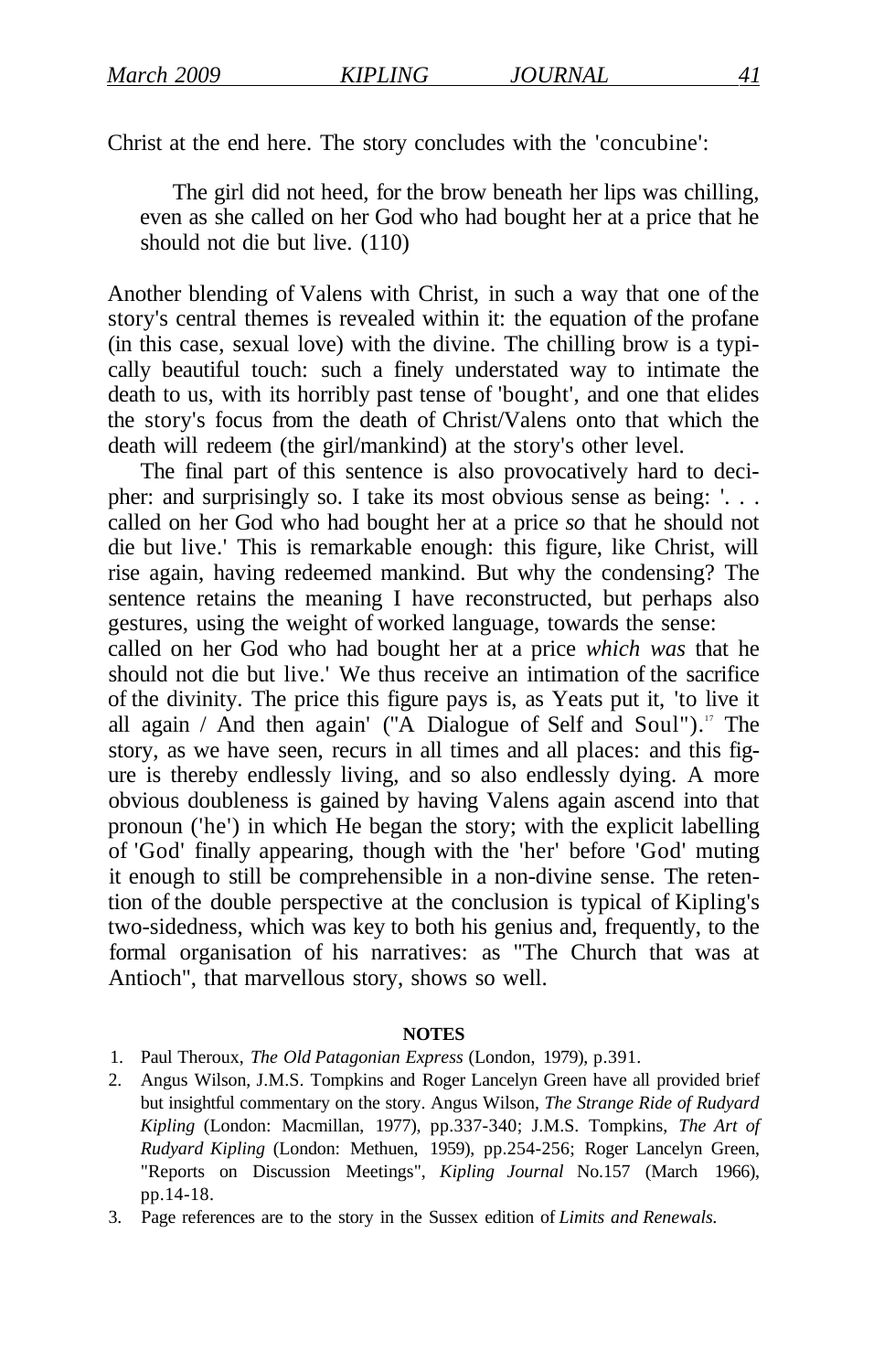Christ at the end here. The story concludes with the 'concubine':

> The girl did not heed, for the brow beneath her lips was chilling, even as she called on her God who had bought her at a price that he should not die but live. (110)

Another blending of Valens with Christ, in such a way that one of the story's central themes is revealed within it: the equation of the profane (in this case, sexual love) with the divine. The chilling brow is a typically beautiful touch: such a finely understated way to intimate the death to us, with its horribly past tense of 'bought', and one that elides the story's focus from the death of Christ/Valens onto that which the death will redeem (the girl/mankind) at the story's other level.

The final part of this sentence is also provocatively hard to decipher: and surprisingly so. I take its most obvious sense as being: '. . . called on her God who had bought her at a price *so* that he should not die but live.' This is remarkable enough: this figure, like Christ, will rise again, having redeemed mankind. But why the condensing? The sentence retains the meaning I have reconstructed, but perhaps also gestures, using the weight of worked language, towards the sense: called on her God who had bought her at a price *which was* that he should not die but live.' We thus receive an intimation of the sacrifice of the divinity. The price this figure pays is, as Yeats put it, 'to live it all again / And then again' ("A Dialogue of Self and Soul").[17] The story, as we have seen, recurs in all times and all places: and this figure is thereby endlessly living, and so also endlessly dying. A more obvious doubleness is gained by having Valens again ascend into that pronoun ('he') in which He began the story; with the explicit labelling of 'God' finally appearing, though with the 'her' before 'God' muting it enough to still be comprehensible in a non-divine sense. The retention of the double perspective at the conclusion is typical of Kipling's two-sidedness, which was key to both his genius and, frequently, to the formal organisation of his narratives: as "The Church that was at Antioch", that marvellous story, shows so well.

**NOTES**

1. Paul Theroux, *The Old Patagonian Express* (London, 1979), p.391.
2. Angus Wilson, J.M.S. Tompkins and Roger Lancelyn Green have all provided brief but insightful commentary on the story. Angus Wilson, *The Strange Ride of Rudyard Kipling* (London: Macmillan, 1977), pp.337-340; J.M.S. Tompkins, *The Art of Rudyard Kipling* (London: Methuen, 1959), pp.254-256; Roger Lancelyn Green, "Reports on Discussion Meetings", *Kipling Journal* No.157 (March 1966), pp.14-18.
3. Page references are to the story in the Sussex edition of *Limits and Renewals.*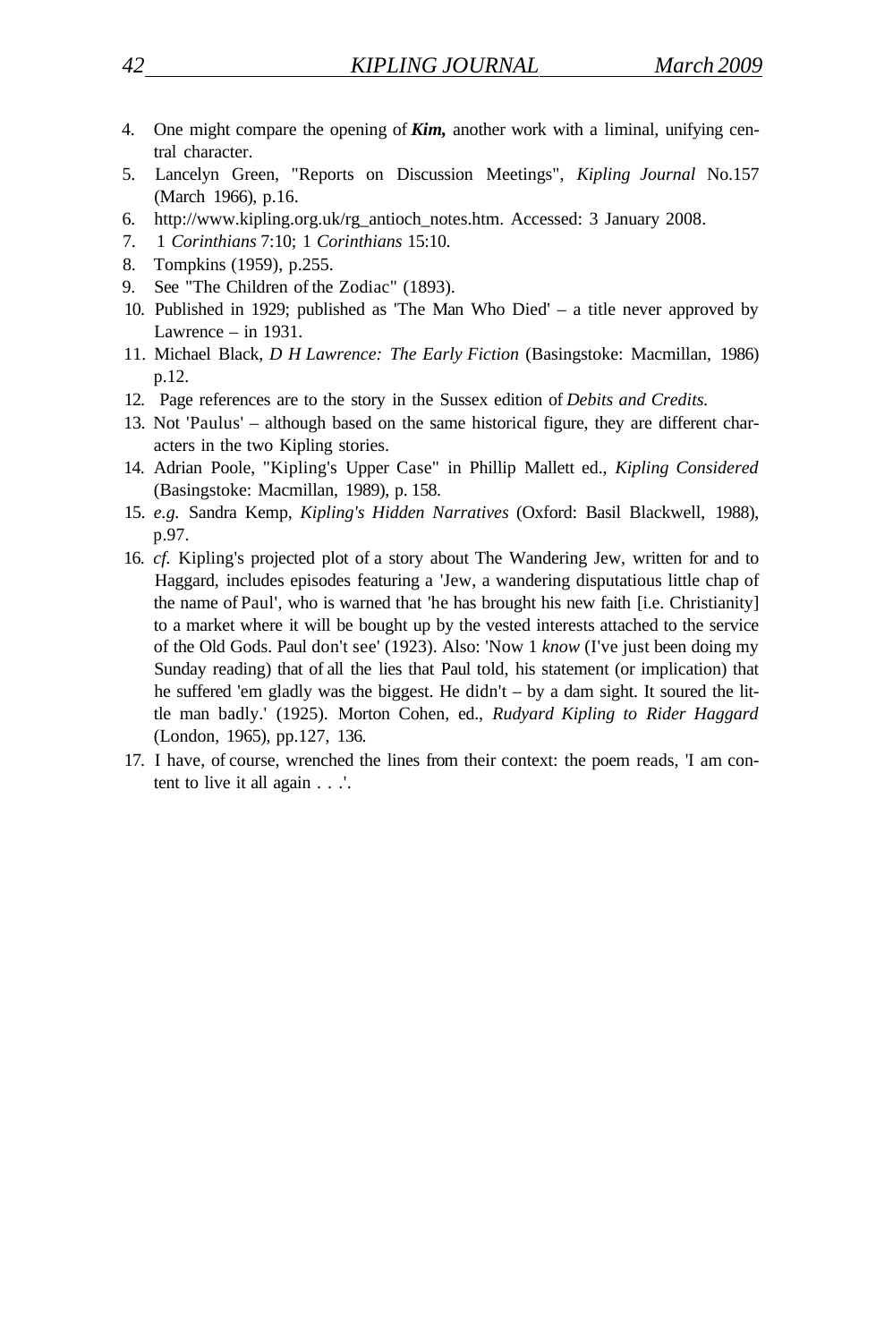4. One might compare the opening of ***Kim,*** another work with a liminal, unifying central character.
5. Lancelyn Green, "Reports on Discussion Meetings", *Kipling Journal* No.157 (March 1966), p.16.
6. http://www.kipling.org.uk/rg_antioch_notes.htm. Accessed: 3 January 2008.
7. 1 *Corinthians* 7:10; 1 *Corinthians* 15:10.
8. Tompkins (1959), p.255.
9. See "The Children of the Zodiac" (1893).
10. Published in 1929; published as 'The Man Who Died' – a title never approved by Lawrence – in 1931.
11. Michael Black, *D H Lawrence: The Early Fiction* (Basingstoke: Macmillan, 1986) p.12.
12. Page references are to the story in the Sussex edition of *Debits and Credits.*
13. Not 'Paulus' – although based on the same historical figure, they are different characters in the two Kipling stories.
14. Adrian Poole, "Kipling's Upper Case" in Phillip Mallett ed., *Kipling Considered* (Basingstoke: Macmillan, 1989), p. 158.
15. *e.g.* Sandra Kemp, *Kipling's Hidden Narratives* (Oxford: Basil Blackwell, 1988), p.97.
16. *cf.* Kipling's projected plot of a story about The Wandering Jew, written for and to Haggard, includes episodes featuring a 'Jew, a wandering disputatious little chap of the name of Paul', who is warned that 'he has brought his new faith [i.e. Christianity] to a market where it will be bought up by the vested interests attached to the service of the Old Gods. Paul don't see' (1923). Also: 'Now 1 *know* (I've just been doing my Sunday reading) that of all the lies that Paul told, his statement (or implication) that he suffered 'em gladly was the biggest. He didn't – by a dam sight. It soured the little man badly.' (1925). Morton Cohen, ed., *Rudyard Kipling to Rider Haggard* (London, 1965), pp.127, 136.
17. I have, of course, wrenched the lines from their context: the poem reads, 'I am content to live it all again . . .'.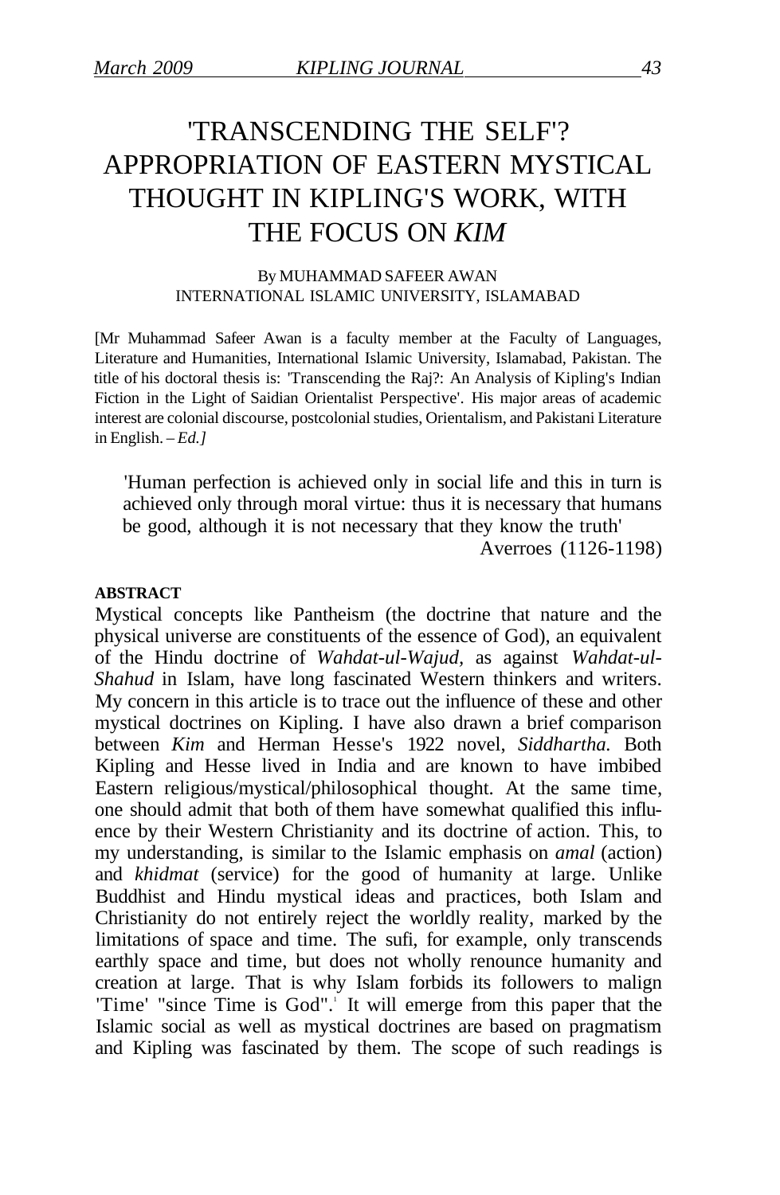# 'TRANSCENDING THE SELF'? APPROPRIATION OF EASTERN MYSTICAL THOUGHT IN KIPLING'S WORK, WITH THE FOCUS ON *KIM*

By MUHAMMAD SAFEER AWAN
INTERNATIONAL ISLAMIC UNIVERSITY, ISLAMABAD

[Mr Muhammad Safeer Awan is a faculty member at the Faculty of Languages, Literature and Humanities, International Islamic University, Islamabad, Pakistan. The title of his doctoral thesis is: 'Transcending the Raj?: An Analysis of Kipling's Indian Fiction in the Light of Saidian Orientalist Perspective'. His major areas of academic interest are colonial discourse, postcolonial studies, Orientalism, and Pakistani Literature in English. – *Ed.]*

> 'Human perfection is achieved only in social life and this in turn is achieved only through moral virtue: thus it is necessary that humans be good, although it is not necessary that they know the truth'
>
> Averroes (1126-1198)

**ABSTRACT**

Mystical concepts like Pantheism (the doctrine that nature and the physical universe are constituents of the essence of God), an equivalent of the Hindu doctrine of *Wahdat-ul-Wajud,* as against *Wahdat-ul-Shahud* in Islam, have long fascinated Western thinkers and writers. My concern in this article is to trace out the influence of these and other mystical doctrines on Kipling. I have also drawn a brief comparison between *Kim* and Herman Hesse's 1922 novel, *Siddhartha.* Both Kipling and Hesse lived in India and are known to have imbibed Eastern religious/mystical/philosophical thought. At the same time, one should admit that both of them have somewhat qualified this influence by their Western Christianity and its doctrine of action. This, to my understanding, is similar to the Islamic emphasis on *amal* (action) and *khidmat* (service) for the good of humanity at large. Unlike Buddhist and Hindu mystical ideas and practices, both Islam and Christianity do not entirely reject the worldly reality, marked by the limitations of space and time. The sufi, for example, only transcends earthly space and time, but does not wholly renounce humanity and creation at large. That is why Islam forbids its followers to malign 'Time' "since Time is God".[1] It will emerge from this paper that the Islamic social as well as mystical doctrines are based on pragmatism and Kipling was fascinated by them. The scope of such readings is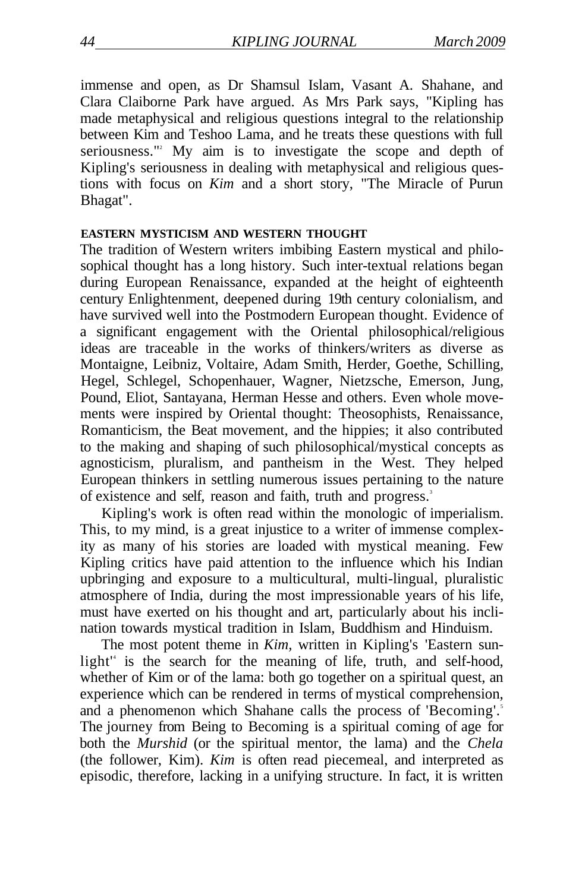immense and open, as Dr Shamsul Islam, Vasant A. Shahane, and Clara Claiborne Park have argued. As Mrs Park says, "Kipling has made metaphysical and religious questions integral to the relationship between Kim and Teshoo Lama, and he treats these questions with full seriousness."[2] My aim is to investigate the scope and depth of Kipling's seriousness in dealing with metaphysical and religious questions with focus on *Kim* and a short story, "The Miracle of Purun Bhagat".

#### EASTERN MYSTICISM AND WESTERN THOUGHT

The tradition of Western writers imbibing Eastern mystical and philosophical thought has a long history. Such inter-textual relations began during European Renaissance, expanded at the height of eighteenth century Enlightenment, deepened during 19th century colonialism, and have survived well into the Postmodern European thought. Evidence of a significant engagement with the Oriental philosophical/religious ideas are traceable in the works of thinkers/writers as diverse as Montaigne, Leibniz, Voltaire, Adam Smith, Herder, Goethe, Schilling, Hegel, Schlegel, Schopenhauer, Wagner, Nietzsche, Emerson, Jung, Pound, Eliot, Santayana, Herman Hesse and others. Even whole movements were inspired by Oriental thought: Theosophists, Renaissance, Romanticism, the Beat movement, and the hippies; it also contributed to the making and shaping of such philosophical/mystical concepts as agnosticism, pluralism, and pantheism in the West. They helped European thinkers in settling numerous issues pertaining to the nature of existence and self, reason and faith, truth and progress.[3]

Kipling's work is often read within the monologic of imperialism. This, to my mind, is a great injustice to a writer of immense complexity as many of his stories are loaded with mystical meaning. Few Kipling critics have paid attention to the influence which his Indian upbringing and exposure to a multicultural, multi-lingual, pluralistic atmosphere of India, during the most impressionable years of his life, must have exerted on his thought and art, particularly about his inclination towards mystical tradition in Islam, Buddhism and Hinduism.

The most potent theme in *Kim*, written in Kipling's 'Eastern sunlight'[4] is the search for the meaning of life, truth, and self-hood, whether of Kim or of the lama: both go together on a spiritual quest, an experience which can be rendered in terms of mystical comprehension, and a phenomenon which Shahane calls the process of 'Becoming'.[5] The journey from Being to Becoming is a spiritual coming of age for both the *Murshid* (or the spiritual mentor, the lama) and the *Chela* (the follower, Kim). *Kim* is often read piecemeal, and interpreted as episodic, therefore, lacking in a unifying structure. In fact, it is written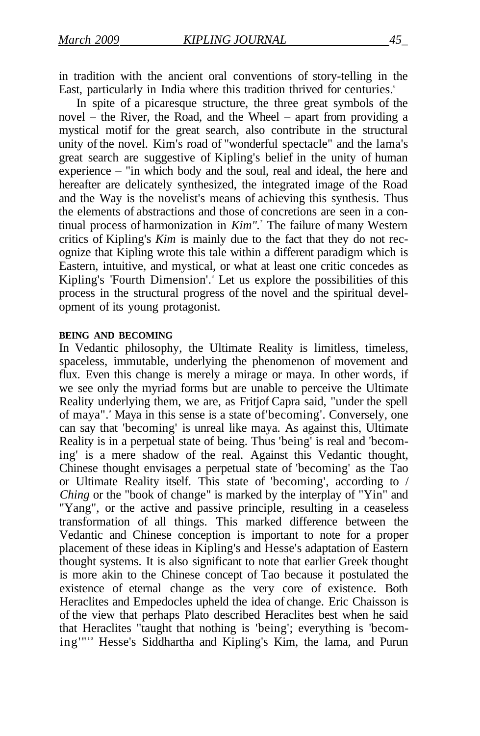in tradition with the ancient oral conventions of story-telling in the East, particularly in India where this tradition thrived for centuries.[6]

In spite of a picaresque structure, the three great symbols of the novel – the River, the Road, and the Wheel – apart from providing a mystical motif for the great search, also contribute in the structural unity of the novel. Kim's road of "wonderful spectacle" and the lama's great search are suggestive of Kipling's belief in the unity of human experience – "in which body and the soul, real and ideal, the here and hereafter are delicately synthesized, the integrated image of the Road and the Way is the novelist's means of achieving this synthesis. Thus the elements of abstractions and those of concretions are seen in a continual process of harmonization in *Kim"*.[7] The failure of many Western critics of Kipling's *Kim* is mainly due to the fact that they do not recognize that Kipling wrote this tale within a different paradigm which is Eastern, intuitive, and mystical, or what at least one critic concedes as Kipling's 'Fourth Dimension'.[8] Let us explore the possibilities of this process in the structural progress of the novel and the spiritual development of its young protagonist.

**BEING AND BECOMING**

In Vedantic philosophy, the Ultimate Reality is limitless, timeless, spaceless, immutable, underlying the phenomenon of movement and flux. Even this change is merely a mirage or maya. In other words, if we see only the myriad forms but are unable to perceive the Ultimate Reality underlying them, we are, as Fritjof Capra said, "under the spell of maya".[9] Maya in this sense is a state of'becoming'. Conversely, one can say that 'becoming' is unreal like maya. As against this, Ultimate Reality is in a perpetual state of being. Thus 'being' is real and 'becoming' is a mere shadow of the real. Against this Vedantic thought, Chinese thought envisages a perpetual state of 'becoming' as the Tao or Ultimate Reality itself. This state of 'becoming', according to / *Ching* or the "book of change" is marked by the interplay of "Yin" and "Yang", or the active and passive principle, resulting in a ceaseless transformation of all things. This marked difference between the Vedantic and Chinese conception is important to note for a proper placement of these ideas in Kipling's and Hesse's adaptation of Eastern thought systems. It is also significant to note that earlier Greek thought is more akin to the Chinese concept of Tao because it postulated the existence of eternal change as the very core of existence. Both Heraclites and Empedocles upheld the idea of change. Eric Chaisson is of the view that perhaps Plato described Heraclites best when he said that Heraclites "taught that nothing is 'being'; everything is 'becoming'"[10] Hesse's Siddhartha and Kipling's Kim, the lama, and Purun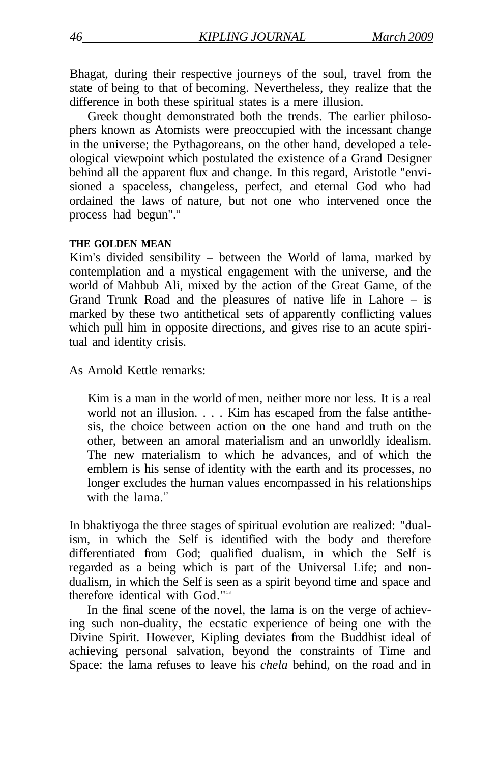Bhagat, during their respective journeys of the soul, travel from the state of being to that of becoming. Nevertheless, they realize that the difference in both these spiritual states is a mere illusion.

Greek thought demonstrated both the trends. The earlier philosophers known as Atomists were preoccupied with the incessant change in the universe; the Pythagoreans, on the other hand, developed a teleological viewpoint which postulated the existence of a Grand Designer behind all the apparent flux and change. In this regard, Aristotle "envisioned a spaceless, changeless, perfect, and eternal God who had ordained the laws of nature, but not one who intervened once the process had begun".[11]

#### THE GOLDEN MEAN

Kim's divided sensibility – between the World of lama, marked by contemplation and a mystical engagement with the universe, and the world of Mahbub Ali, mixed by the action of the Great Game, of the Grand Trunk Road and the pleasures of native life in Lahore – is marked by these two antithetical sets of apparently conflicting values which pull him in opposite directions, and gives rise to an acute spiritual and identity crisis.

As Arnold Kettle remarks:

> Kim is a man in the world of men, neither more nor less. It is a real world not an illusion. . . . Kim has escaped from the false antithesis, the choice between action on the one hand and truth on the other, between an amoral materialism and an unworldly idealism. The new materialism to which he advances, and of which the emblem is his sense of identity with the earth and its processes, no longer excludes the human values encompassed in his relationships with the lama.[12]

In bhaktiyoga the three stages of spiritual evolution are realized: "dualism, in which the Self is identified with the body and therefore differentiated from God; qualified dualism, in which the Self is regarded as a being which is part of the Universal Life; and non-dualism, in which the Self is seen as a spirit beyond time and space and therefore identical with God."[13]

In the final scene of the novel, the lama is on the verge of achieving such non-duality, the ecstatic experience of being one with the Divine Spirit. However, Kipling deviates from the Buddhist ideal of achieving personal salvation, beyond the constraints of Time and Space: the lama refuses to leave his *chela* behind, on the road and in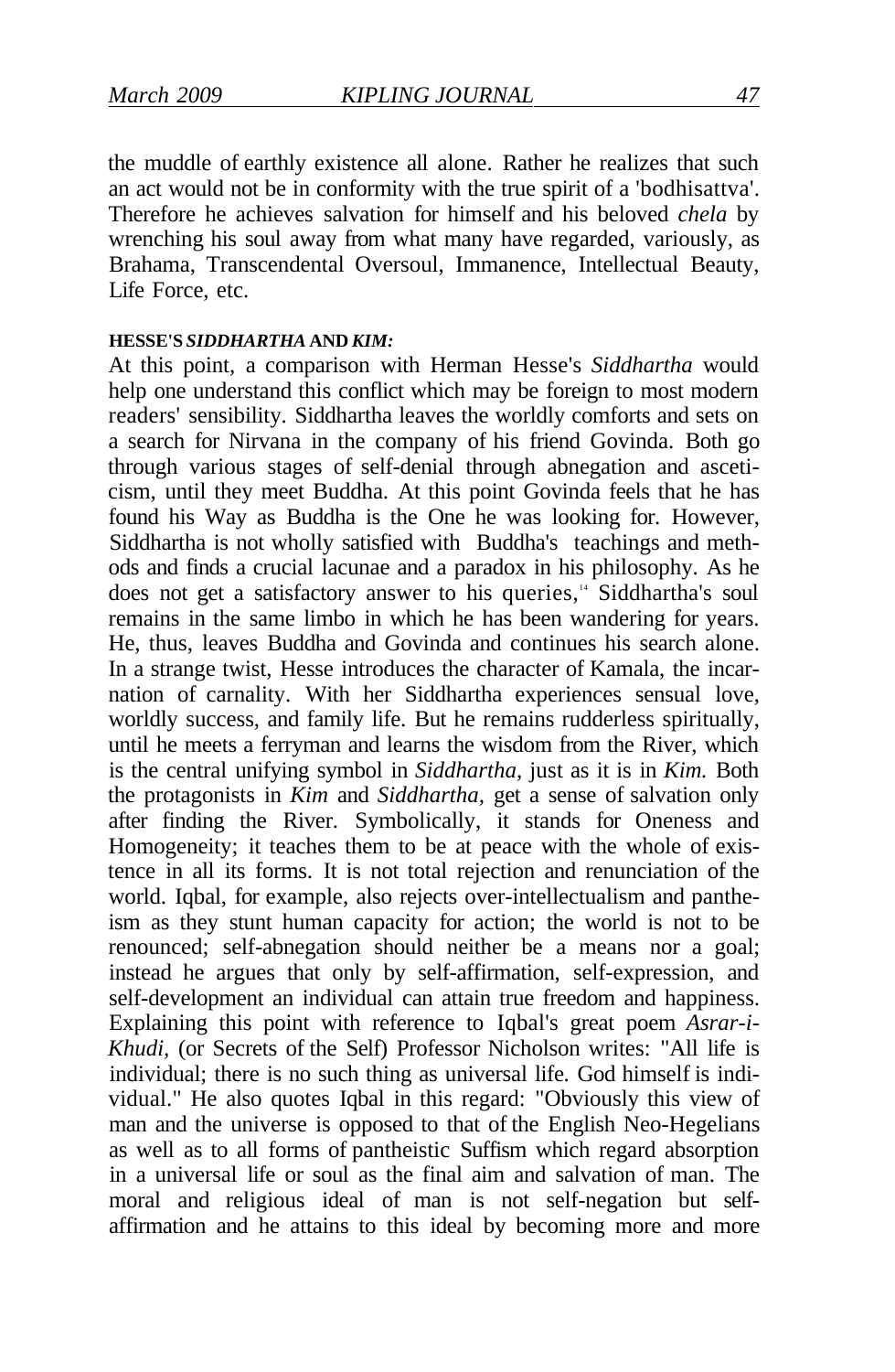the muddle of earthly existence all alone. Rather he realizes that such an act would not be in conformity with the true spirit of a 'bodhisattva'. Therefore he achieves salvation for himself and his beloved *chela* by wrenching his soul away from what many have regarded, variously, as Brahama, Transcendental Oversoul, Immanence, Intellectual Beauty, Life Force, etc.

**HESSE'S *SIDDHARTHA* AND *KIM:***

At this point, a comparison with Herman Hesse's *Siddhartha* would help one understand this conflict which may be foreign to most modern readers' sensibility. Siddhartha leaves the worldly comforts and sets on a search for Nirvana in the company of his friend Govinda. Both go through various stages of self-denial through abnegation and asceticism, until they meet Buddha. At this point Govinda feels that he has found his Way as Buddha is the One he was looking for. However, Siddhartha is not wholly satisfied with Buddha's teachings and methods and finds a crucial lacunae and a paradox in his philosophy. As he does not get a satisfactory answer to his queries,[14] Siddhartha's soul remains in the same limbo in which he has been wandering for years. He, thus, leaves Buddha and Govinda and continues his search alone. In a strange twist, Hesse introduces the character of Kamala, the incarnation of carnality. With her Siddhartha experiences sensual love, worldly success, and family life. But he remains rudderless spiritually, until he meets a ferryman and learns the wisdom from the River, which is the central unifying symbol in *Siddhartha,* just as it is in *Kim.* Both the protagonists in *Kim* and *Siddhartha,* get a sense of salvation only after finding the River. Symbolically, it stands for Oneness and Homogeneity; it teaches them to be at peace with the whole of existence in all its forms. It is not total rejection and renunciation of the world. Iqbal, for example, also rejects over-intellectualism and pantheism as they stunt human capacity for action; the world is not to be renounced; self-abnegation should neither be a means nor a goal; instead he argues that only by self-affirmation, self-expression, and self-development an individual can attain true freedom and happiness. Explaining this point with reference to Iqbal's great poem *Asrar-i-Khudi,* (or Secrets of the Self) Professor Nicholson writes: "All life is individual; there is no such thing as universal life. God himself is individual." He also quotes Iqbal in this regard: "Obviously this view of man and the universe is opposed to that of the English Neo-Hegelians as well as to all forms of pantheistic Suffism which regard absorption in a universal life or soul as the final aim and salvation of man. The moral and religious ideal of man is not self-negation but self-affirmation and he attains to this ideal by becoming more and more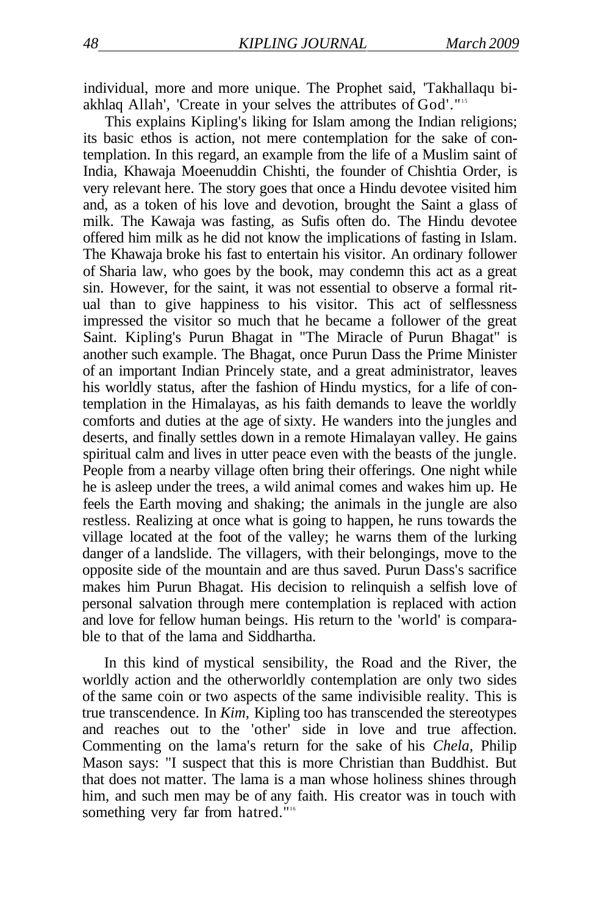individual, more and more unique. The Prophet said, 'Takhallaqu bi-akhlaq Allah', 'Create in your selves the attributes of God'."[15]

This explains Kipling's liking for Islam among the Indian religions; its basic ethos is action, not mere contemplation for the sake of contemplation. In this regard, an example from the life of a Muslim saint of India, Khawaja Moeenuddin Chishti, the founder of Chishtia Order, is very relevant here. The story goes that once a Hindu devotee visited him and, as a token of his love and devotion, brought the Saint a glass of milk. The Kawaja was fasting, as Sufis often do. The Hindu devotee offered him milk as he did not know the implications of fasting in Islam. The Khawaja broke his fast to entertain his visitor. An ordinary follower of Sharia law, who goes by the book, may condemn this act as a great sin. However, for the saint, it was not essential to observe a formal ritual than to give happiness to his visitor. This act of selflessness impressed the visitor so much that he became a follower of the great Saint. Kipling's Purun Bhagat in "The Miracle of Purun Bhagat" is another such example. The Bhagat, once Purun Dass the Prime Minister of an important Indian Princely state, and a great administrator, leaves his worldly status, after the fashion of Hindu mystics, for a life of contemplation in the Himalayas, as his faith demands to leave the worldly comforts and duties at the age of sixty. He wanders into the jungles and deserts, and finally settles down in a remote Himalayan valley. He gains spiritual calm and lives in utter peace even with the beasts of the jungle. People from a nearby village often bring their offerings. One night while he is asleep under the trees, a wild animal comes and wakes him up. He feels the Earth moving and shaking; the animals in the jungle are also restless. Realizing at once what is going to happen, he runs towards the village located at the foot of the valley; he warns them of the lurking danger of a landslide. The villagers, with their belongings, move to the opposite side of the mountain and are thus saved. Purun Dass's sacrifice makes him Purun Bhagat. His decision to relinquish a selfish love of personal salvation through mere contemplation is replaced with action and love for fellow human beings. His return to the 'world' is comparable to that of the lama and Siddhartha.

In this kind of mystical sensibility, the Road and the River, the worldly action and the otherworldly contemplation are only two sides of the same coin or two aspects of the same indivisible reality. This is true transcendence. In *Kim*, Kipling too has transcended the stereotypes and reaches out to the 'other' side in love and true affection. Commenting on the lama's return for the sake of his *Chela*, Philip Mason says: "I suspect that this is more Christian than Buddhist. But that does not matter. The lama is a man whose holiness shines through him, and such men may be of any faith. His creator was in touch with something very far from hatred."[16]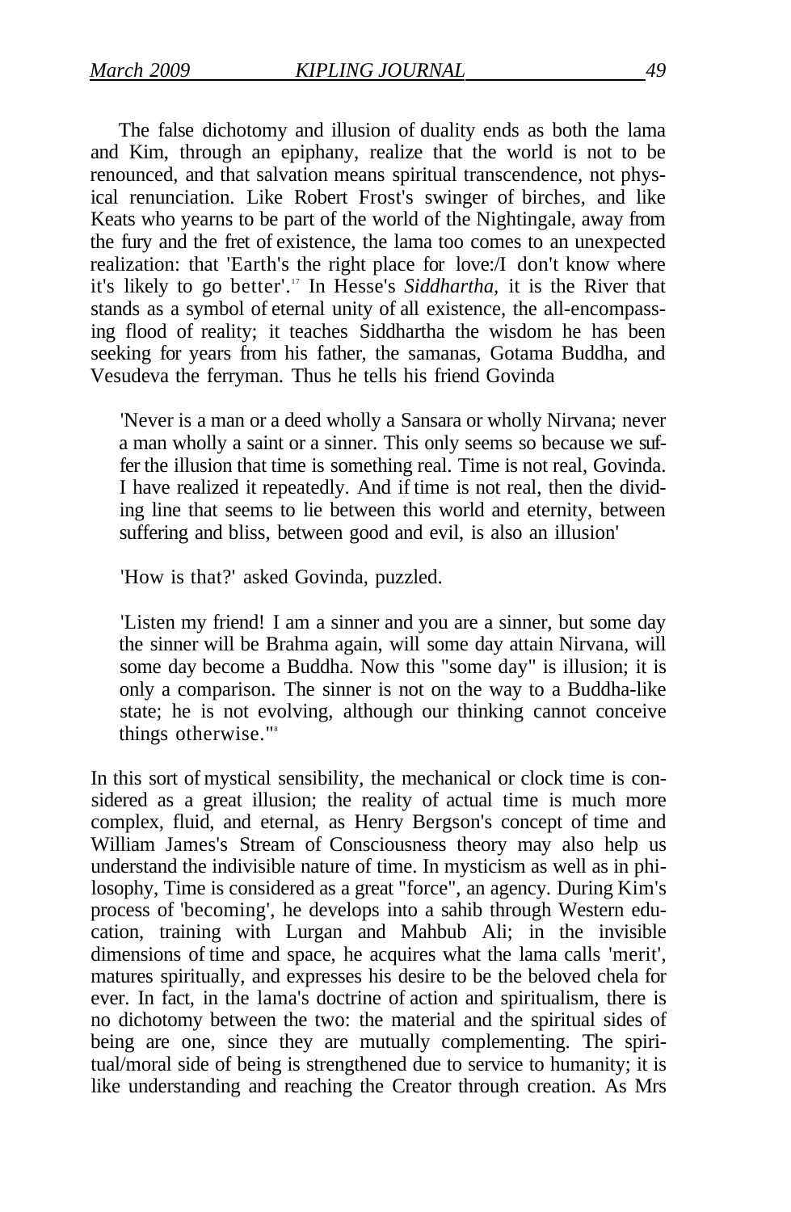The false dichotomy and illusion of duality ends as both the lama and Kim, through an epiphany, realize that the world is not to be renounced, and that salvation means spiritual transcendence, not physical renunciation. Like Robert Frost's swinger of birches, and like Keats who yearns to be part of the world of the Nightingale, away from the fury and the fret of existence, the lama too comes to an unexpected realization: that 'Earth's the right place for love:/I don't know where it's likely to go better'.[17] In Hesse's *Siddhartha*, it is the River that stands as a symbol of eternal unity of all existence, the all-encompassing flood of reality; it teaches Siddhartha the wisdom he has been seeking for years from his father, the samanas, Gotama Buddha, and Vesudeva the ferryman. Thus he tells his friend Govinda

> 'Never is a man or a deed wholly a Sansara or wholly Nirvana; never a man wholly a saint or a sinner. This only seems so because we suffer the illusion that time is something real. Time is not real, Govinda. I have realized it repeatedly. And if time is not real, then the dividing line that seems to lie between this world and eternity, between suffering and bliss, between good and evil, is also an illusion'
>
> 'How is that?' asked Govinda, puzzled.
>
> 'Listen my friend! I am a sinner and you are a sinner, but some day the sinner will be Brahma again, will some day attain Nirvana, will some day become a Buddha. Now this "some day" is illusion; it is only a comparison. The sinner is not on the way to a Buddha-like state; he is not evolving, although our thinking cannot conceive things otherwise.'[18]

In this sort of mystical sensibility, the mechanical or clock time is considered as a great illusion; the reality of actual time is much more complex, fluid, and eternal, as Henry Bergson's concept of time and William James's Stream of Consciousness theory may also help us understand the indivisible nature of time. In mysticism as well as in philosophy, Time is considered as a great "force", an agency. During Kim's process of 'becoming', he develops into a sahib through Western education, training with Lurgan and Mahbub Ali; in the invisible dimensions of time and space, he acquires what the lama calls 'merit', matures spiritually, and expresses his desire to be the beloved chela for ever. In fact, in the lama's doctrine of action and spiritualism, there is no dichotomy between the two: the material and the spiritual sides of being are one, since they are mutually complementing. The spiritual/moral side of being is strengthened due to service to humanity; it is like understanding and reaching the Creator through creation. As Mrs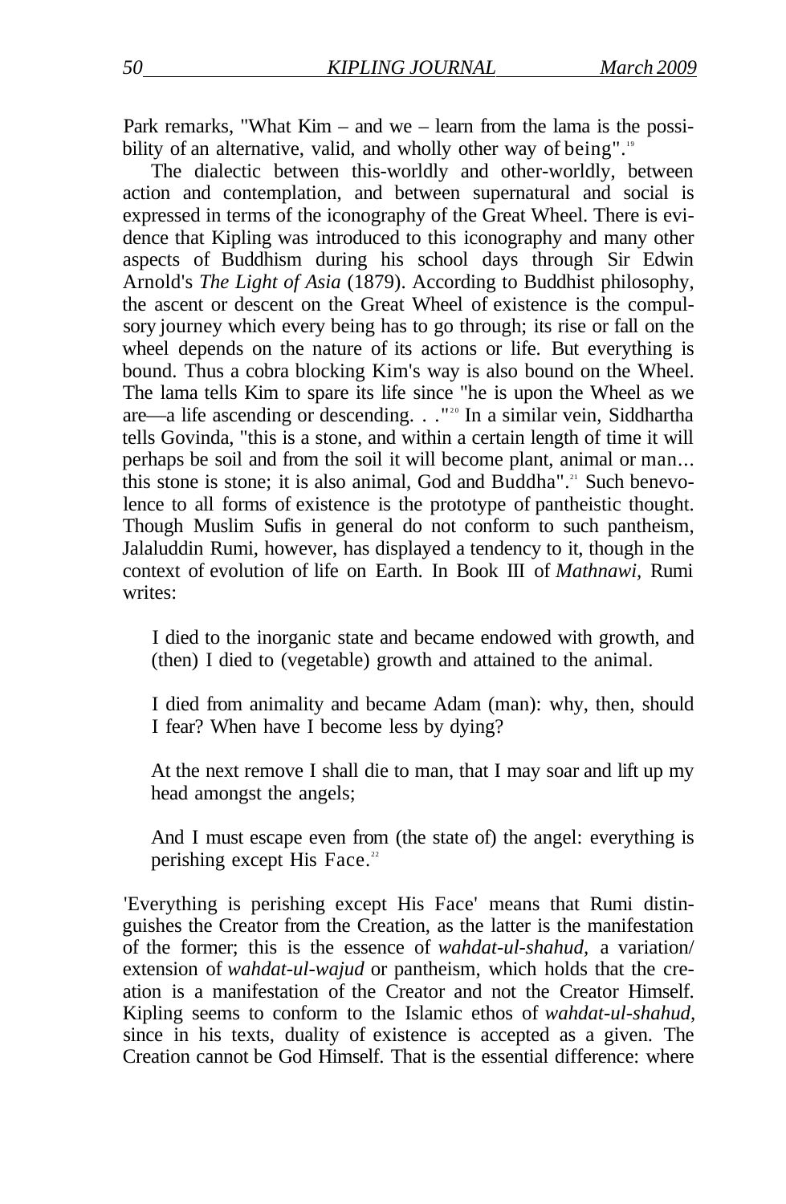Park remarks, "What Kim – and we – learn from the lama is the possibility of an alternative, valid, and wholly other way of being".[19]

The dialectic between this-worldly and other-worldly, between action and contemplation, and between supernatural and social is expressed in terms of the iconography of the Great Wheel. There is evidence that Kipling was introduced to this iconography and many other aspects of Buddhism during his school days through Sir Edwin Arnold's *The Light of Asia* (1879). According to Buddhist philosophy, the ascent or descent on the Great Wheel of existence is the compulsory journey which every being has to go through; its rise or fall on the wheel depends on the nature of its actions or life. But everything is bound. Thus a cobra blocking Kim's way is also bound on the Wheel. The lama tells Kim to spare its life since "he is upon the Wheel as we are—a life ascending or descending. . ."[20] In a similar vein, Siddhartha tells Govinda, "this is a stone, and within a certain length of time it will perhaps be soil and from the soil it will become plant, animal or man... this stone is stone; it is also animal, God and Buddha".[21] Such benevolence to all forms of existence is the prototype of pantheistic thought. Though Muslim Sufis in general do not conform to such pantheism, Jalaluddin Rumi, however, has displayed a tendency to it, though in the context of evolution of life on Earth. In Book III of *Mathnawi*, Rumi writes:

> I died to the inorganic state and became endowed with growth, and (then) I died to (vegetable) growth and attained to the animal.
>
> I died from animality and became Adam (man): why, then, should I fear? When have I become less by dying?
>
> At the next remove I shall die to man, that I may soar and lift up my head amongst the angels;
>
> And I must escape even from (the state of) the angel: everything is perishing except His Face.[22]

'Everything is perishing except His Face' means that Rumi distinguishes the Creator from the Creation, as the latter is the manifestation of the former; this is the essence of *wahdat-ul-shahud*, a variation/extension of *wahdat-ul-wajud* or pantheism, which holds that the creation is a manifestation of the Creator and not the Creator Himself. Kipling seems to conform to the Islamic ethos of *wahdat-ul-shahud*, since in his texts, duality of existence is accepted as a given. The Creation cannot be God Himself. That is the essential difference: where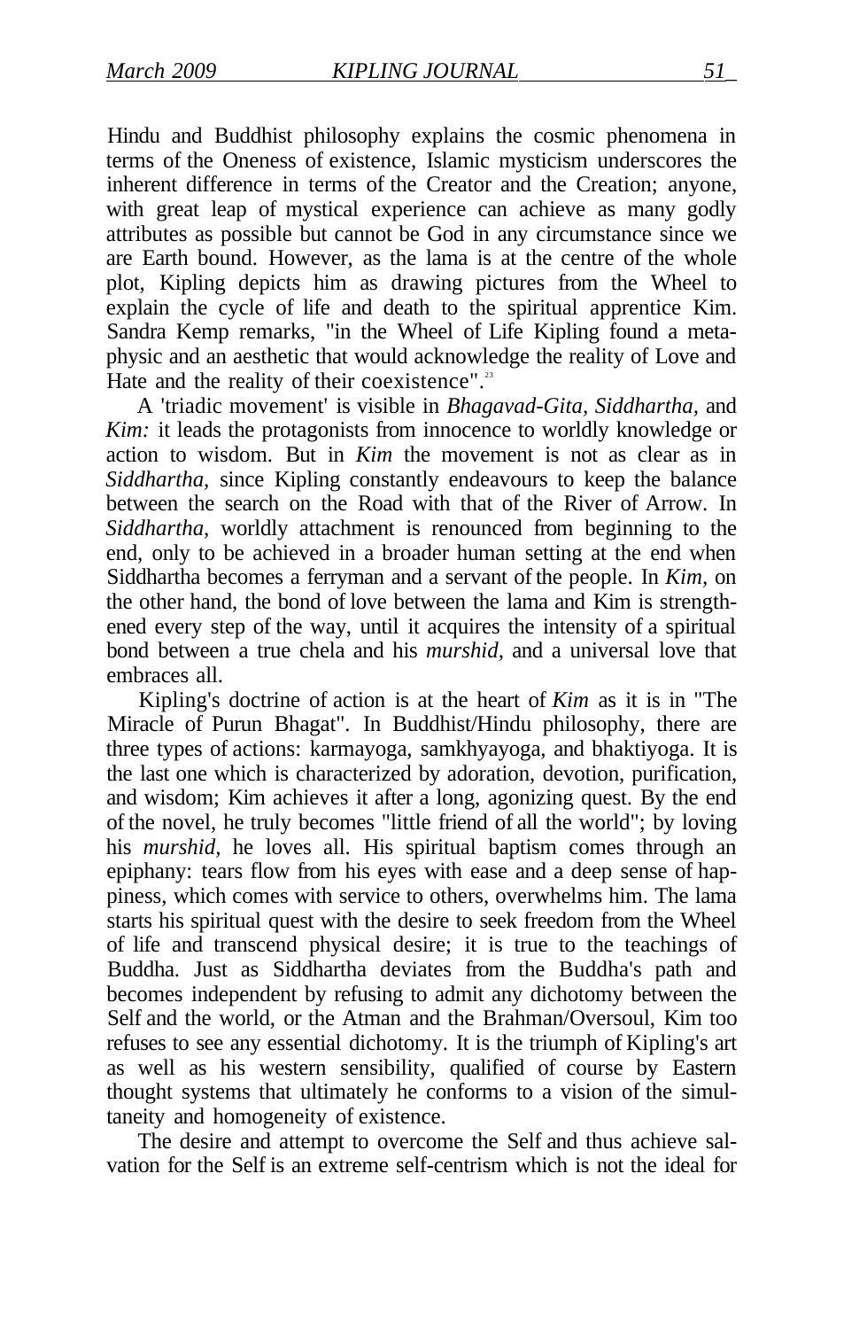Hindu and Buddhist philosophy explains the cosmic phenomena in terms of the Oneness of existence, Islamic mysticism underscores the inherent difference in terms of the Creator and the Creation; anyone, with great leap of mystical experience can achieve as many godly attributes as possible but cannot be God in any circumstance since we are Earth bound. However, as the lama is at the centre of the whole plot, Kipling depicts him as drawing pictures from the Wheel to explain the cycle of life and death to the spiritual apprentice Kim. Sandra Kemp remarks, "in the Wheel of Life Kipling found a metaphysic and an aesthetic that would acknowledge the reality of Love and Hate and the reality of their coexistence".[23]

A 'triadic movement' is visible in *Bhagavad-Gita*, *Siddhartha*, and *Kim:* it leads the protagonists from innocence to worldly knowledge or action to wisdom. But in *Kim* the movement is not as clear as in *Siddhartha*, since Kipling constantly endeavours to keep the balance between the search on the Road with that of the River of Arrow. In *Siddhartha*, worldly attachment is renounced from beginning to the end, only to be achieved in a broader human setting at the end when Siddhartha becomes a ferryman and a servant of the people. In *Kim*, on the other hand, the bond of love between the lama and Kim is strengthened every step of the way, until it acquires the intensity of a spiritual bond between a true chela and his *murshid*, and a universal love that embraces all.

Kipling's doctrine of action is at the heart of *Kim* as it is in "The Miracle of Purun Bhagat". In Buddhist/Hindu philosophy, there are three types of actions: karmayoga, samkhyayoga, and bhaktiyoga. It is the last one which is characterized by adoration, devotion, purification, and wisdom; Kim achieves it after a long, agonizing quest. By the end of the novel, he truly becomes "little friend of all the world"; by loving his *murshid*, he loves all. His spiritual baptism comes through an epiphany: tears flow from his eyes with ease and a deep sense of happiness, which comes with service to others, overwhelms him. The lama starts his spiritual quest with the desire to seek freedom from the Wheel of life and transcend physical desire; it is true to the teachings of Buddha. Just as Siddhartha deviates from the Buddha's path and becomes independent by refusing to admit any dichotomy between the Self and the world, or the Atman and the Brahman/Oversoul, Kim too refuses to see any essential dichotomy. It is the triumph of Kipling's art as well as his western sensibility, qualified of course by Eastern thought systems that ultimately he conforms to a vision of the simultaneity and homogeneity of existence.

The desire and attempt to overcome the Self and thus achieve salvation for the Self is an extreme self-centrism which is not the ideal for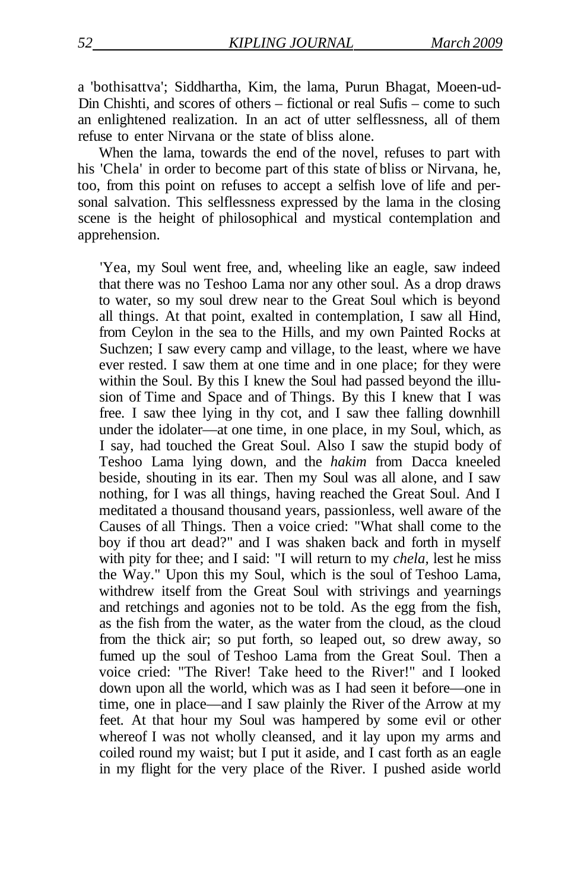a 'bothisattva'; Siddhartha, Kim, the lama, Purun Bhagat, Moeen-ud-Din Chishti, and scores of others – fictional or real Sufis – come to such an enlightened realization. In an act of utter selflessness, all of them refuse to enter Nirvana or the state of bliss alone.

When the lama, towards the end of the novel, refuses to part with his 'Chela' in order to become part of this state of bliss or Nirvana, he, too, from this point on refuses to accept a selfish love of life and personal salvation. This selflessness expressed by the lama in the closing scene is the height of philosophical and mystical contemplation and apprehension.

> 'Yea, my Soul went free, and, wheeling like an eagle, saw indeed that there was no Teshoo Lama nor any other soul. As a drop draws to water, so my soul drew near to the Great Soul which is beyond all things. At that point, exalted in contemplation, I saw all Hind, from Ceylon in the sea to the Hills, and my own Painted Rocks at Suchzen; I saw every camp and village, to the least, where we have ever rested. I saw them at one time and in one place; for they were within the Soul. By this I knew the Soul had passed beyond the illusion of Time and Space and of Things. By this I knew that I was free. I saw thee lying in thy cot, and I saw thee falling downhill under the idolater—at one time, in one place, in my Soul, which, as I say, had touched the Great Soul. Also I saw the stupid body of Teshoo Lama lying down, and the *hakim* from Dacca kneeled beside, shouting in its ear. Then my Soul was all alone, and I saw nothing, for I was all things, having reached the Great Soul. And I meditated a thousand thousand years, passionless, well aware of the Causes of all Things. Then a voice cried: "What shall come to the boy if thou art dead?" and I was shaken back and forth in myself with pity for thee; and I said: "I will return to my *chela*, lest he miss the Way." Upon this my Soul, which is the soul of Teshoo Lama, withdrew itself from the Great Soul with strivings and yearnings and retchings and agonies not to be told. As the egg from the fish, as the fish from the water, as the water from the cloud, as the cloud from the thick air; so put forth, so leaped out, so drew away, so fumed up the soul of Teshoo Lama from the Great Soul. Then a voice cried: "The River! Take heed to the River!" and I looked down upon all the world, which was as I had seen it before—one in time, one in place—and I saw plainly the River of the Arrow at my feet. At that hour my Soul was hampered by some evil or other whereof I was not wholly cleansed, and it lay upon my arms and coiled round my waist; but I put it aside, and I cast forth as an eagle in my flight for the very place of the River. I pushed aside world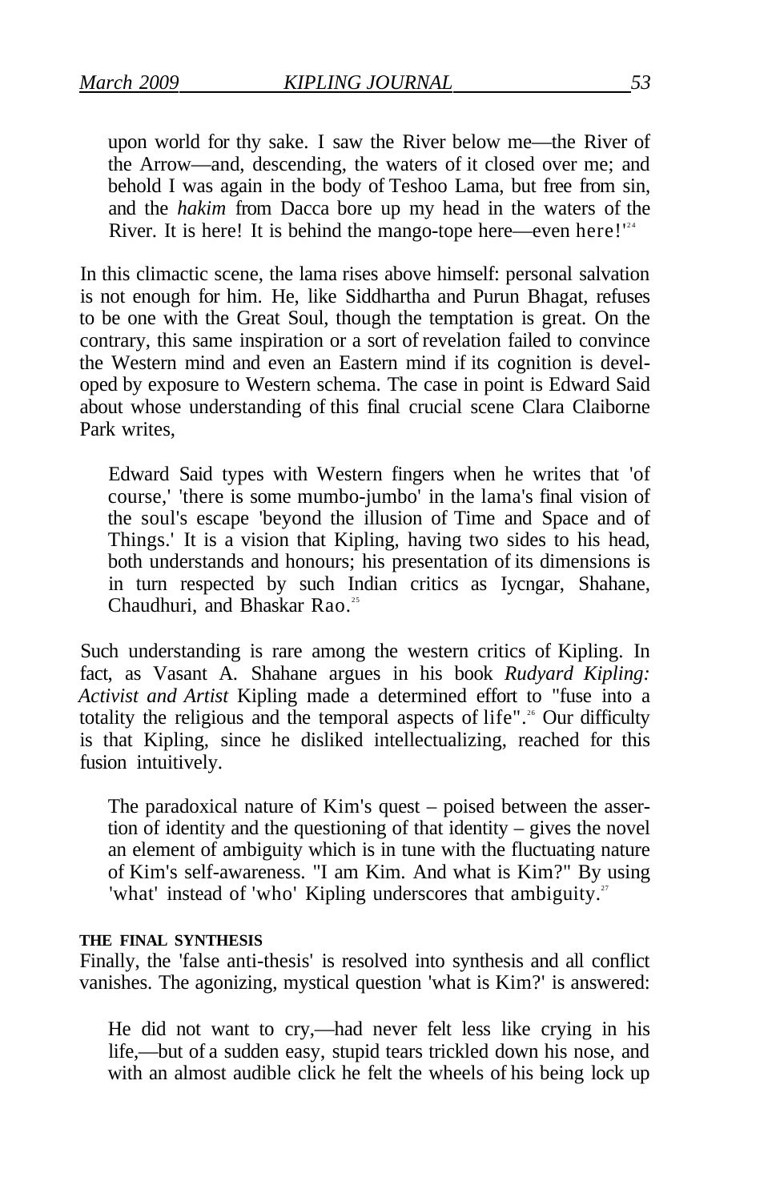upon world for thy sake. I saw the River below me—the River of the Arrow—and, descending, the waters of it closed over me; and behold I was again in the body of Teshoo Lama, but free from sin, and the *hakim* from Dacca bore up my head in the waters of the River. It is here! It is behind the mango-tope here—even here!'[24]

In this climactic scene, the lama rises above himself: personal salvation is not enough for him. He, like Siddhartha and Purun Bhagat, refuses to be one with the Great Soul, though the temptation is great. On the contrary, this same inspiration or a sort of revelation failed to convince the Western mind and even an Eastern mind if its cognition is developed by exposure to Western schema. The case in point is Edward Said about whose understanding of this final crucial scene Clara Claiborne Park writes,

> Edward Said types with Western fingers when he writes that 'of course,' 'there is some mumbo-jumbo' in the lama's final vision of the soul's escape 'beyond the illusion of Time and Space and of Things.' It is a vision that Kipling, having two sides to his head, both understands and honours; his presentation of its dimensions is in turn respected by such Indian critics as Iycngar, Shahane, Chaudhuri, and Bhaskar Rao.[25]

Such understanding is rare among the western critics of Kipling. In fact, as Vasant A. Shahane argues in his book *Rudyard Kipling: Activist and Artist* Kipling made a determined effort to "fuse into a totality the religious and the temporal aspects of life".[26] Our difficulty is that Kipling, since he disliked intellectualizing, reached for this fusion intuitively.

> The paradoxical nature of Kim's quest – poised between the assertion of identity and the questioning of that identity – gives the novel an element of ambiguity which is in tune with the fluctuating nature of Kim's self-awareness. "I am Kim. And what is Kim?" By using 'what' instead of 'who' Kipling underscores that ambiguity.[27]

**THE FINAL SYNTHESIS**

Finally, the 'false anti-thesis' is resolved into synthesis and all conflict vanishes. The agonizing, mystical question 'what is Kim?' is answered:

> He did not want to cry,—had never felt less like crying in his life,—but of a sudden easy, stupid tears trickled down his nose, and with an almost audible click he felt the wheels of his being lock up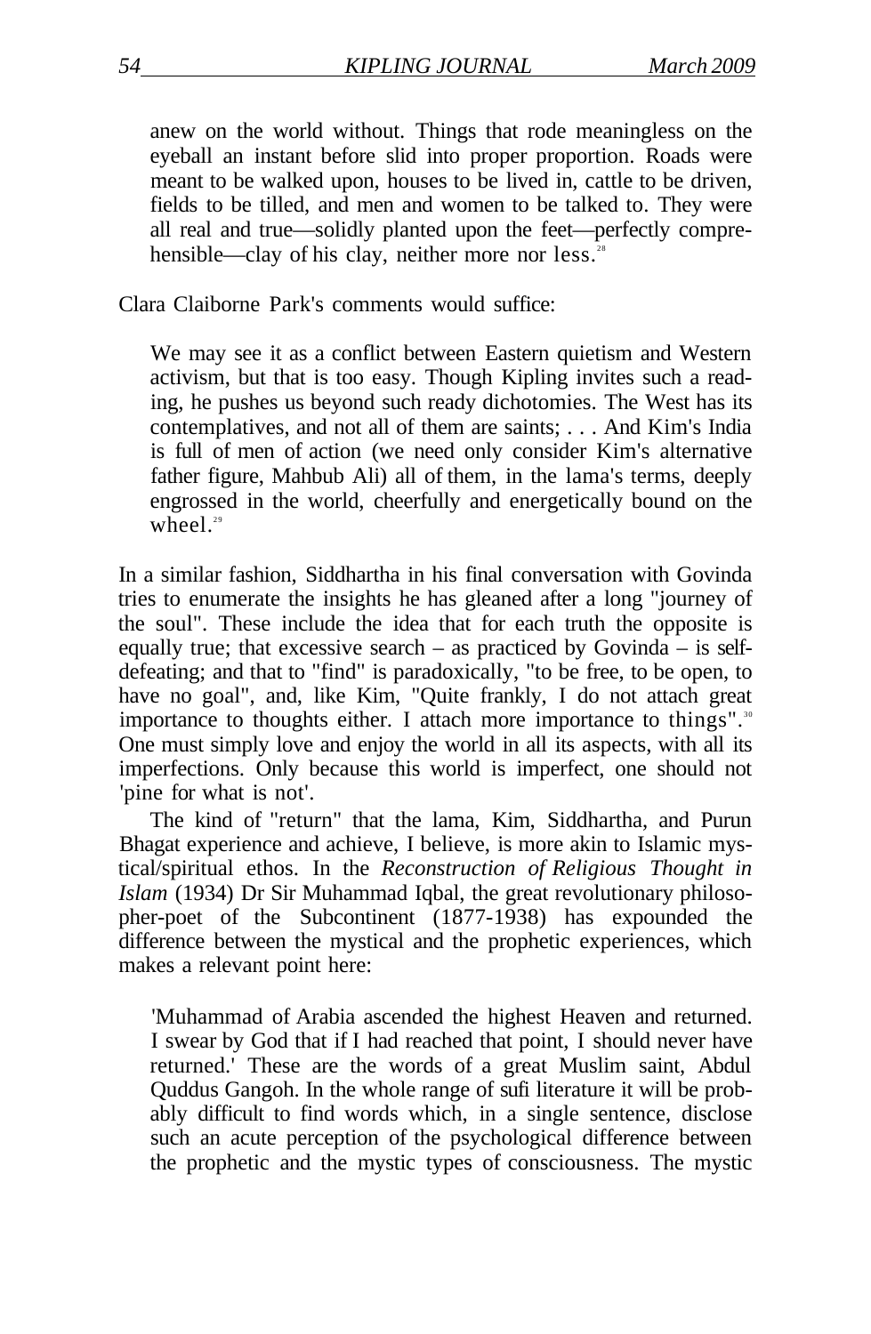> anew on the world without. Things that rode meaningless on the eyeball an instant before slid into proper proportion. Roads were meant to be walked upon, houses to be lived in, cattle to be driven, fields to be tilled, and men and women to be talked to. They were all real and true—solidly planted upon the feet—perfectly comprehensible—clay of his clay, neither more nor less.[28]

Clara Claiborne Park's comments would suffice:

> We may see it as a conflict between Eastern quietism and Western activism, but that is too easy. Though Kipling invites such a reading, he pushes us beyond such ready dichotomies. The West has its contemplatives, and not all of them are saints; . . . And Kim's India is full of men of action (we need only consider Kim's alternative father figure, Mahbub Ali) all of them, in the lama's terms, deeply engrossed in the world, cheerfully and energetically bound on the wheel.[29]

In a similar fashion, Siddhartha in his final conversation with Govinda tries to enumerate the insights he has gleaned after a long "journey of the soul". These include the idea that for each truth the opposite is equally true; that excessive search – as practiced by Govinda – is self-defeating; and that to "find" is paradoxically, "to be free, to be open, to have no goal", and, like Kim, "Quite frankly, I do not attach great importance to thoughts either. I attach more importance to things".[30] One must simply love and enjoy the world in all its aspects, with all its imperfections. Only because this world is imperfect, one should not 'pine for what is not'.

The kind of "return" that the lama, Kim, Siddhartha, and Purun Bhagat experience and achieve, I believe, is more akin to Islamic mystical/spiritual ethos. In the *Reconstruction of Religious Thought in Islam* (1934) Dr Sir Muhammad Iqbal, the great revolutionary philosopher-poet of the Subcontinent (1877-1938) has expounded the difference between the mystical and the prophetic experiences, which makes a relevant point here:

> 'Muhammad of Arabia ascended the highest Heaven and returned. I swear by God that if I had reached that point, I should never have returned.' These are the words of a great Muslim saint, Abdul Quddus Gangoh. In the whole range of sufi literature it will be probably difficult to find words which, in a single sentence, disclose such an acute perception of the psychological difference between the prophetic and the mystic types of consciousness. The mystic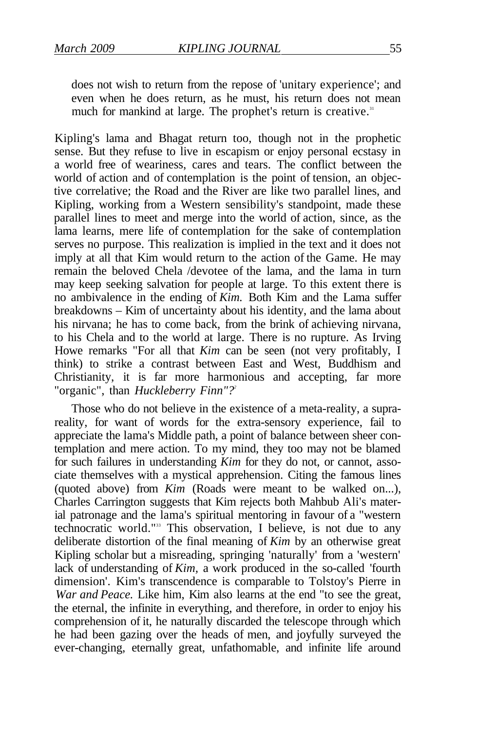> does not wish to return from the repose of 'unitary experience'; and even when he does return, as he must, his return does not mean much for mankind at large. The prophet's return is creative.[31]

Kipling's lama and Bhagat return too, though not in the prophetic sense. But they refuse to live in escapism or enjoy personal ecstasy in a world free of weariness, cares and tears. The conflict between the world of action and of contemplation is the point of tension, an objective correlative; the Road and the River are like two parallel lines, and Kipling, working from a Western sensibility's standpoint, made these parallel lines to meet and merge into the world of action, since, as the lama learns, mere life of contemplation for the sake of contemplation serves no purpose. This realization is implied in the text and it does not imply at all that Kim would return to the action of the Game. He may remain the beloved Chela /devotee of the lama, and the lama in turn may keep seeking salvation for people at large. To this extent there is no ambivalence in the ending of *Kim.* Both Kim and the Lama suffer breakdowns – Kim of uncertainty about his identity, and the lama about his nirvana; he has to come back, from the brink of achieving nirvana, to his Chela and to the world at large. There is no rupture. As Irving Howe remarks "For all that *Kim* can be seen (not very profitably, I think) to strike a contrast between East and West, Buddhism and Christianity, it is far more harmonious and accepting, far more "organic", than *Huckleberry Finn"?*[32]

Those who do not believe in the existence of a meta-reality, a supra-reality, for want of words for the extra-sensory experience, fail to appreciate the lama's Middle path, a point of balance between sheer contemplation and mere action. To my mind, they too may not be blamed for such failures in understanding *Kim* for they do not, or cannot, associate themselves with a mystical apprehension. Citing the famous lines (quoted above) from *Kim* (Roads were meant to be walked on...), Charles Carrington suggests that Kim rejects both Mahbub Ali's material patronage and the lama's spiritual mentoring in favour of a "western technocratic world."[33] This observation, I believe, is not due to any deliberate distortion of the final meaning of *Kim* by an otherwise great Kipling scholar but a misreading, springing 'naturally' from a 'western' lack of understanding of *Kim,* a work produced in the so-called 'fourth dimension'. Kim's transcendence is comparable to Tolstoy's Pierre in *War and Peace.* Like him, Kim also learns at the end "to see the great, the eternal, the infinite in everything, and therefore, in order to enjoy his comprehension of it, he naturally discarded the telescope through which he had been gazing over the heads of men, and joyfully surveyed the ever-changing, eternally great, unfathomable, and infinite life around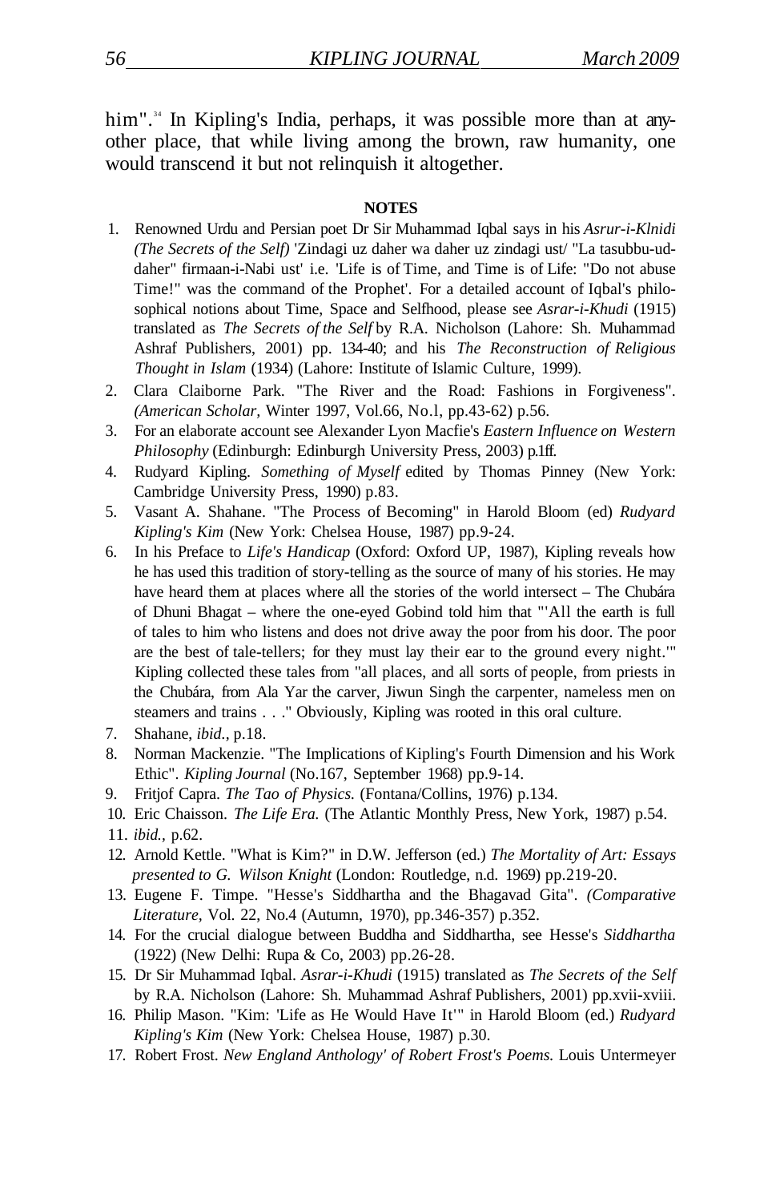him".[34] In Kipling's India, perhaps, it was possible more than at any-other place, that while living among the brown, raw humanity, one would transcend it but not relinquish it altogether.

**NOTES**

1. Renowned Urdu and Persian poet Dr Sir Muhammad Iqbal says in his *Asrur-i-Klnidi (The Secrets of the Self)* 'Zindagi uz daher wa daher uz zindagi ust/ "La tasubbu-ud-daher" firmaan-i-Nabi ust' i.e. 'Life is of Time, and Time is of Life: "Do not abuse Time!" was the command of the Prophet'. For a detailed account of Iqbal's philosophical notions about Time, Space and Selfhood, please see *Asrar-i-Khudi* (1915) translated as *The Secrets of the Self* by R.A. Nicholson (Lahore: Sh. Muhammad Ashraf Publishers, 2001) pp. 134-40; and his *The Reconstruction of Religious Thought in Islam* (1934) (Lahore: Institute of Islamic Culture, 1999).
2. Clara Claiborne Park. "The River and the Road: Fashions in Forgiveness". *(American Scholar,* Winter 1997, Vol.66, No.l, pp.43-62) p.56.
3. For an elaborate account see Alexander Lyon Macfie's *Eastern Influence on Western Philosophy* (Edinburgh: Edinburgh University Press, 2003) p.1ff.
4. Rudyard Kipling. *Something of Myself* edited by Thomas Pinney (New York: Cambridge University Press, 1990) p.83.
5. Vasant A. Shahane. "The Process of Becoming" in Harold Bloom (ed) *Rudyard Kipling's Kim* (New York: Chelsea House, 1987) pp.9-24.
6. In his Preface to *Life's Handicap* (Oxford: Oxford UP, 1987), Kipling reveals how he has used this tradition of story-telling as the source of many of his stories. He may have heard them at places where all the stories of the world intersect – The Chubára of Dhuni Bhagat – where the one-eyed Gobind told him that "'All the earth is full of tales to him who listens and does not drive away the poor from his door. The poor are the best of tale-tellers; for they must lay their ear to the ground every night.'" Kipling collected these tales from "all places, and all sorts of people, from priests in the Chubára, from Ala Yar the carver, Jiwun Singh the carpenter, nameless men on steamers and trains . . ." Obviously, Kipling was rooted in this oral culture.
7. Shahane, *ibid.*, p.18.
8. Norman Mackenzie. "The Implications of Kipling's Fourth Dimension and his Work Ethic". *Kipling Journal* (No.167, September 1968) pp.9-14.
9. Fritjof Capra. *The Tao of Physics.* (Fontana/Collins, 1976) p.134.
10. Eric Chaisson. *The Life Era.* (The Atlantic Monthly Press, New York, 1987) p.54.
11. *ibid.,* p.62.
12. Arnold Kettle. "What is Kim?" in D.W. Jefferson (ed.) *The Mortality of Art: Essays presented to G. Wilson Knight* (London: Routledge, n.d. 1969) pp.219-20.
13. Eugene F. Timpe. "Hesse's Siddhartha and the Bhagavad Gita". *(Comparative Literature,* Vol. 22, No.4 (Autumn, 1970), pp.346-357) p.352.
14. For the crucial dialogue between Buddha and Siddhartha, see Hesse's *Siddhartha* (1922) (New Delhi: Rupa & Co, 2003) pp.26-28.
15. Dr Sir Muhammad Iqbal. *Asrar-i-Khudi* (1915) translated as *The Secrets of the Self* by R.A. Nicholson (Lahore: Sh. Muhammad Ashraf Publishers, 2001) pp.xvii-xviii.
16. Philip Mason. "Kim: 'Life as He Would Have It'" in Harold Bloom (ed.) *Rudyard Kipling's Kim* (New York: Chelsea House, 1987) p.30.
17. Robert Frost. *New England Anthology' of Robert Frost's Poems.* Louis Untermeyer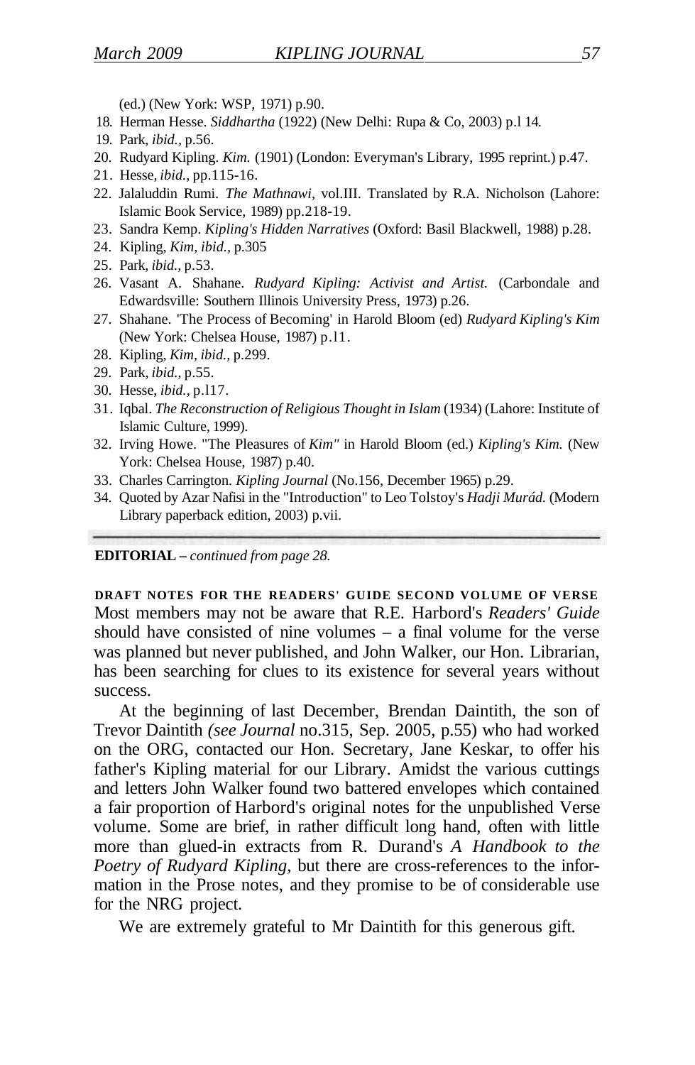(ed.) (New York: WSP, 1971) p.90.

18. Herman Hesse. *Siddhartha* (1922) (New Delhi: Rupa & Co, 2003) p.l 14.
19. Park, *ibid.,* p.56.
20. Rudyard Kipling. *Kim.* (1901) (London: Everyman's Library, 1995 reprint.) p.47.
21. Hesse, *ibid.,* pp.115-16.
22. Jalaluddin Rumi. *The Mathnawi,* vol.III. Translated by R.A. Nicholson (Lahore: Islamic Book Service, 1989) pp.218-19.
23. Sandra Kemp. *Kipling's Hidden Narratives* (Oxford: Basil Blackwell, 1988) p.28.
24. Kipling, *Kim, ibid.,* p.305
25. Park, *ibid.,* p.53.
26. Vasant A. Shahane. *Rudyard Kipling: Activist and Artist.* (Carbondale and Edwardsville: Southern Illinois University Press, 1973) p.26.
27. Shahane. 'The Process of Becoming' in Harold Bloom (ed) *Rudyard Kipling's Kim* (New York: Chelsea House, 1987) p.l1.
28. Kipling, *Kim, ibid.,* p.299.
29. Park, *ibid.,* p.55.
30. Hesse, *ibid.,* p.l17.
31. Iqbal. *The Reconstruction of Religious Thought in Islam* (1934) (Lahore: Institute of Islamic Culture, 1999).
32. Irving Howe. "The Pleasures of *Kim"* in Harold Bloom (ed.) *Kipling's Kim.* (New York: Chelsea House, 1987) p.40.
33. Charles Carrington. *Kipling Journal* (No.156, December 1965) p.29.
34. Quoted by Azar Nafisi in the "Introduction" to Leo Tolstoy's *Hadji Murád.* (Modern Library paperback edition, 2003) p.vii.

---

**EDITORIAL –** *continued from page 28.*

**DRAFT NOTES FOR THE READERS' GUIDE SECOND VOLUME OF VERSE**

Most members may not be aware that R.E. Harbord's *Readers' Guide* should have consisted of nine volumes – a final volume for the verse was planned but never published, and John Walker, our Hon. Librarian, has been searching for clues to its existence for several years without success.

At the beginning of last December, Brendan Daintith, the son of Trevor Daintith *(see Journal* no.315, Sep. 2005, p.55) who had worked on the ORG, contacted our Hon. Secretary, Jane Keskar, to offer his father's Kipling material for our Library. Amidst the various cuttings and letters John Walker found two battered envelopes which contained a fair proportion of Harbord's original notes for the unpublished Verse volume. Some are brief, in rather difficult long hand, often with little more than glued-in extracts from R. Durand's *A Handbook to the Poetry of Rudyard Kipling,* but there are cross-references to the information in the Prose notes, and they promise to be of considerable use for the NRG project.

We are extremely grateful to Mr Daintith for this generous gift.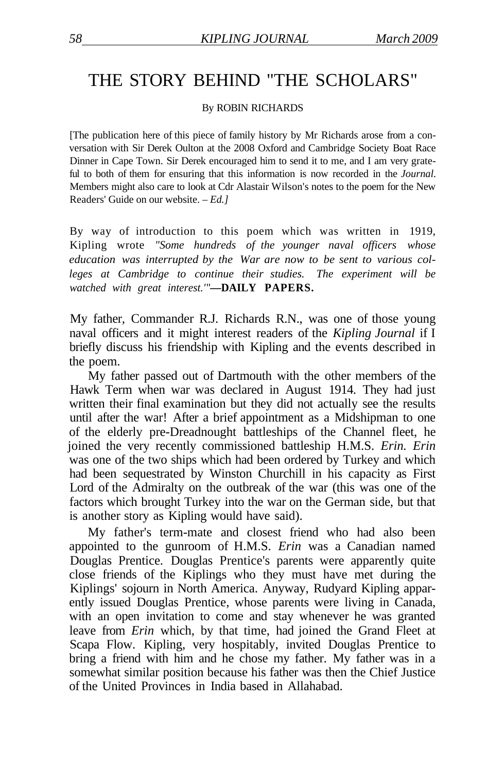# THE STORY BEHIND "THE SCHOLARS"

By ROBIN RICHARDS

[The publication here of this piece of family history by Mr Richards arose from a conversation with Sir Derek Oulton at the 2008 Oxford and Cambridge Society Boat Race Dinner in Cape Town. Sir Derek encouraged him to send it to me, and I am very grateful to both of them for ensuring that this information is now recorded in the *Journal*. Members might also care to look at Cdr Alastair Wilson's notes to the poem for the New Readers' Guide on our website. – *Ed.]*

By way of introduction to this poem which was written in 1919, Kipling wrote *"Some hundreds of the younger naval officers whose education was interrupted by the War are now to be sent to various colleges at Cambridge to continue their studies. The experiment will be watched with great interest.'"*—**DAILY PAPERS.**

My father, Commander R.J. Richards R.N., was one of those young naval officers and it might interest readers of the *Kipling Journal* if I briefly discuss his friendship with Kipling and the events described in the poem.

My father passed out of Dartmouth with the other members of the Hawk Term when war was declared in August 1914. They had just written their final examination but they did not actually see the results until after the war! After a brief appointment as a Midshipman to one of the elderly pre-Dreadnought battleships of the Channel fleet, he joined the very recently commissioned battleship H.M.S. *Erin*. *Erin* was one of the two ships which had been ordered by Turkey and which had been sequestrated by Winston Churchill in his capacity as First Lord of the Admiralty on the outbreak of the war (this was one of the factors which brought Turkey into the war on the German side, but that is another story as Kipling would have said).

My father's term-mate and closest friend who had also been appointed to the gunroom of H.M.S. *Erin* was a Canadian named Douglas Prentice. Douglas Prentice's parents were apparently quite close friends of the Kiplings who they must have met during the Kiplings' sojourn in North America. Anyway, Rudyard Kipling apparently issued Douglas Prentice, whose parents were living in Canada, with an open invitation to come and stay whenever he was granted leave from *Erin* which, by that time, had joined the Grand Fleet at Scapa Flow. Kipling, very hospitably, invited Douglas Prentice to bring a friend with him and he chose my father. My father was in a somewhat similar position because his father was then the Chief Justice of the United Provinces in India based in Allahabad.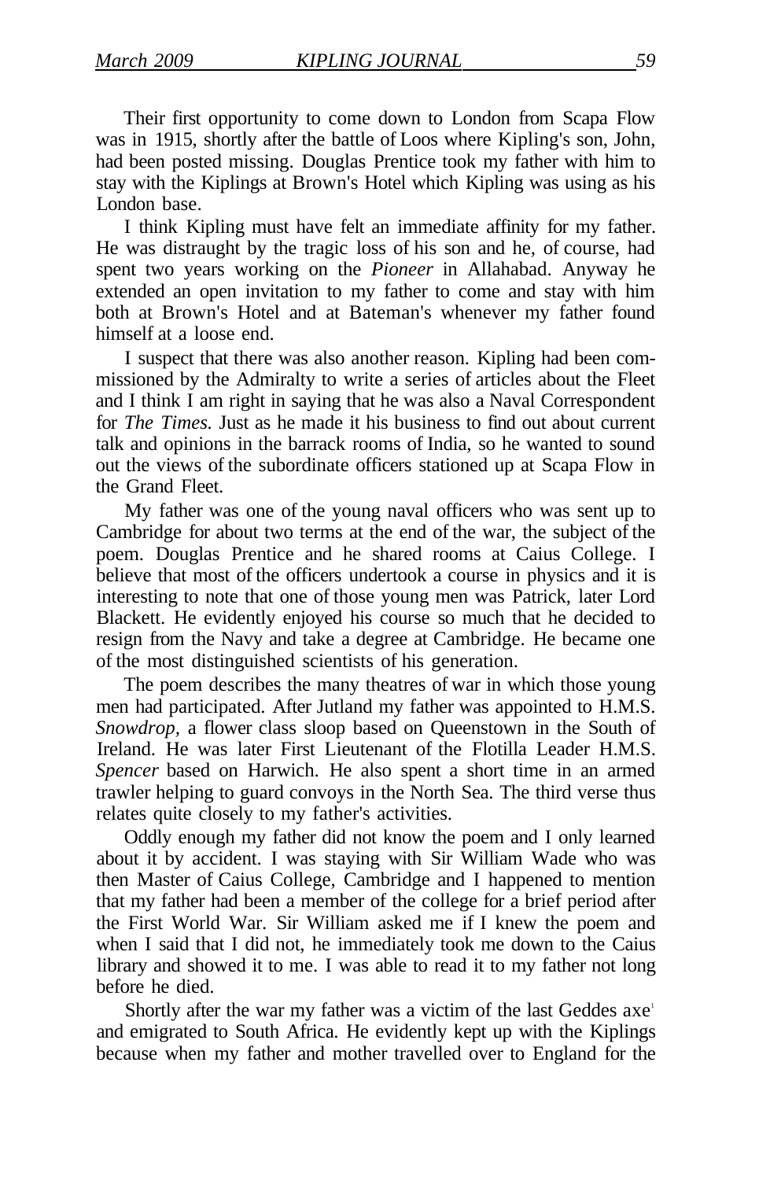Their first opportunity to come down to London from Scapa Flow was in 1915, shortly after the battle of Loos where Kipling's son, John, had been posted missing. Douglas Prentice took my father with him to stay with the Kiplings at Brown's Hotel which Kipling was using as his London base.

I think Kipling must have felt an immediate affinity for my father. He was distraught by the tragic loss of his son and he, of course, had spent two years working on the *Pioneer* in Allahabad. Anyway he extended an open invitation to my father to come and stay with him both at Brown's Hotel and at Bateman's whenever my father found himself at a loose end.

I suspect that there was also another reason. Kipling had been commissioned by the Admiralty to write a series of articles about the Fleet and I think I am right in saying that he was also a Naval Correspondent for *The Times*. Just as he made it his business to find out about current talk and opinions in the barrack rooms of India, so he wanted to sound out the views of the subordinate officers stationed up at Scapa Flow in the Grand Fleet.

My father was one of the young naval officers who was sent up to Cambridge for about two terms at the end of the war, the subject of the poem. Douglas Prentice and he shared rooms at Caius College. I believe that most of the officers undertook a course in physics and it is interesting to note that one of those young men was Patrick, later Lord Blackett. He evidently enjoyed his course so much that he decided to resign from the Navy and take a degree at Cambridge. He became one of the most distinguished scientists of his generation.

The poem describes the many theatres of war in which those young men had participated. After Jutland my father was appointed to H.M.S. *Snowdrop*, a flower class sloop based on Queenstown in the South of Ireland. He was later First Lieutenant of the Flotilla Leader H.M.S. *Spencer* based on Harwich. He also spent a short time in an armed trawler helping to guard convoys in the North Sea. The third verse thus relates quite closely to my father's activities.

Oddly enough my father did not know the poem and I only learned about it by accident. I was staying with Sir William Wade who was then Master of Caius College, Cambridge and I happened to mention that my father had been a member of the college for a brief period after the First World War. Sir William asked me if I knew the poem and when I said that I did not, he immediately took me down to the Caius library and showed it to me. I was able to read it to my father not long before he died.

Shortly after the war my father was a victim of the last Geddes axe[1] and emigrated to South Africa. He evidently kept up with the Kiplings because when my father and mother travelled over to England for the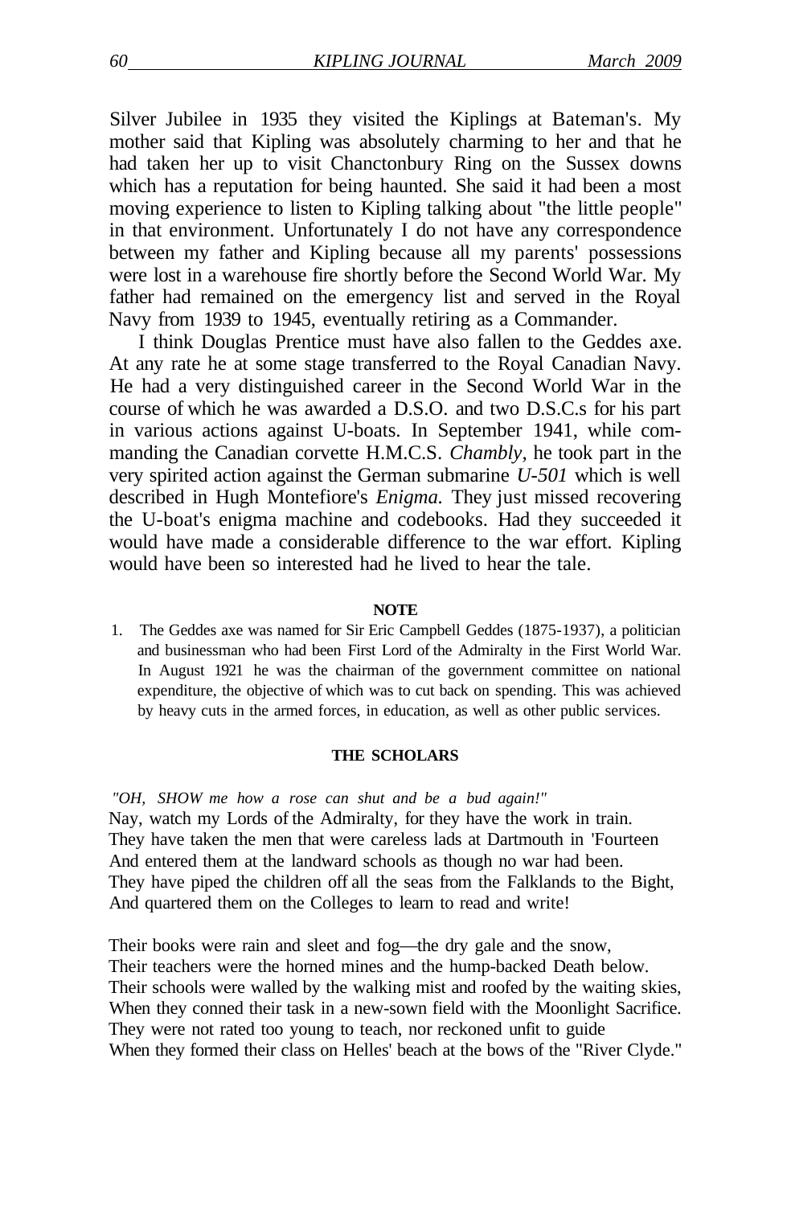Silver Jubilee in 1935 they visited the Kiplings at Bateman's. My mother said that Kipling was absolutely charming to her and that he had taken her up to visit Chanctonbury Ring on the Sussex downs which has a reputation for being haunted. She said it had been a most moving experience to listen to Kipling talking about "the little people" in that environment. Unfortunately I do not have any correspondence between my father and Kipling because all my parents' possessions were lost in a warehouse fire shortly before the Second World War. My father had remained on the emergency list and served in the Royal Navy from 1939 to 1945, eventually retiring as a Commander.

I think Douglas Prentice must have also fallen to the Geddes axe. At any rate he at some stage transferred to the Royal Canadian Navy. He had a very distinguished career in the Second World War in the course of which he was awarded a D.S.O. and two D.S.C.s for his part in various actions against U-boats. In September 1941, while commanding the Canadian corvette H.M.C.S. *Chambly,* he took part in the very spirited action against the German submarine *U-501* which is well described in Hugh Montefiore's *Enigma.* They just missed recovering the U-boat's enigma machine and codebooks. Had they succeeded it would have made a considerable difference to the war effort. Kipling would have been so interested had he lived to hear the tale.

**NOTE**

1. The Geddes axe was named for Sir Eric Campbell Geddes (1875-1937), a politician and businessman who had been First Lord of the Admiralty in the First World War. In August 1921 he was the chairman of the government committee on national expenditure, the objective of which was to cut back on spending. This was achieved by heavy cuts in the armed forces, in education, as well as other public services.

## THE SCHOLARS

*"OH, SHOW me how a rose can shut and be a bud again!"*
Nay, watch my Lords of the Admiralty, for they have the work in train.
They have taken the men that were careless lads at Dartmouth in 'Fourteen
And entered them at the landward schools as though no war had been.
They have piped the children off all the seas from the Falklands to the Bight,
And quartered them on the Colleges to learn to read and write!

Their books were rain and sleet and fog—the dry gale and the snow,
Their teachers were the horned mines and the hump-backed Death below.
Their schools were walled by the walking mist and roofed by the waiting skies,
When they conned their task in a new-sown field with the Moonlight Sacrifice.
They were not rated too young to teach, nor reckoned unfit to guide
When they formed their class on Helles' beach at the bows of the "River Clyde."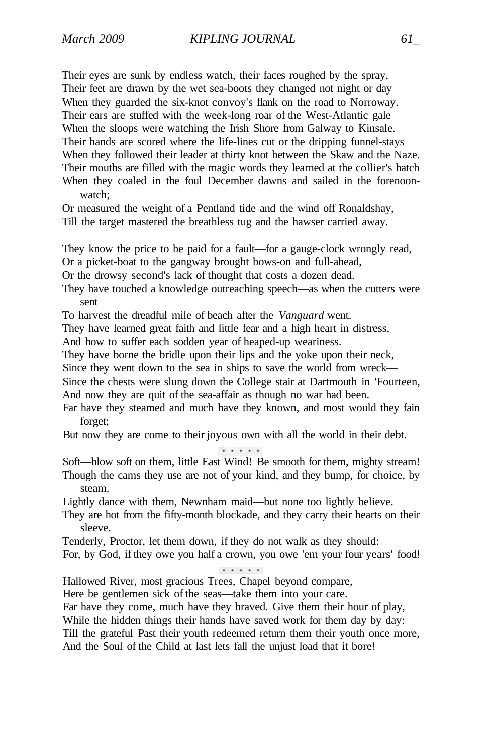Their eyes are sunk by endless watch, their faces roughed by the spray,
Their feet are drawn by the wet sea-boots they changed not night or day
When they guarded the six-knot convoy's flank on the road to Norroway.
Their ears are stuffed with the week-long roar of the West-Atlantic gale
When the sloops were watching the Irish Shore from Galway to Kinsale.
Their hands are scored where the life-lines cut or the dripping funnel-stays
When they followed their leader at thirty knot between the Skaw and the Naze.
Their mouths are filled with the magic words they learned at the collier's hatch
When they coaled in the foul December dawns and sailed in the forenoon-watch;
Or measured the weight of a Pentland tide and the wind off Ronaldshay,
Till the target mastered the breathless tug and the hawser carried away.

They know the price to be paid for a fault—for a gauge-clock wrongly read,
Or a picket-boat to the gangway brought bows-on and full-ahead,
Or the drowsy second's lack of thought that costs a dozen dead.
They have touched a knowledge outreaching speech—as when the cutters were sent
To harvest the dreadful mile of beach after the *Vanguard* went.
They have learned great faith and little fear and a high heart in distress,
And how to suffer each sodden year of heaped-up weariness.
They have borne the bridle upon their lips and the yoke upon their neck,
Since they went down to the sea in ships to save the world from wreck—
Since the chests were slung down the College stair at Dartmouth in 'Fourteen,
And now they are quit of the sea-affair as though no war had been.
Far have they steamed and much have they known, and most would they fain forget;
But now they are come to their joyous own with all the world in their debt.

. . . . .

Soft—blow soft on them, little East Wind! Be smooth for them, mighty stream!
Though the cams they use are not of your kind, and they bump, for choice, by steam.
Lightly dance with them, Newnham maid—but none too lightly believe.
They are hot from the fifty-month blockade, and they carry their hearts on their sleeve.
Tenderly, Proctor, let them down, if they do not walk as they should:
For, by God, if they owe you half a crown, you owe 'em your four years' food!

. . . . .

Hallowed River, most gracious Trees, Chapel beyond compare,
Here be gentlemen sick of the seas—take them into your care.
Far have they come, much have they braved. Give them their hour of play,
While the hidden things their hands have saved work for them day by day:
Till the grateful Past their youth redeemed return them their youth once more,
And the Soul of the Child at last lets fall the unjust load that it bore!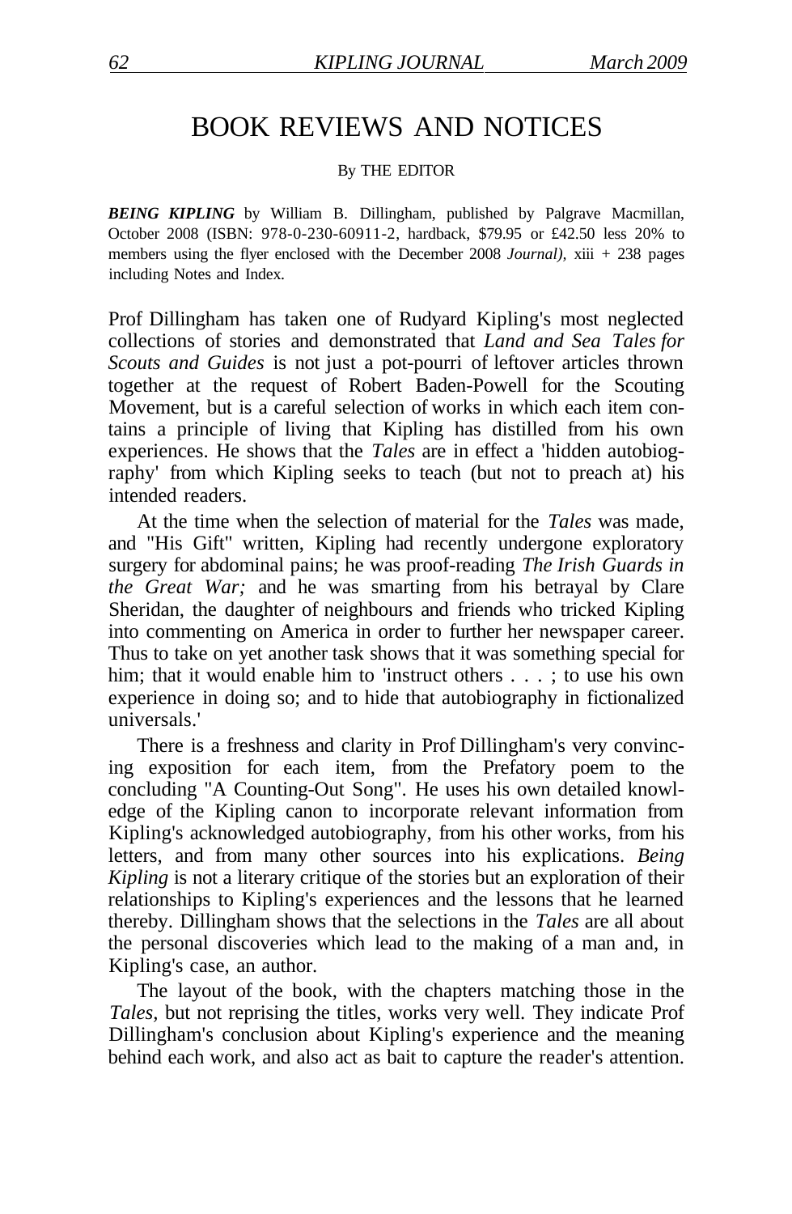# BOOK REVIEWS AND NOTICES

By THE EDITOR

***BEING KIPLING*** by William B. Dillingham, published by Palgrave Macmillan, October 2008 (ISBN: 978-0-230-60911-2, hardback, $79.95 or £42.50 less 20% to members using the flyer enclosed with the December 2008 *Journal)*, xiii + 238 pages including Notes and Index.

Prof Dillingham has taken one of Rudyard Kipling's most neglected collections of stories and demonstrated that *Land and Sea Tales for Scouts and Guides* is not just a pot-pourri of leftover articles thrown together at the request of Robert Baden-Powell for the Scouting Movement, but is a careful selection of works in which each item contains a principle of living that Kipling has distilled from his own experiences. He shows that the *Tales* are in effect a 'hidden autobiography' from which Kipling seeks to teach (but not to preach at) his intended readers.

At the time when the selection of material for the *Tales* was made, and "His Gift" written, Kipling had recently undergone exploratory surgery for abdominal pains; he was proof-reading *The Irish Guards in the Great War;* and he was smarting from his betrayal by Clare Sheridan, the daughter of neighbours and friends who tricked Kipling into commenting on America in order to further her newspaper career. Thus to take on yet another task shows that it was something special for him; that it would enable him to 'instruct others . . . ; to use his own experience in doing so; and to hide that autobiography in fictionalized universals.'

There is a freshness and clarity in Prof Dillingham's very convincing exposition for each item, from the Prefatory poem to the concluding "A Counting-Out Song". He uses his own detailed knowledge of the Kipling canon to incorporate relevant information from Kipling's acknowledged autobiography, from his other works, from his letters, and from many other sources into his explications. *Being Kipling* is not a literary critique of the stories but an exploration of their relationships to Kipling's experiences and the lessons that he learned thereby. Dillingham shows that the selections in the *Tales* are all about the personal discoveries which lead to the making of a man and, in Kipling's case, an author.

The layout of the book, with the chapters matching those in the *Tales*, but not reprising the titles, works very well. They indicate Prof Dillingham's conclusion about Kipling's experience and the meaning behind each work, and also act as bait to capture the reader's attention.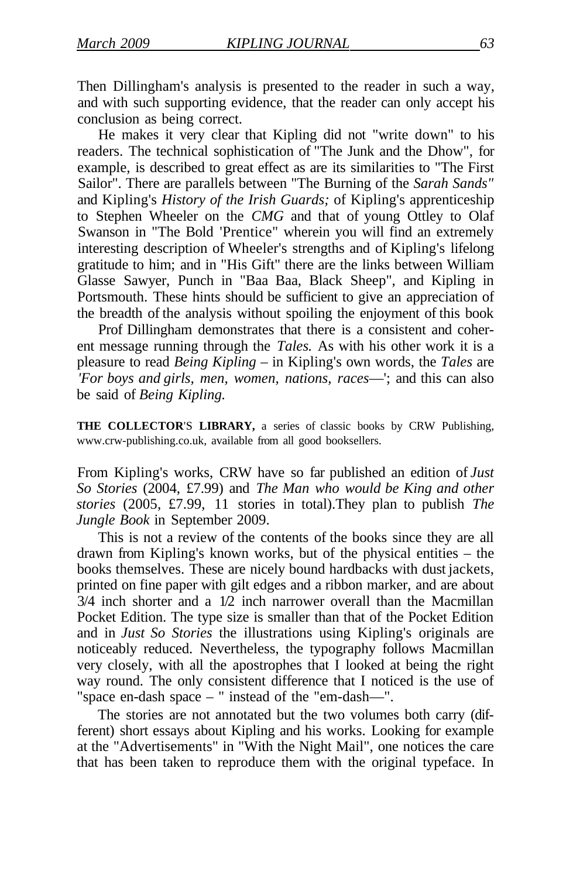Then Dillingham's analysis is presented to the reader in such a way, and with such supporting evidence, that the reader can only accept his conclusion as being correct.

He makes it very clear that Kipling did not "write down" to his readers. The technical sophistication of "The Junk and the Dhow", for example, is described to great effect as are its similarities to "The First Sailor". There are parallels between "The Burning of the *Sarah Sands"* and Kipling's *History of the Irish Guards;* of Kipling's apprenticeship to Stephen Wheeler on the *CMG* and that of young Ottley to Olaf Swanson in "The Bold 'Prentice" wherein you will find an extremely interesting description of Wheeler's strengths and of Kipling's lifelong gratitude to him; and in "His Gift" there are the links between William Glasse Sawyer, Punch in "Baa Baa, Black Sheep", and Kipling in Portsmouth. These hints should be sufficient to give an appreciation of the breadth of the analysis without spoiling the enjoyment of this book

Prof Dillingham demonstrates that there is a consistent and coherent message running through the *Tales.* As with his other work it is a pleasure to read *Being Kipling* – in Kipling's own words, the *Tales* are *'For boys and girls, men, women, nations, races*—'; and this can also be said of *Being Kipling.*

**THE COLLECTOR'S LIBRARY,** a series of classic books by CRW Publishing, www.crw-publishing.co.uk, available from all good booksellers.

From Kipling's works, CRW have so far published an edition of *Just So Stories* (2004, £7.99) and *The Man who would be King and other stories* (2005, £7.99, 11 stories in total).They plan to publish *The Jungle Book* in September 2009.

This is not a review of the contents of the books since they are all drawn from Kipling's known works, but of the physical entities – the books themselves. These are nicely bound hardbacks with dust jackets, printed on fine paper with gilt edges and a ribbon marker, and are about 3/4 inch shorter and a 1/2 inch narrower overall than the Macmillan Pocket Edition. The type size is smaller than that of the Pocket Edition and in *Just So Stories* the illustrations using Kipling's originals are noticeably reduced. Nevertheless, the typography follows Macmillan very closely, with all the apostrophes that I looked at being the right way round. The only consistent difference that I noticed is the use of "space en-dash space – " instead of the "em-dash—".

The stories are not annotated but the two volumes both carry (different) short essays about Kipling and his works. Looking for example at the "Advertisements" in "With the Night Mail", one notices the care that has been taken to reproduce them with the original typeface. In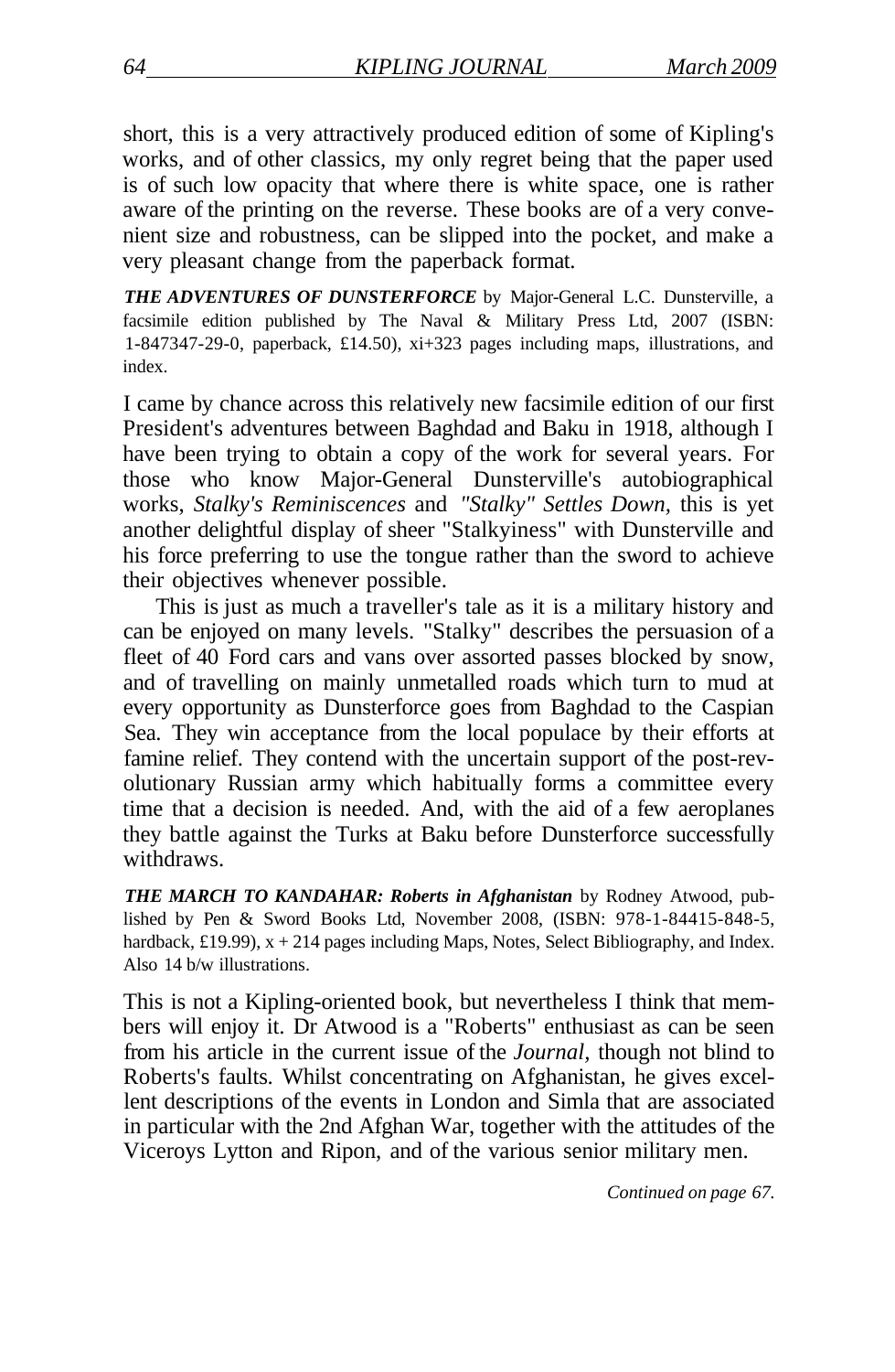short, this is a very attractively produced edition of some of Kipling's works, and of other classics, my only regret being that the paper used is of such low opacity that where there is white space, one is rather aware of the printing on the reverse. These books are of a very convenient size and robustness, can be slipped into the pocket, and make a very pleasant change from the paperback format.

***THE ADVENTURES OF DUNSTERFORCE*** by Major-General L.C. Dunsterville, a facsimile edition published by The Naval & Military Press Ltd, 2007 (ISBN: 1-847347-29-0, paperback, £14.50), xi+323 pages including maps, illustrations, and index.

I came by chance across this relatively new facsimile edition of our first President's adventures between Baghdad and Baku in 1918, although I have been trying to obtain a copy of the work for several years. For those who know Major-General Dunsterville's autobiographical works, *Stalky's Reminiscences* and *"Stalky" Settles Down*, this is yet another delightful display of sheer "Stalkyiness" with Dunsterville and his force preferring to use the tongue rather than the sword to achieve their objectives whenever possible.

This is just as much a traveller's tale as it is a military history and can be enjoyed on many levels. "Stalky" describes the persuasion of a fleet of 40 Ford cars and vans over assorted passes blocked by snow, and of travelling on mainly unmetalled roads which turn to mud at every opportunity as Dunsterforce goes from Baghdad to the Caspian Sea. They win acceptance from the local populace by their efforts at famine relief. They contend with the uncertain support of the post-revolutionary Russian army which habitually forms a committee every time that a decision is needed. And, with the aid of a few aeroplanes they battle against the Turks at Baku before Dunsterforce successfully withdraws.

***THE MARCH TO KANDAHAR: Roberts in Afghanistan*** by Rodney Atwood, published by Pen & Sword Books Ltd, November 2008, (ISBN: 978-1-84415-848-5, hardback, £19.99), x + 214 pages including Maps, Notes, Select Bibliography, and Index. Also 14 b/w illustrations.

This is not a Kipling-oriented book, but nevertheless I think that members will enjoy it. Dr Atwood is a "Roberts" enthusiast as can be seen from his article in the current issue of the *Journal*, though not blind to Roberts's faults. Whilst concentrating on Afghanistan, he gives excellent descriptions of the events in London and Simla that are associated in particular with the 2nd Afghan War, together with the attitudes of the Viceroys Lytton and Ripon, and of the various senior military men.

*Continued on page 67.*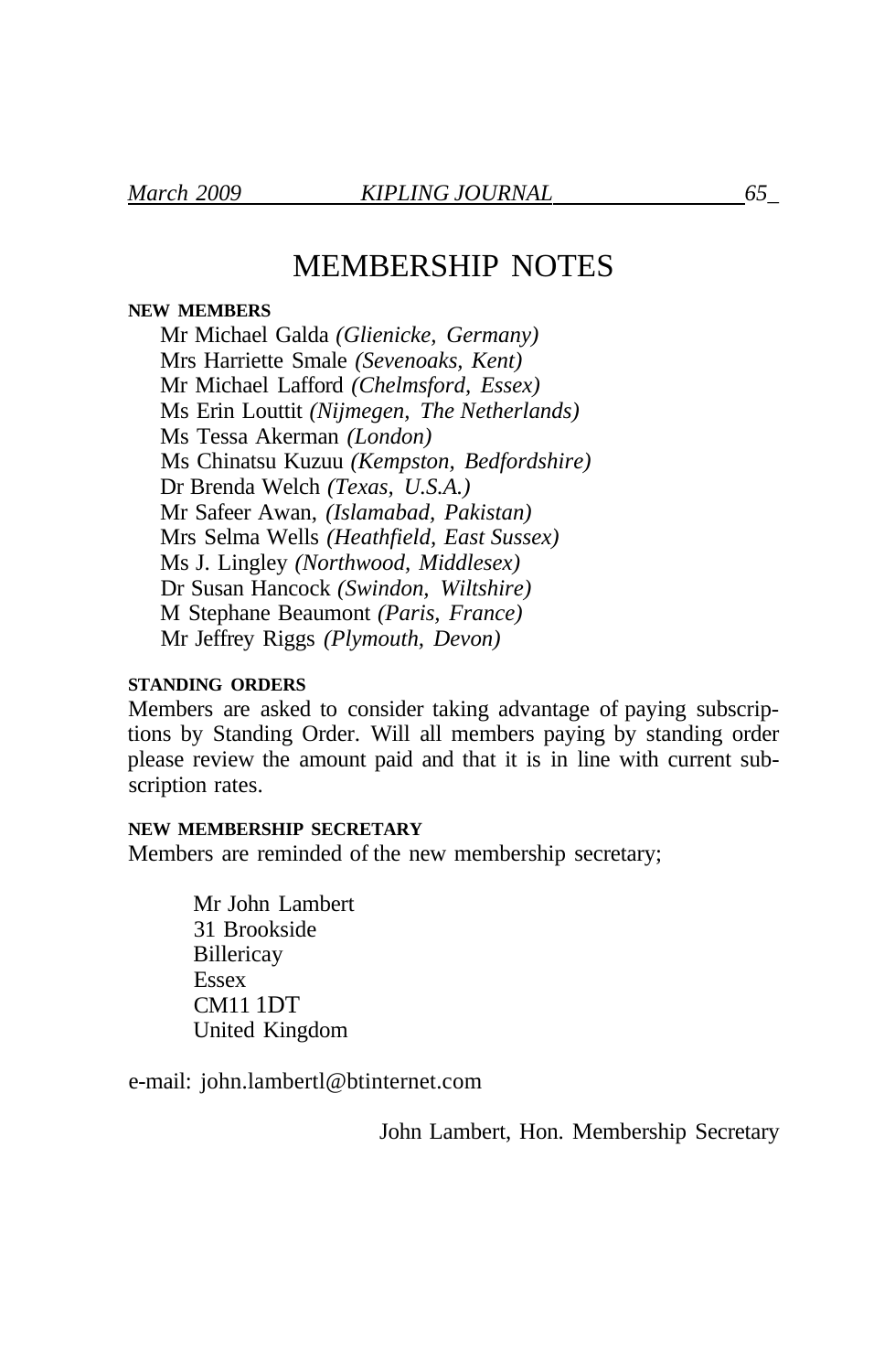# MEMBERSHIP NOTES

**NEW MEMBERS**

Mr Michael Galda *(Glienicke, Germany)*
Mrs Harriette Smale *(Sevenoaks, Kent)*
Mr Michael Lafford *(Chelmsford, Essex)*
Ms Erin Louttit *(Nijmegen, The Netherlands)*
Ms Tessa Akerman *(London)*
Ms Chinatsu Kuzuu *(Kempston, Bedfordshire)*
Dr Brenda Welch *(Texas, U.S.A.)*
Mr Safeer Awan, *(Islamabad, Pakistan)*
Mrs Selma Wells *(Heathfield, East Sussex)*
Ms J. Lingley *(Northwood, Middlesex)*
Dr Susan Hancock *(Swindon, Wiltshire)*
M Stephane Beaumont *(Paris, France)*
Mr Jeffrey Riggs *(Plymouth, Devon)*

**STANDING ORDERS**

Members are asked to consider taking advantage of paying subscriptions by Standing Order. Will all members paying by standing order please review the amount paid and that it is in line with current subscription rates.

**NEW MEMBERSHIP SECRETARY**

Members are reminded of the new membership secretary;

Mr John Lambert
31 Brookside
Billericay
Essex
CM11 1DT
United Kingdom

e-mail: john.lambertl@btinternet.com

John Lambert, Hon. Membership Secretary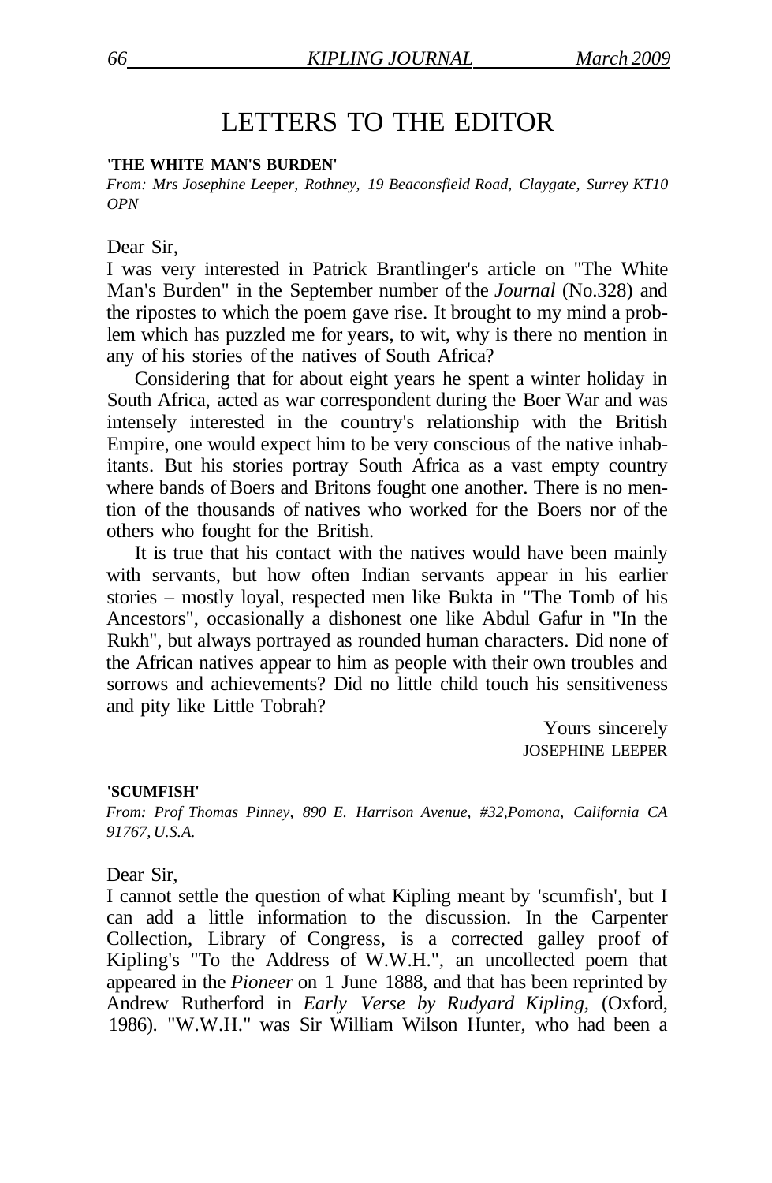# LETTERS TO THE EDITOR

**'THE WHITE MAN'S BURDEN'**

*From: Mrs Josephine Leeper, Rothney, 19 Beaconsfield Road, Claygate, Surrey KT10 OPN*

Dear Sir,

I was very interested in Patrick Brantlinger's article on "The White Man's Burden" in the September number of the *Journal* (No.328) and the ripostes to which the poem gave rise. It brought to my mind a problem which has puzzled me for years, to wit, why is there no mention in any of his stories of the natives of South Africa?

Considering that for about eight years he spent a winter holiday in South Africa, acted as war correspondent during the Boer War and was intensely interested in the country's relationship with the British Empire, one would expect him to be very conscious of the native inhabitants. But his stories portray South Africa as a vast empty country where bands of Boers and Britons fought one another. There is no mention of the thousands of natives who worked for the Boers nor of the others who fought for the British.

It is true that his contact with the natives would have been mainly with servants, but how often Indian servants appear in his earlier stories – mostly loyal, respected men like Bukta in "The Tomb of his Ancestors", occasionally a dishonest one like Abdul Gafur in "In the Rukh", but always portrayed as rounded human characters. Did none of the African natives appear to him as people with their own troubles and sorrows and achievements? Did no little child touch his sensitiveness and pity like Little Tobrah?

Yours sincerely
JOSEPHINE LEEPER

**'SCUMFISH'**

*From: Prof Thomas Pinney, 890 E. Harrison Avenue, #32,Pomona, California CA 91767, U.S.A.*

Dear Sir,

I cannot settle the question of what Kipling meant by 'scumfish', but I can add a little information to the discussion. In the Carpenter Collection, Library of Congress, is a corrected galley proof of Kipling's "To the Address of W.W.H.", an uncollected poem that appeared in the *Pioneer* on 1 June 1888, and that has been reprinted by Andrew Rutherford in *Early Verse by Rudyard Kipling,* (Oxford, 1986). "W.W.H." was Sir William Wilson Hunter, who had been a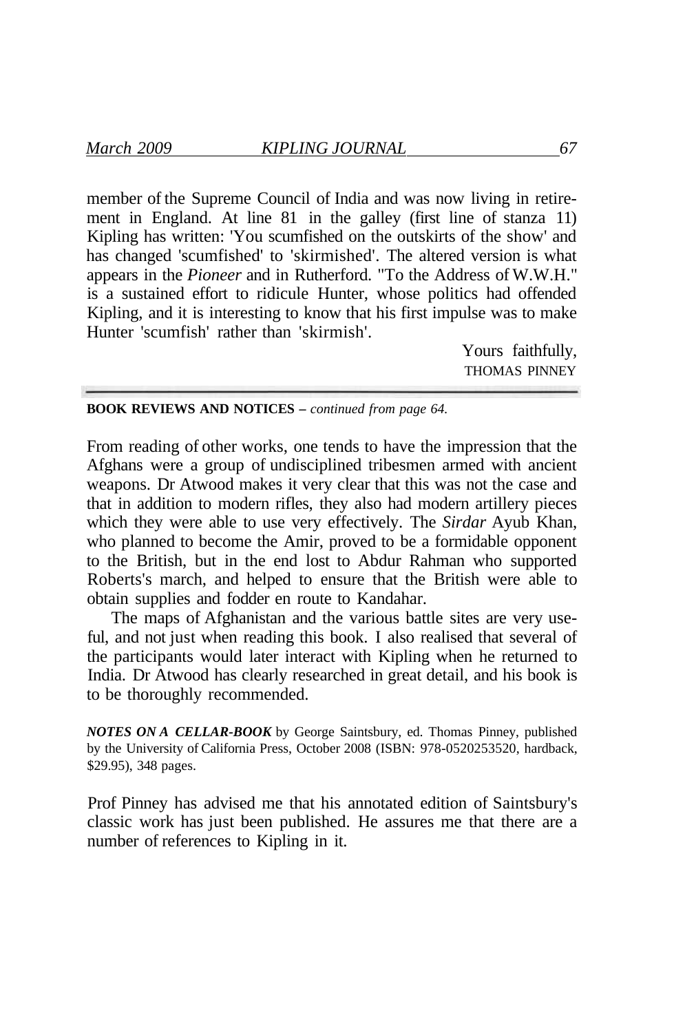member of the Supreme Council of India and was now living in retirement in England. At line 81 in the galley (first line of stanza 11) Kipling has written: 'You scumfished on the outskirts of the show' and has changed 'scumfished' to 'skirmished'. The altered version is what appears in the *Pioneer* and in Rutherford. "To the Address of W.W.H." is a sustained effort to ridicule Hunter, whose politics had offended Kipling, and it is interesting to know that his first impulse was to make Hunter 'scumfish' rather than 'skirmish'.

Yours faithfully,
THOMAS PINNEY

---

**BOOK REVIEWS AND NOTICES –** *continued from page 64.*

From reading of other works, one tends to have the impression that the Afghans were a group of undisciplined tribesmen armed with ancient weapons. Dr Atwood makes it very clear that this was not the case and that in addition to modern rifles, they also had modern artillery pieces which they were able to use very effectively. The *Sirdar* Ayub Khan, who planned to become the Amir, proved to be a formidable opponent to the British, but in the end lost to Abdur Rahman who supported Roberts's march, and helped to ensure that the British were able to obtain supplies and fodder en route to Kandahar.

The maps of Afghanistan and the various battle sites are very useful, and not just when reading this book. I also realised that several of the participants would later interact with Kipling when he returned to India. Dr Atwood has clearly researched in great detail, and his book is to be thoroughly recommended.

***NOTES ON A CELLAR-BOOK*** by George Saintsbury, ed. Thomas Pinney, published by the University of California Press, October 2008 (ISBN: 978-0520253520, hardback, $29.95), 348 pages.

Prof Pinney has advised me that his annotated edition of Saintsbury's classic work has just been published. He assures me that there are a number of references to Kipling in it.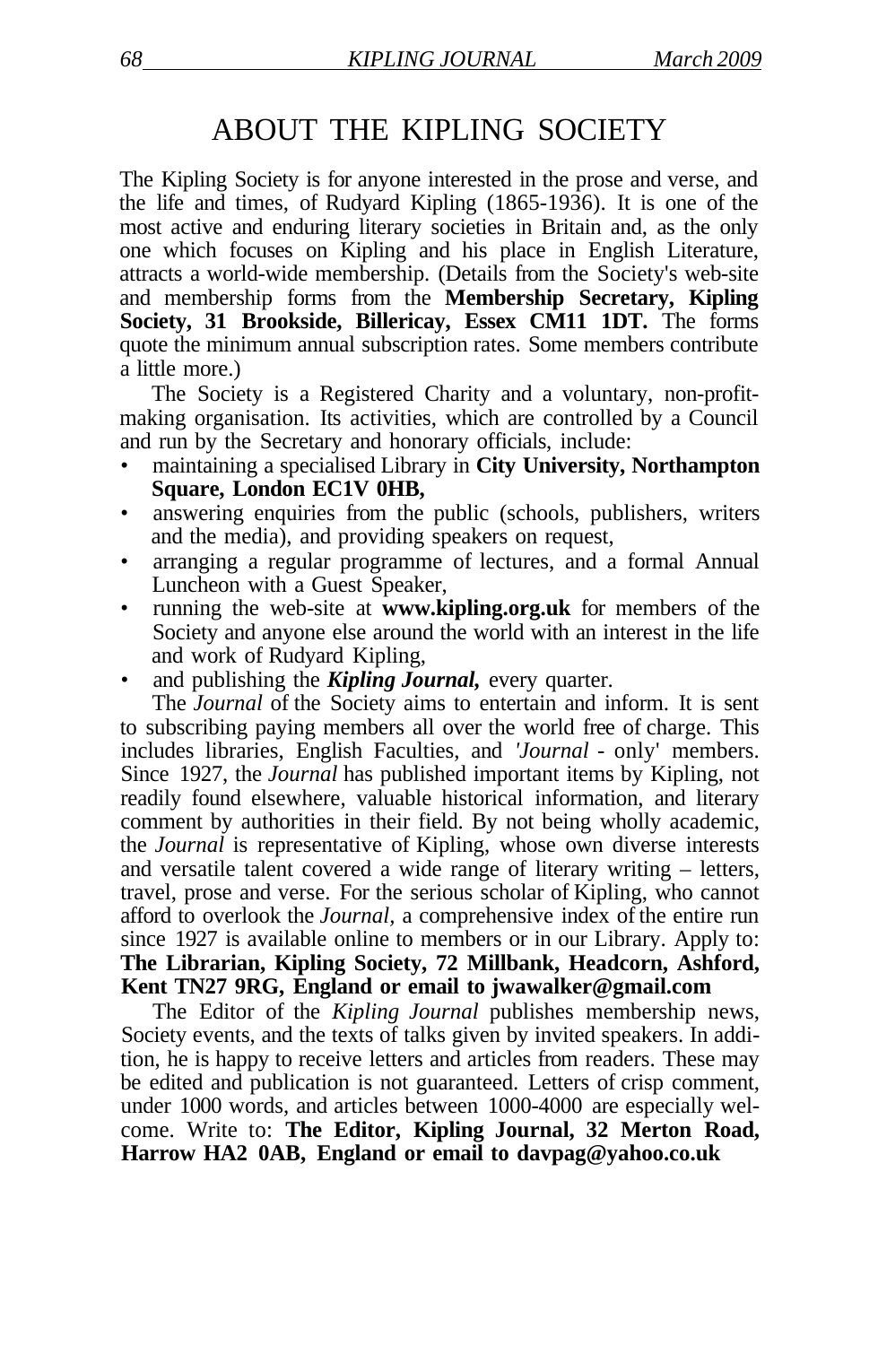# ABOUT THE KIPLING SOCIETY

The Kipling Society is for anyone interested in the prose and verse, and the life and times, of Rudyard Kipling (1865-1936). It is one of the most active and enduring literary societies in Britain and, as the only one which focuses on Kipling and his place in English Literature, attracts a world-wide membership. (Details from the Society's web-site and membership forms from the **Membership Secretary, Kipling Society, 31 Brookside, Billericay, Essex CM11 1DT.** The forms quote the minimum annual subscription rates. Some members contribute a little more.)

The Society is a Registered Charity and a voluntary, non-profit-making organisation. Its activities, which are controlled by a Council and run by the Secretary and honorary officials, include:

- maintaining a specialised Library in **City University, Northampton Square, London EC1V 0HB,**
- answering enquiries from the public (schools, publishers, writers and the media), and providing speakers on request,
- arranging a regular programme of lectures, and a formal Annual Luncheon with a Guest Speaker,
- running the web-site at **www.kipling.org.uk** for members of the Society and anyone else around the world with an interest in the life and work of Rudyard Kipling,
- and publishing the ***Kipling Journal,*** every quarter.

The *Journal* of the Society aims to entertain and inform. It is sent to subscribing paying members all over the world free of charge. This includes libraries, English Faculties, and '*Journal* - only' members. Since 1927, the *Journal* has published important items by Kipling, not readily found elsewhere, valuable historical information, and literary comment by authorities in their field. By not being wholly academic, the *Journal* is representative of Kipling, whose own diverse interests and versatile talent covered a wide range of literary writing – letters, travel, prose and verse. For the serious scholar of Kipling, who cannot afford to overlook the *Journal,* a comprehensive index of the entire run since 1927 is available online to members or in our Library. Apply to: **The Librarian, Kipling Society, 72 Millbank, Headcorn, Ashford, Kent TN27 9RG, England or email to jwawalker@gmail.com**

The Editor of the *Kipling Journal* publishes membership news, Society events, and the texts of talks given by invited speakers. In addition, he is happy to receive letters and articles from readers. These may be edited and publication is not guaranteed. Letters of crisp comment, under 1000 words, and articles between 1000-4000 are especially welcome. Write to: **The Editor, Kipling Journal, 32 Merton Road, Harrow HA2 0AB, England or email to davpag@yahoo.co.uk**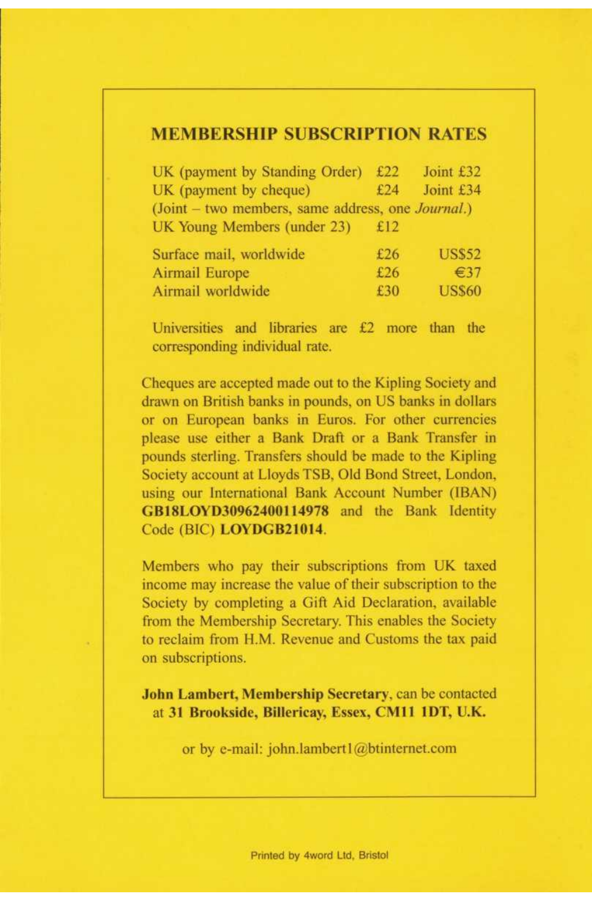## MEMBERSHIP SUBSCRIPTION RATES

| | | |
|---|---|---|
| UK (payment by Standing Order) | £22 | Joint £32 |
| UK (payment by cheque) | £24 | Joint £34 |

(Joint – two members, same address, one *Journal*.)

| | | |
|---|---|---|
| UK Young Members (under 23) | £12 | |
| Surface mail, worldwide | £26 | US$52 |
| Airmail Europe | £26 | €37 |
| Airmail worldwide | £30 | US$60 |

Universities and libraries are £2 more than the corresponding individual rate.

Cheques are accepted made out to the Kipling Society and drawn on British banks in pounds, on US banks in dollars or on European banks in Euros. For other currencies please use either a Bank Draft or a Bank Transfer in pounds sterling. Transfers should be made to the Kipling Society account at Lloyds TSB, Old Bond Street, London, using our International Bank Account Number (IBAN) **GB18LOYD30962400114978** and the Bank Identity Code (BIC) **LOYDGB21014**.

Members who pay their subscriptions from UK taxed income may increase the value of their subscription to the Society by completing a Gift Aid Declaration, available from the Membership Secretary. This enables the Society to reclaim from H.M. Revenue and Customs the tax paid on subscriptions.

**John Lambert, Membership Secretary**, can be contacted at **31 Brookside, Billericay, Essex, CM11 1DT, U.K.**

or by e-mail: john.lambert1@btinternet.com

Printed by 4word Ltd, Bristol